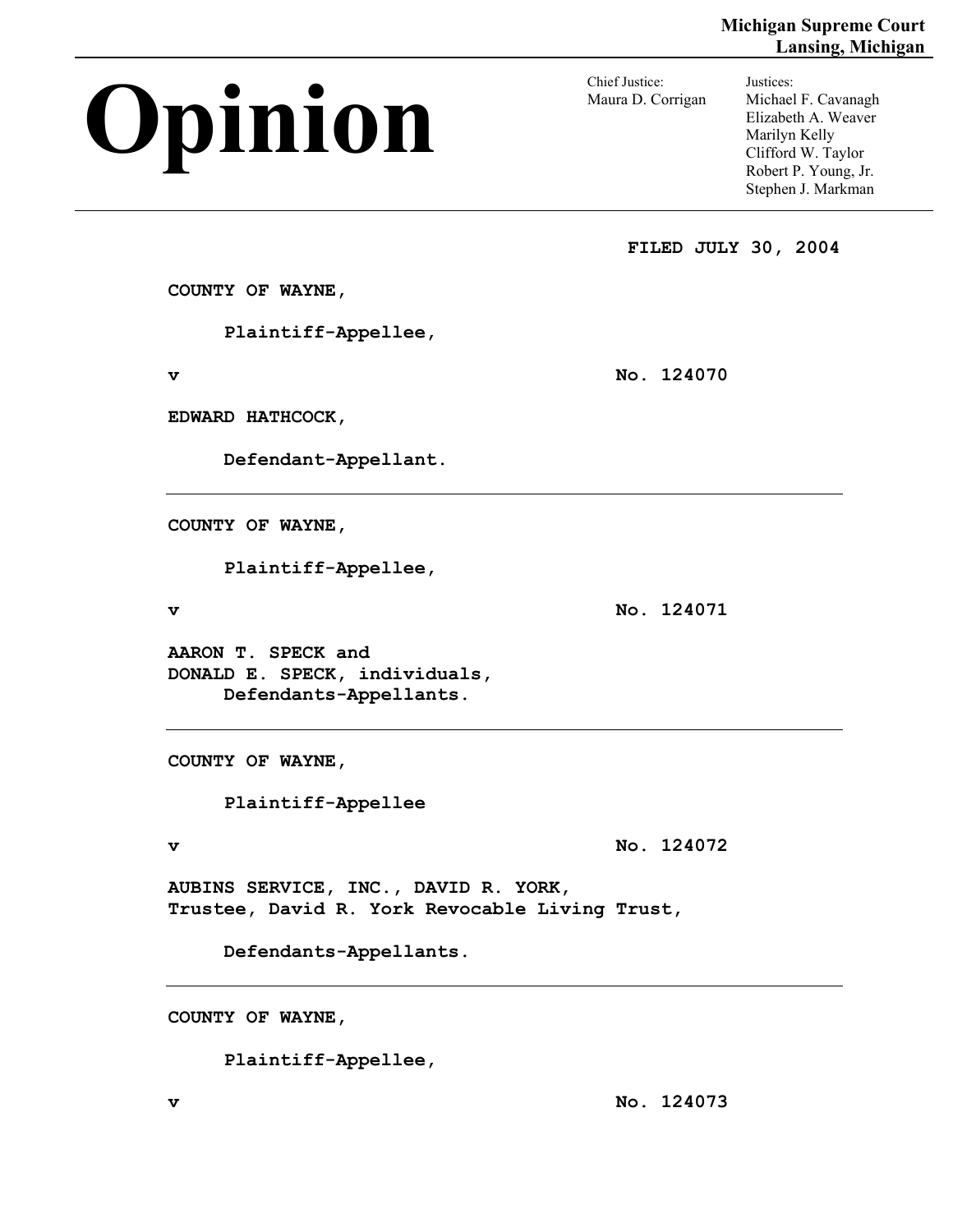**Michigan Supreme Court**
**Lansing, Michigan**

# Opinion

Chief Justice:
Maura D. Corrigan

Justices:
Michael F. Cavanagh
Elizabeth A. Weaver
Marilyn Kelly
Clifford W. Taylor
Robert P. Young, Jr.
Stephen J. Markman

**FILED JULY 30, 2004**

**COUNTY OF WAYNE,**

**Plaintiff-Appellee,**

**v** **No. 124070**

**EDWARD HATHCOCK,**

**Defendant-Appellant.**

---

**COUNTY OF WAYNE,**

**Plaintiff-Appellee,**

**v** **No. 124071**

**AARON T. SPECK and**
**DONALD E. SPECK, individuals,**
**Defendants-Appellants.**

---

**COUNTY OF WAYNE,**

**Plaintiff-Appellee**

**v** **No. 124072**

**AUBINS SERVICE, INC., DAVID R. YORK,**
**Trustee, David R. York Revocable Living Trust,**

**Defendants-Appellants.**

---

**COUNTY OF WAYNE,**

**Plaintiff-Appellee,**

**v** **No. 124073**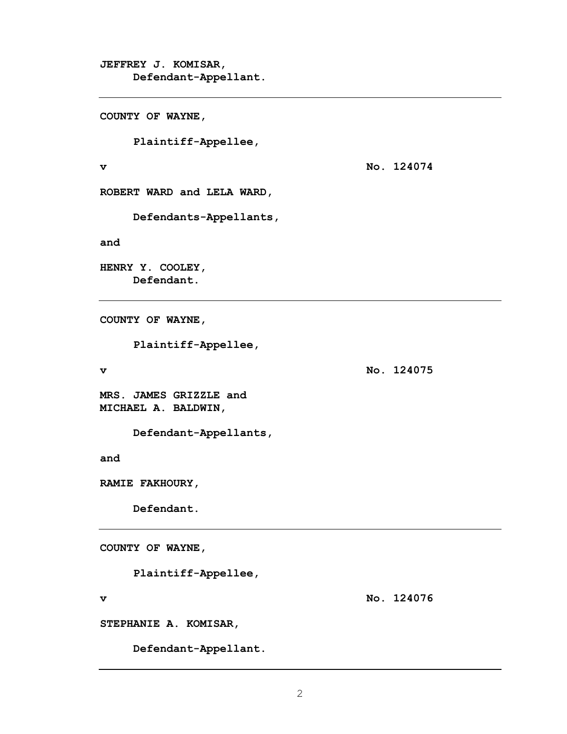**JEFFREY J. KOMISAR,**
**Defendant-Appellant.**

---

**COUNTY OF WAYNE,**

**Plaintiff-Appellee,**

**v** **No. 124074**

**ROBERT WARD and LELA WARD,**

**Defendants-Appellants,**

**and**

**HENRY Y. COOLEY,**
**Defendant.**

---

**COUNTY OF WAYNE,**

**Plaintiff-Appellee,**

**v** **No. 124075**

**MRS. JAMES GRIZZLE and**
**MICHAEL A. BALDWIN,**

**Defendant-Appellants,**

**and**

**RAMIE FAKHOURY,**

**Defendant.**

---

**COUNTY OF WAYNE,**

**Plaintiff-Appellee,**

**v** **No. 124076**

**STEPHANIE A. KOMISAR,**

**Defendant-Appellant.**

---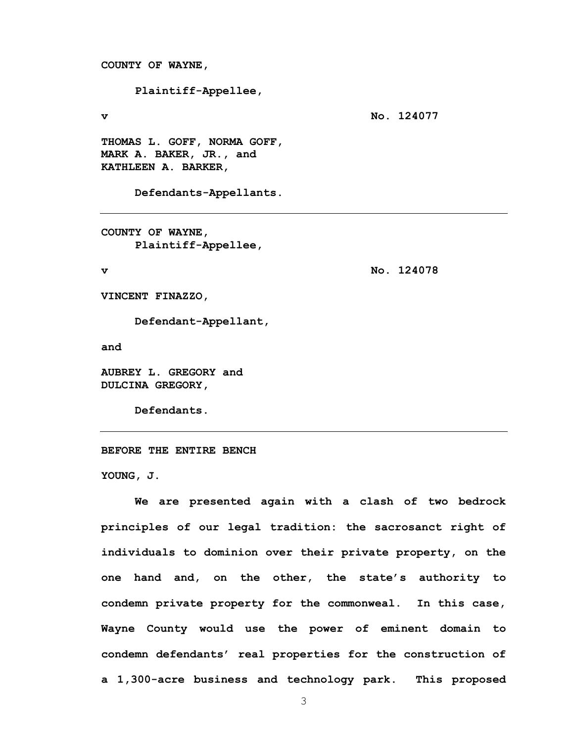**COUNTY OF WAYNE,**

**Plaintiff-Appellee,**

**v** **No. 124077**

**THOMAS L. GOFF, NORMA GOFF, MARK A. BAKER, JR., and KATHLEEN A. BARKER,**

**Defendants-Appellants.**

---

**COUNTY OF WAYNE,**

**Plaintiff-Appellee,**

**v** **No. 124078**

**VINCENT FINAZZO,**

**Defendant-Appellant,**

**and**

**AUBREY L. GREGORY and DULCINA GREGORY,**

**Defendants.**

---

**BEFORE THE ENTIRE BENCH**

**YOUNG, J.**

**We are presented again with a clash of two bedrock principles of our legal tradition: the sacrosanct right of individuals to dominion over their private property, on the one hand and, on the other, the state's authority to condemn private property for the commonweal. In this case, Wayne County would use the power of eminent domain to condemn defendants' real properties for the construction of a 1,300-acre business and technology park. This proposed**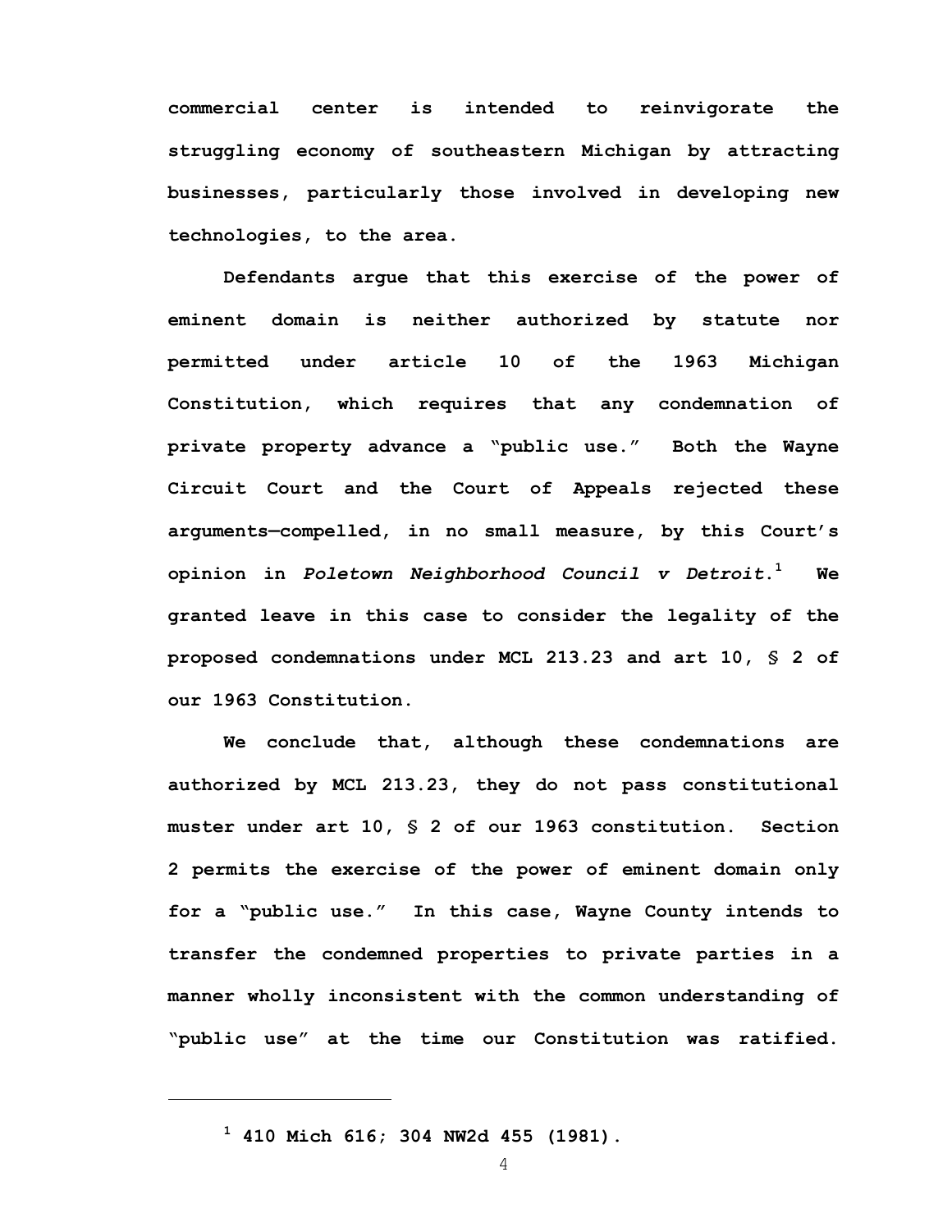commercial center is intended to reinvigorate the struggling economy of southeastern Michigan by attracting businesses, particularly those involved in developing new technologies, to the area.

Defendants argue that this exercise of the power of eminent domain is neither authorized by statute nor permitted under article 10 of the 1963 Michigan Constitution, which requires that any condemnation of private property advance a "public use." Both the Wayne Circuit Court and the Court of Appeals rejected these arguments—compelled, in no small measure, by this Court's opinion in *Poletown Neighborhood Council v Detroit*.[1] We granted leave in this case to consider the legality of the proposed condemnations under MCL 213.23 and art 10, § 2 of our 1963 Constitution.

We conclude that, although these condemnations are authorized by MCL 213.23, they do not pass constitutional muster under art 10, § 2 of our 1963 constitution. Section 2 permits the exercise of the power of eminent domain only for a "public use." In this case, Wayne County intends to transfer the condemned properties to private parties in a manner wholly inconsistent with the common understanding of "public use" at the time our Constitution was ratified.

---

[1] 410 Mich 616; 304 NW2d 455 (1981).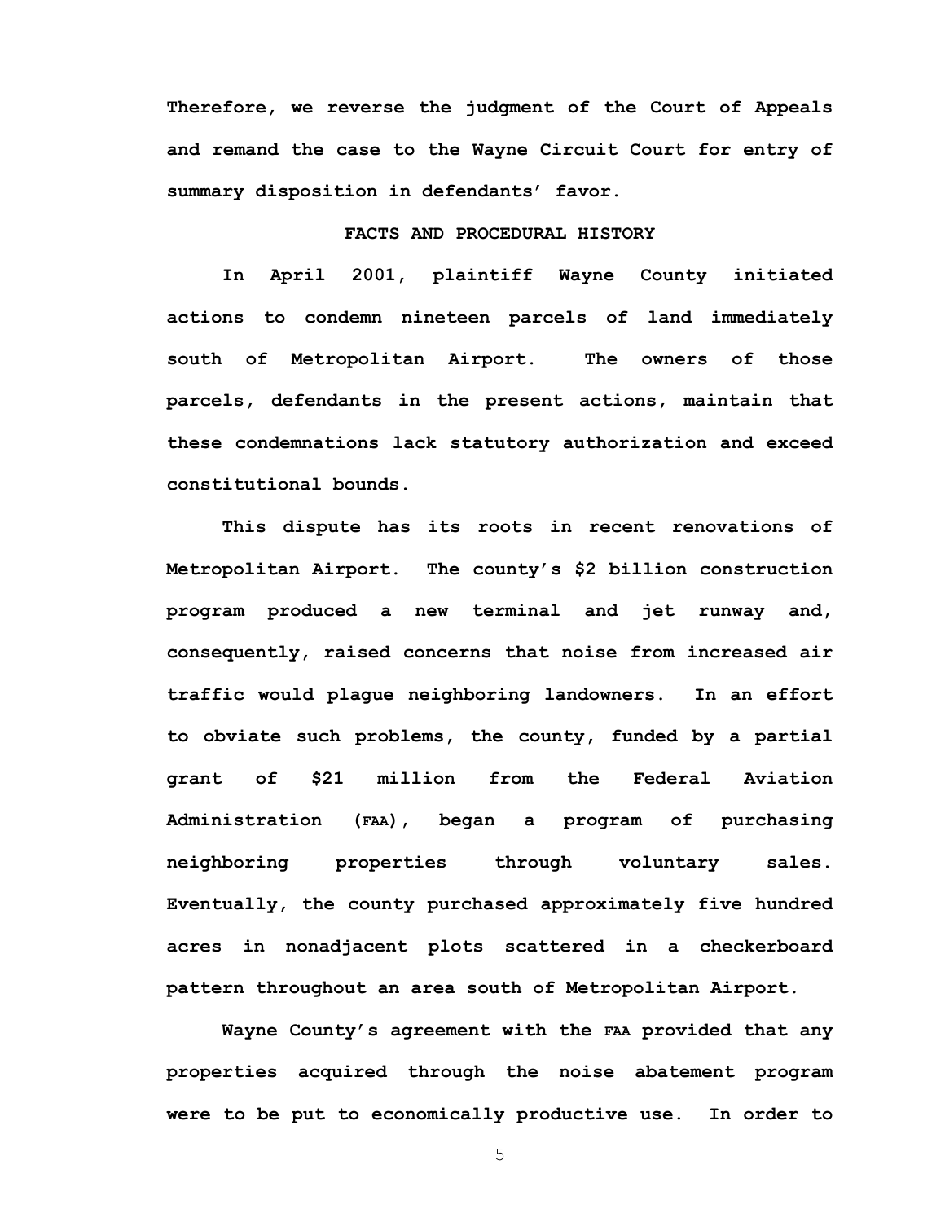Therefore, we reverse the judgment of the Court of Appeals and remand the case to the Wayne Circuit Court for entry of summary disposition in defendants' favor.

## FACTS AND PROCEDURAL HISTORY

In April 2001, plaintiff Wayne County initiated actions to condemn nineteen parcels of land immediately south of Metropolitan Airport. The owners of those parcels, defendants in the present actions, maintain that these condemnations lack statutory authorization and exceed constitutional bounds.

This dispute has its roots in recent renovations of Metropolitan Airport. The county's $2 billion construction program produced a new terminal and jet runway and, consequently, raised concerns that noise from increased air traffic would plague neighboring landowners. In an effort to obviate such problems, the county, funded by a partial grant of $21 million from the Federal Aviation Administration (FAA), began a program of purchasing neighboring properties through voluntary sales. Eventually, the county purchased approximately five hundred acres in nonadjacent plots scattered in a checkerboard pattern throughout an area south of Metropolitan Airport.

Wayne County's agreement with the FAA provided that any properties acquired through the noise abatement program were to be put to economically productive use. In order to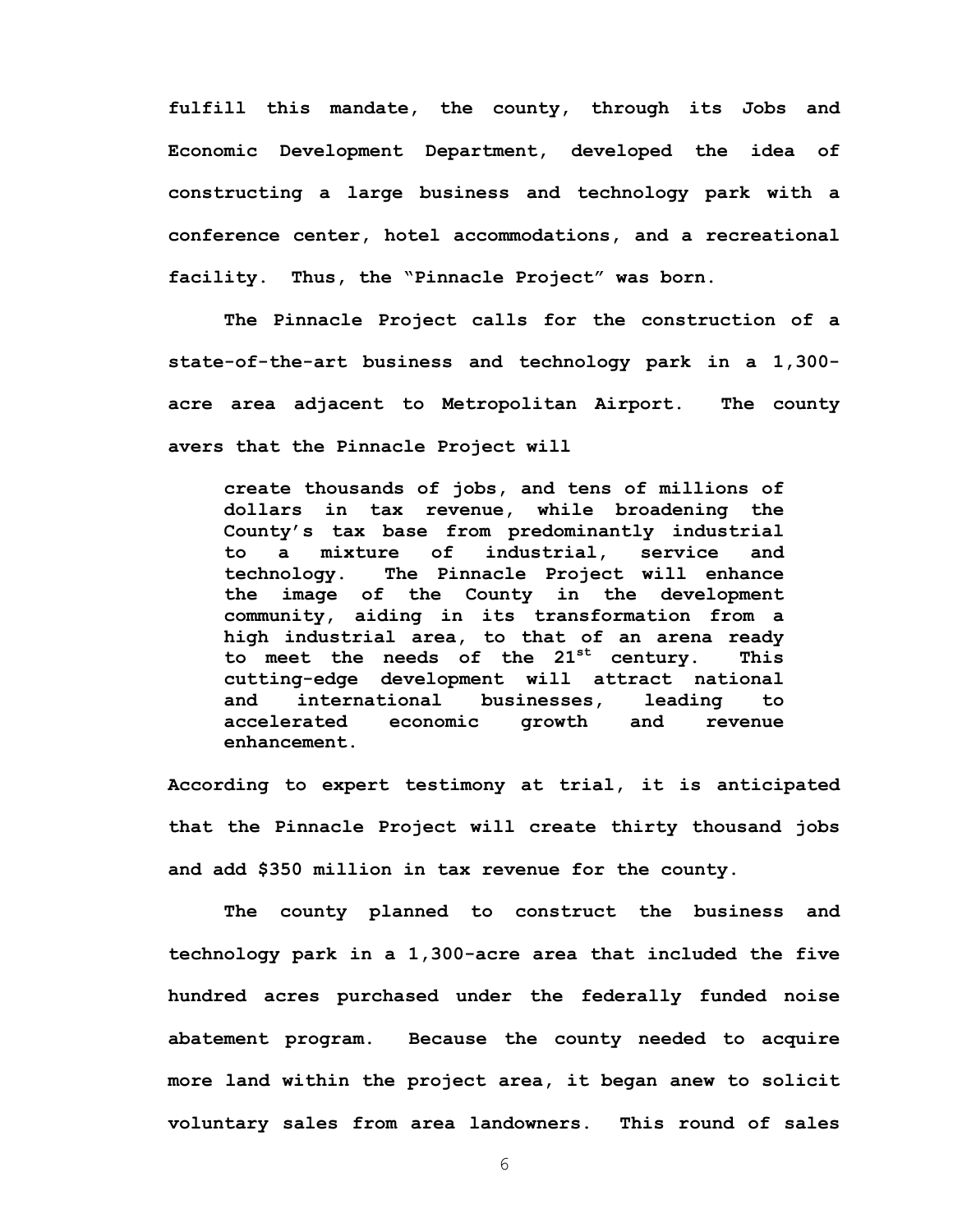fulfill this mandate, the county, through its Jobs and Economic Development Department, developed the idea of constructing a large business and technology park with a conference center, hotel accommodations, and a recreational facility. Thus, the "Pinnacle Project" was born.

The Pinnacle Project calls for the construction of a state-of-the-art business and technology park in a 1,300-acre area adjacent to Metropolitan Airport. The county avers that the Pinnacle Project will

> create thousands of jobs, and tens of millions of dollars in tax revenue, while broadening the County's tax base from predominantly industrial to a mixture of industrial, service and technology. The Pinnacle Project will enhance the image of the County in the development community, aiding in its transformation from a high industrial area, to that of an arena ready to meet the needs of the 21st century. This cutting-edge development will attract national and international businesses, leading to accelerated economic growth and revenue enhancement.

According to expert testimony at trial, it is anticipated that the Pinnacle Project will create thirty thousand jobs and add $350 million in tax revenue for the county.

The county planned to construct the business and technology park in a 1,300-acre area that included the five hundred acres purchased under the federally funded noise abatement program. Because the county needed to acquire more land within the project area, it began anew to solicit voluntary sales from area landowners. This round of sales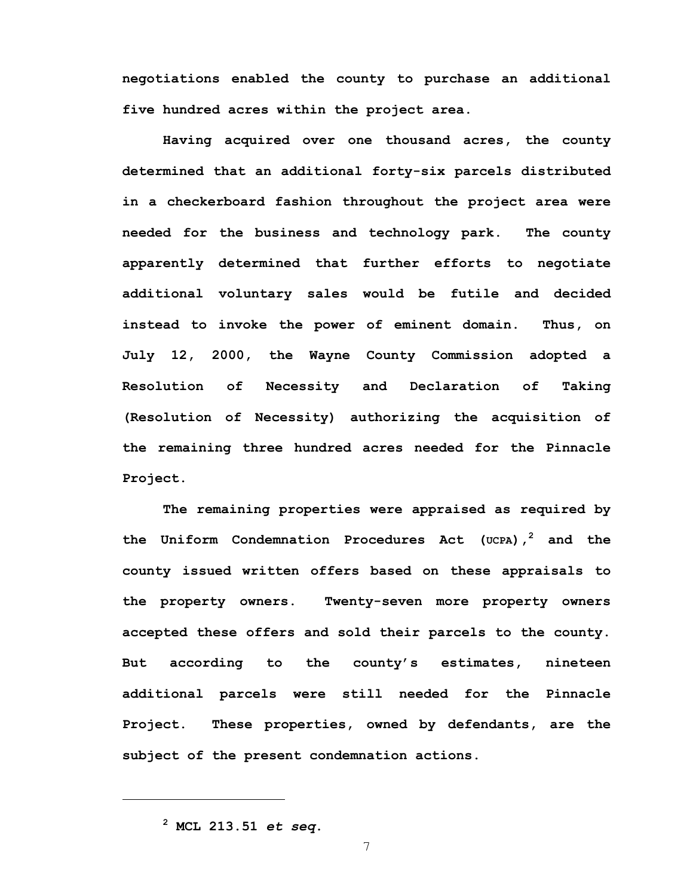negotiations enabled the county to purchase an additional five hundred acres within the project area.

Having acquired over one thousand acres, the county determined that an additional forty-six parcels distributed in a checkerboard fashion throughout the project area were needed for the business and technology park. The county apparently determined that further efforts to negotiate additional voluntary sales would be futile and decided instead to invoke the power of eminent domain. Thus, on July 12, 2000, the Wayne County Commission adopted a Resolution of Necessity and Declaration of Taking (Resolution of Necessity) authorizing the acquisition of the remaining three hundred acres needed for the Pinnacle Project.

The remaining properties were appraised as required by the Uniform Condemnation Procedures Act (UCPA),[2] and the county issued written offers based on these appraisals to the property owners. Twenty-seven more property owners accepted these offers and sold their parcels to the county. But according to the county's estimates, nineteen additional parcels were still needed for the Pinnacle Project. These properties, owned by defendants, are the subject of the present condemnation actions.

---

[2] MCL 213.51 *et seq.*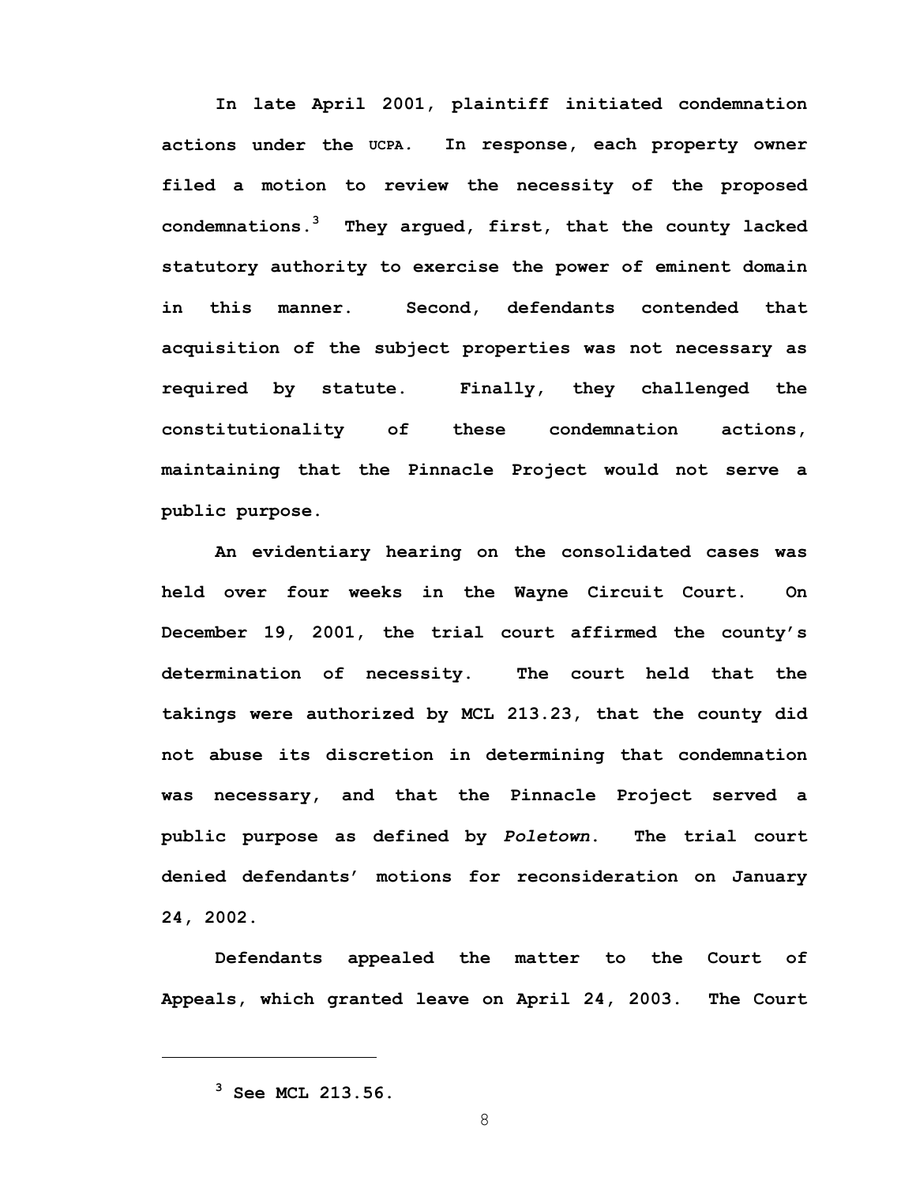In late April 2001, plaintiff initiated condemnation actions under the UCPA. In response, each property owner filed a motion to review the necessity of the proposed condemnations.[3] They argued, first, that the county lacked statutory authority to exercise the power of eminent domain in this manner. Second, defendants contended that acquisition of the subject properties was not necessary as required by statute. Finally, they challenged the constitutionality of these condemnation actions, maintaining that the Pinnacle Project would not serve a public purpose.

An evidentiary hearing on the consolidated cases was held over four weeks in the Wayne Circuit Court. On December 19, 2001, the trial court affirmed the county's determination of necessity. The court held that the takings were authorized by MCL 213.23, that the county did not abuse its discretion in determining that condemnation was necessary, and that the Pinnacle Project served a public purpose as defined by *Poletown*. The trial court denied defendants' motions for reconsideration on January 24, 2002.

Defendants appealed the matter to the Court of Appeals, which granted leave on April 24, 2003. The Court

[3] See MCL 213.56.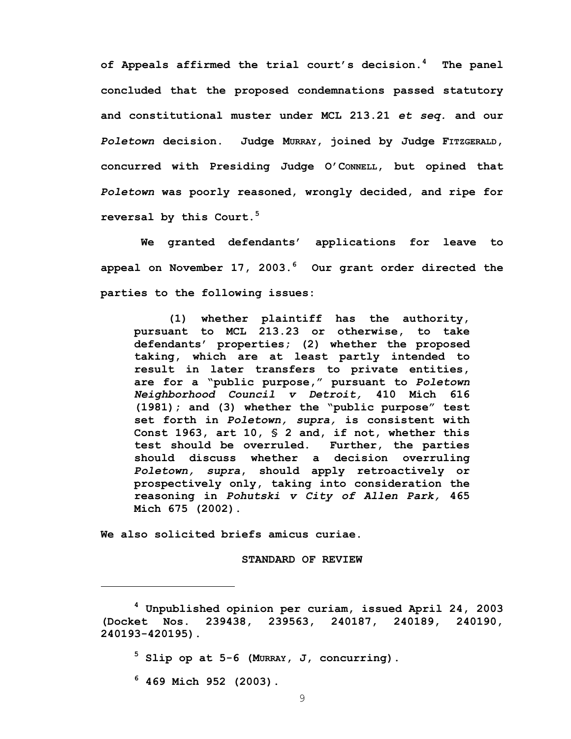of Appeals affirmed the trial court's decision.[4] The panel concluded that the proposed condemnations passed statutory and constitutional muster under MCL 213.21 *et seq.* and our *Poletown* decision. Judge MURRAY, joined by Judge FITZGERALD, concurred with Presiding Judge O'CONNELL, but opined that *Poletown* was poorly reasoned, wrongly decided, and ripe for reversal by this Court.[5]

We granted defendants' applications for leave to appeal on November 17, 2003.[6] Our grant order directed the parties to the following issues:

> (1) whether plaintiff has the authority, pursuant to MCL 213.23 or otherwise, to take defendants' properties; (2) whether the proposed taking, which are at least partly intended to result in later transfers to private entities, are for a "public purpose," pursuant to *Poletown Neighborhood Council v Detroit,* 410 Mich 616 (1981); and (3) whether the "public purpose" test set forth in *Poletown, supra,* is consistent with Const 1963, art 10, § 2 and, if not, whether this test should be overruled. Further, the parties should discuss whether a decision overruling *Poletown, supra*, should apply retroactively or prospectively only, taking into consideration the reasoning in *Pohutski v City of Allen Park,* 465 Mich 675 (2002).

We also solicited briefs amicus curiae.

## STANDARD OF REVIEW

---

[4] Unpublished opinion per curiam, issued April 24, 2003 (Docket Nos. 239438, 239563, 240187, 240189, 240190, 240193-420195).

[5] Slip op at 5-6 (MURRAY, J, concurring).

[6] 469 Mich 952 (2003).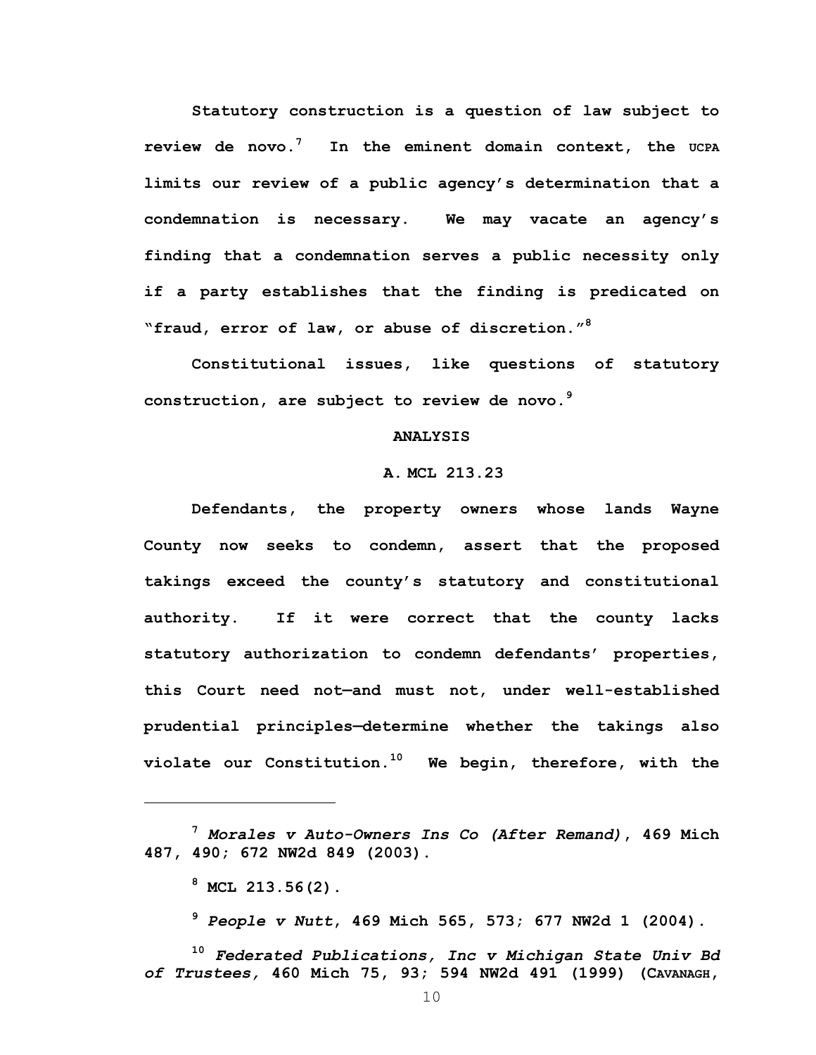Statutory construction is a question of law subject to review de novo.[7] In the eminent domain context, the UCPA limits our review of a public agency's determination that a condemnation is necessary. We may vacate an agency's finding that a condemnation serves a public necessity only if a party establishes that the finding is predicated on "fraud, error of law, or abuse of discretion."[8]

Constitutional issues, like questions of statutory construction, are subject to review de novo.[9]

## ANALYSIS

### A. MCL 213.23

Defendants, the property owners whose lands Wayne County now seeks to condemn, assert that the proposed takings exceed the county's statutory and constitutional authority. If it were correct that the county lacks statutory authorization to condemn defendants' properties, this Court need not—and must not, under well-established prudential principles—determine whether the takings also violate our Constitution.[10] We begin, therefore, with the

---

[7] *Morales v Auto-Owners Ins Co (After Remand)*, 469 Mich 487, 490; 672 NW2d 849 (2003).

[8] MCL 213.56(2).

[9] *People v Nutt*, 469 Mich 565, 573; 677 NW2d 1 (2004).

[10] *Federated Publications, Inc v Michigan State Univ Bd of Trustees,* 460 Mich 75, 93; 594 NW2d 491 (1999) (CAVANAGH,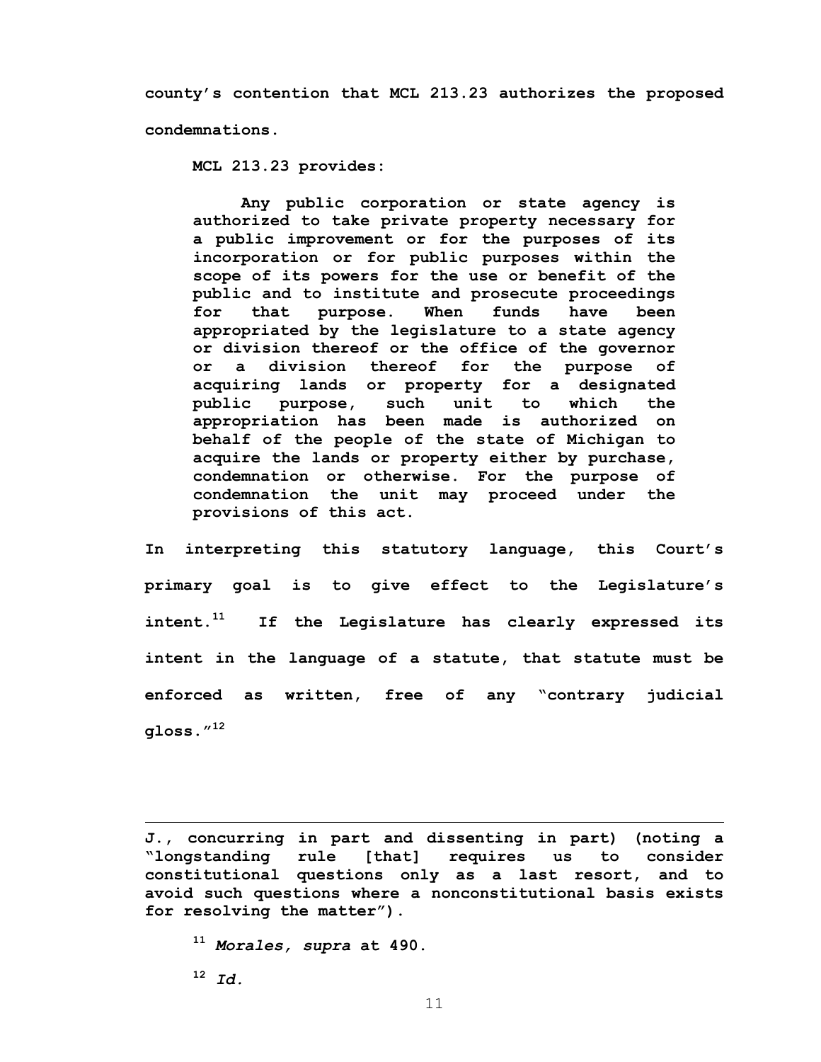county's contention that MCL 213.23 authorizes the proposed condemnations.

MCL 213.23 provides:

> Any public corporation or state agency is authorized to take private property necessary for a public improvement or for the purposes of its incorporation or for public purposes within the scope of its powers for the use or benefit of the public and to institute and prosecute proceedings for that purpose. When funds have been appropriated by the legislature to a state agency or division thereof or the office of the governor or a division thereof for the purpose of acquiring lands or property for a designated public purpose, such unit to which the appropriation has been made is authorized on behalf of the people of the state of Michigan to acquire the lands or property either by purchase, condemnation or otherwise. For the purpose of condemnation the unit may proceed under the provisions of this act.

In interpreting this statutory language, this Court's primary goal is to give effect to the Legislature's intent.[11] If the Legislature has clearly expressed its intent in the language of a statute, that statute must be enforced as written, free of any "contrary judicial gloss."[12]

---

J., concurring in part and dissenting in part) (noting a "longstanding rule [that] requires us to consider constitutional questions only as a last resort, and to avoid such questions where a nonconstitutional basis exists for resolving the matter").

[11] *Morales, supra* at 490.

[12] *Id.*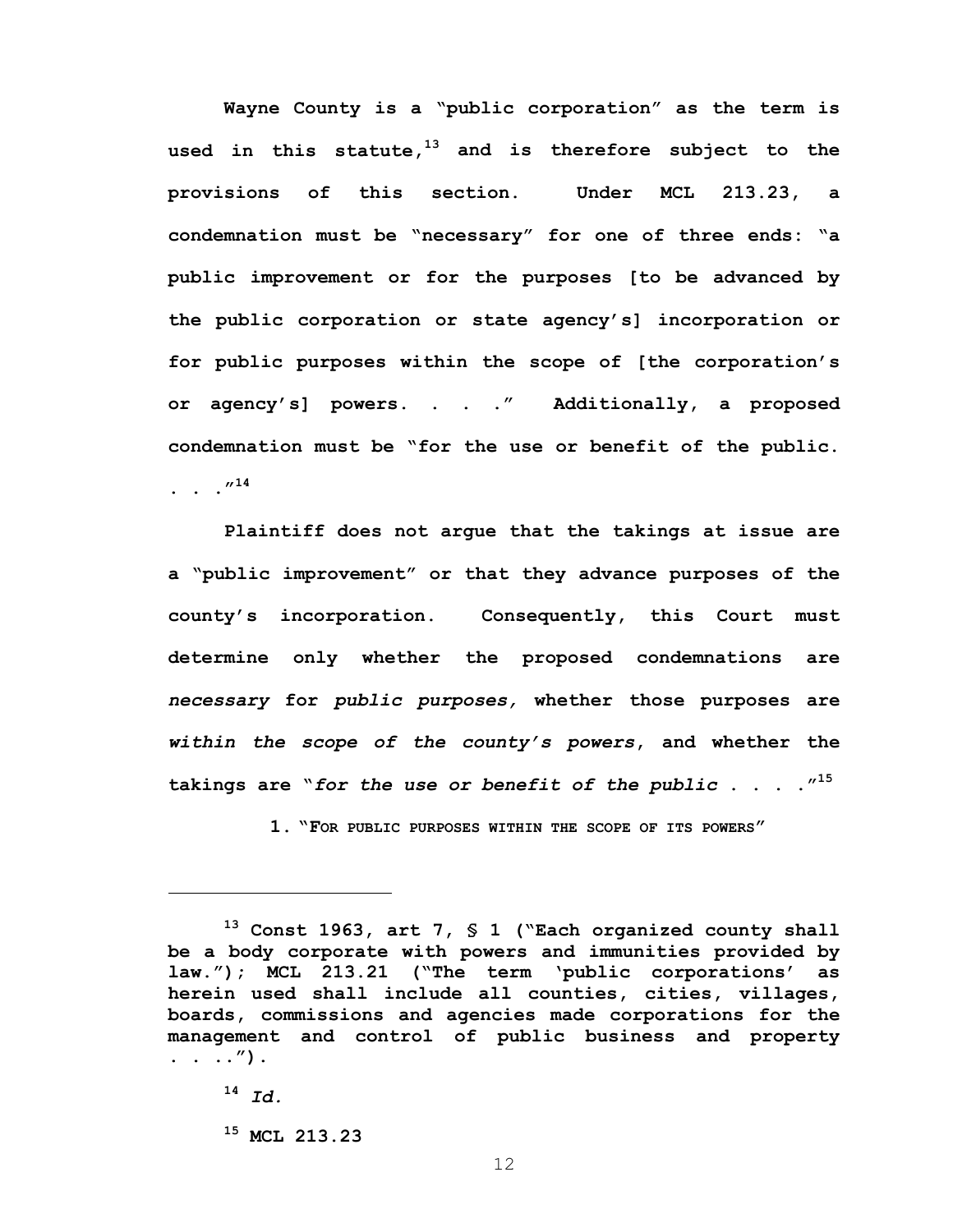**Wayne County is a "public corporation" as the term is used in this statute,[13] and is therefore subject to the provisions of this section. Under MCL 213.23, a condemnation must be "necessary" for one of three ends: "a public improvement or for the purposes [to be advanced by the public corporation or state agency's] incorporation or for public purposes within the scope of [the corporation's or agency's] powers. . . ." Additionally, a proposed condemnation must be "for the use or benefit of the public. . . ."[14]**

**Plaintiff does not argue that the takings at issue are a "public improvement" or that they advance purposes of the county's incorporation. Consequently, this Court must determine only whether the proposed condemnations are *necessary* for *public purposes,* whether those purposes are *within the scope of the county's powers*, and whether the takings are "*for the use or benefit of the public . . . .*"[15]**

**1. "FOR PUBLIC PURPOSES WITHIN THE SCOPE OF ITS POWERS"**

---

**[13] Const 1963, art 7, § 1 ("Each organized county shall be a body corporate with powers and immunities provided by law."); MCL 213.21 ("The term 'public corporations' as herein used shall include all counties, cities, villages, boards, commissions and agencies made corporations for the management and control of public business and property . . ..").**

**[14] *Id.***

**[15] MCL 213.23**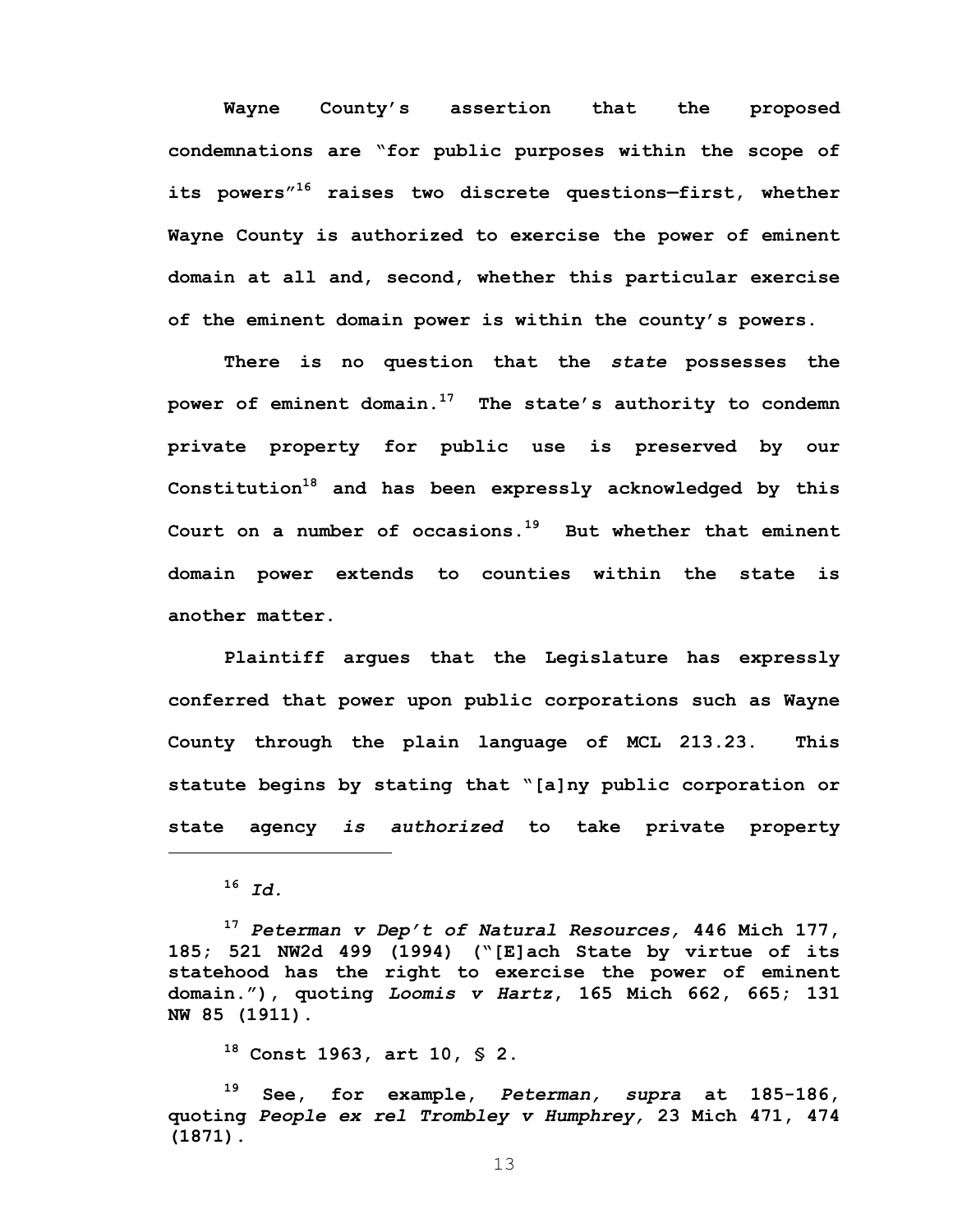**Wayne County's assertion that the proposed condemnations are "for public purposes within the scope of its powers"[16] raises two discrete questions—first, whether Wayne County is authorized to exercise the power of eminent domain at all and, second, whether this particular exercise of the eminent domain power is within the county's powers.**

**There is no question that the *state* possesses the power of eminent domain.[17] The state's authority to condemn private property for public use is preserved by our Constitution[18] and has been expressly acknowledged by this Court on a number of occasions.[19] But whether that eminent domain power extends to counties within the state is another matter.**

**Plaintiff argues that the Legislature has expressly conferred that power upon public corporations such as Wayne County through the plain language of MCL 213.23. This statute begins by stating that "[a]ny public corporation or state agency *is authorized* to take private property**

---

**[16] *Id.***

**[17] *Peterman v Dep't of Natural Resources,* 446 Mich 177, 185; 521 NW2d 499 (1994) ("[E]ach State by virtue of its statehood has the right to exercise the power of eminent domain."), quoting *Loomis v Hartz*, 165 Mich 662, 665; 131 NW 85 (1911).**

**[18] Const 1963, art 10, § 2.**

**[19] See, for example, *Peterman, supra* at 185-186, quoting *People ex rel Trombley v Humphrey,* 23 Mich 471, 474 (1871).**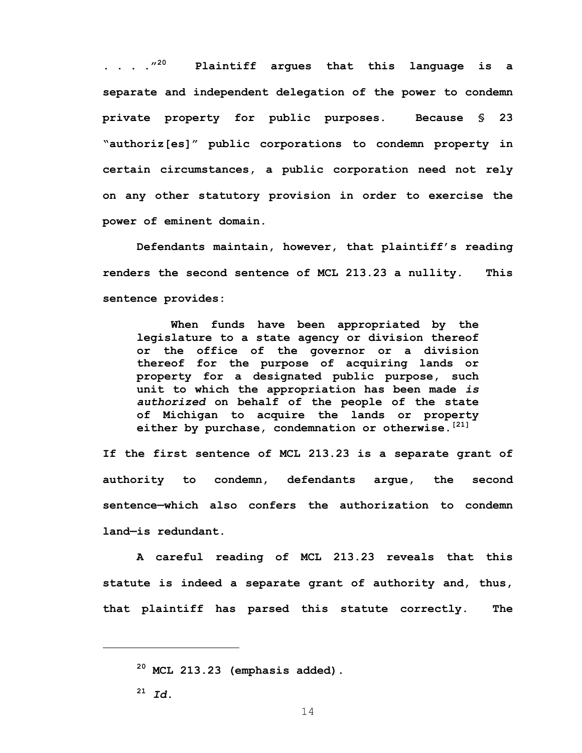. . . ."[20] Plaintiff argues that this language is a separate and independent delegation of the power to condemn private property for public purposes. Because § 23 "authoriz[es]" public corporations to condemn property in certain circumstances, a public corporation need not rely on any other statutory provision in order to exercise the power of eminent domain.

Defendants maintain, however, that plaintiff's reading renders the second sentence of MCL 213.23 a nullity. This sentence provides:

> When funds have been appropriated by the legislature to a state agency or division thereof or the office of the governor or a division thereof for the purpose of acquiring lands or property for a designated public purpose, such unit to which the appropriation has been made *is authorized* on behalf of the people of the state of Michigan to acquire the lands or property either by purchase, condemnation or otherwise.[21]

If the first sentence of MCL 213.23 is a separate grant of authority to condemn, defendants argue, the second sentence—which also confers the authorization to condemn land—is redundant.

A careful reading of MCL 213.23 reveals that this statute is indeed a separate grant of authority and, thus, that plaintiff has parsed this statute correctly. The

---

[20] MCL 213.23 (emphasis added).

[21] *Id.*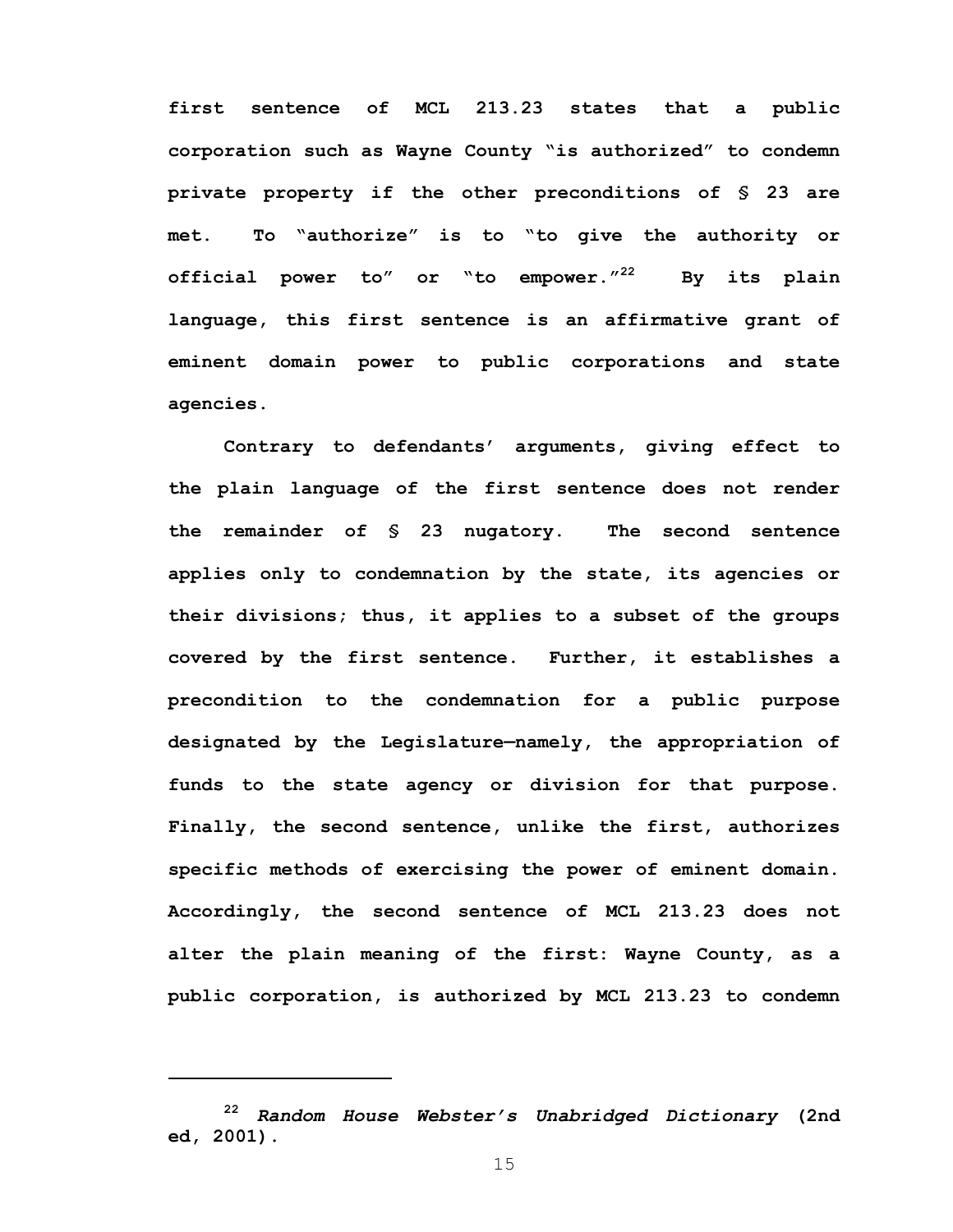first sentence of MCL 213.23 states that a public corporation such as Wayne County "is authorized" to condemn private property if the other preconditions of § 23 are met. To "authorize" is to "to give the authority or official power to" or "to empower."[22] By its plain language, this first sentence is an affirmative grant of eminent domain power to public corporations and state agencies.

Contrary to defendants' arguments, giving effect to the plain language of the first sentence does not render the remainder of § 23 nugatory. The second sentence applies only to condemnation by the state, its agencies or their divisions; thus, it applies to a subset of the groups covered by the first sentence. Further, it establishes a precondition to the condemnation for a public purpose designated by the Legislature—namely, the appropriation of funds to the state agency or division for that purpose. Finally, the second sentence, unlike the first, authorizes specific methods of exercising the power of eminent domain. Accordingly, the second sentence of MCL 213.23 does not alter the plain meaning of the first: Wayne County, as a public corporation, is authorized by MCL 213.23 to condemn

---

[22] *Random House Webster's Unabridged Dictionary* (2nd ed, 2001).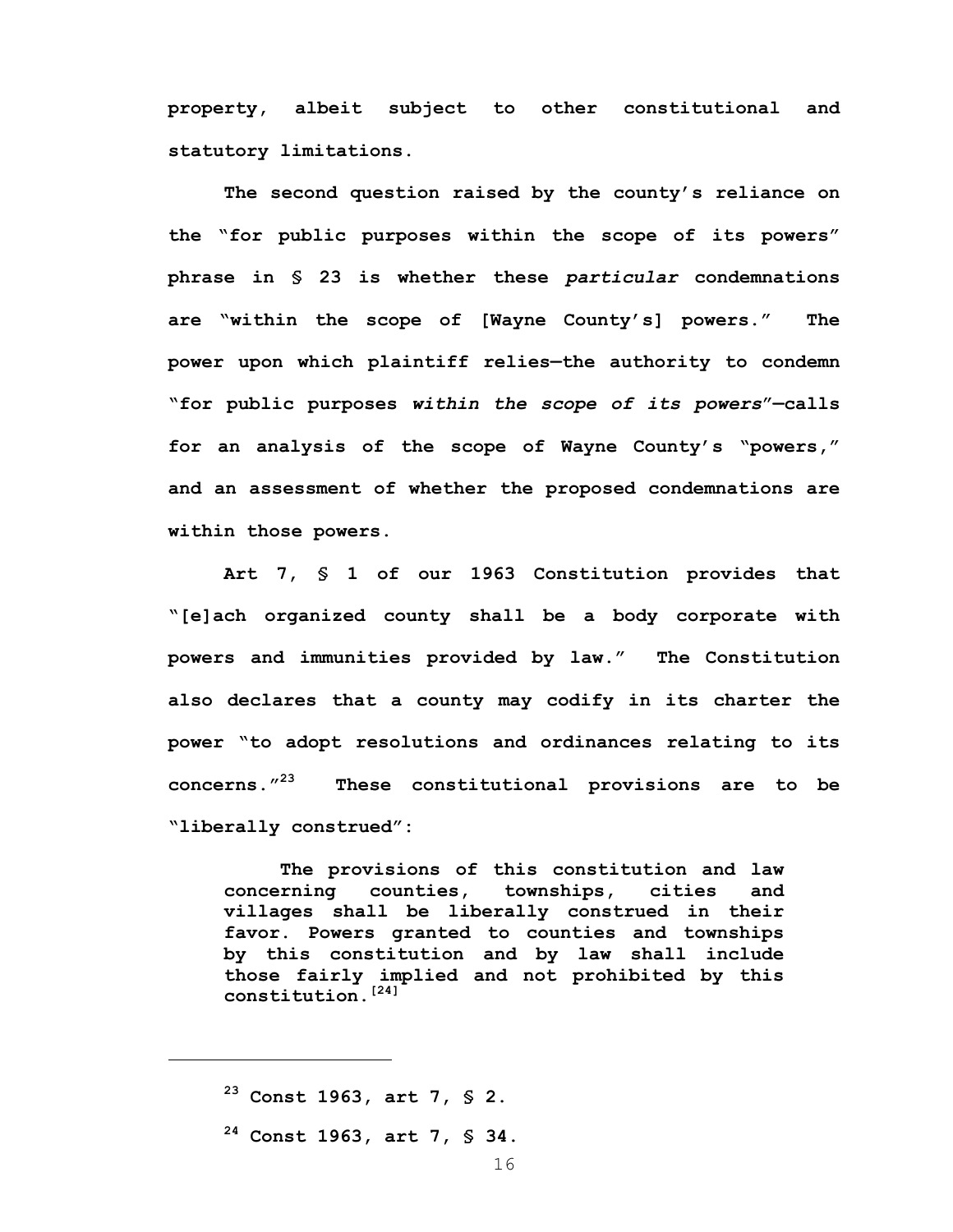property, albeit subject to other constitutional and statutory limitations.

The second question raised by the county's reliance on the "for public purposes within the scope of its powers" phrase in § 23 is whether these *particular* condemnations are "within the scope of [Wayne County's] powers." The power upon which plaintiff relies—the authority to condemn "for public purposes *within the scope of its powers*"—calls for an analysis of the scope of Wayne County's "powers," and an assessment of whether the proposed condemnations are within those powers.

Art 7, § 1 of our 1963 Constitution provides that "[e]ach organized county shall be a body corporate with powers and immunities provided by law." The Constitution also declares that a county may codify in its charter the power "to adopt resolutions and ordinances relating to its concerns."[23] These constitutional provisions are to be "liberally construed":

> The provisions of this constitution and law concerning counties, townships, cities and villages shall be liberally construed in their favor. Powers granted to counties and townships by this constitution and by law shall include those fairly implied and not prohibited by this constitution.[24]

---

[23] Const 1963, art 7, § 2.

[24] Const 1963, art 7, § 34.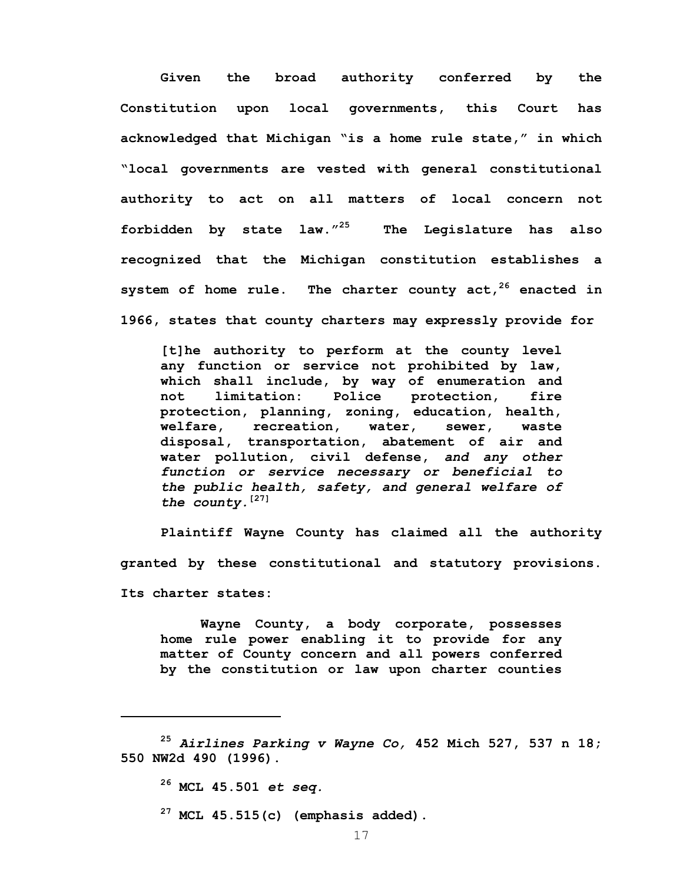Given the broad authority conferred by the Constitution upon local governments, this Court has acknowledged that Michigan "is a home rule state," in which "local governments are vested with general constitutional authority to act on all matters of local concern not forbidden by state law."[25] The Legislature has also recognized that the Michigan constitution establishes a system of home rule. The charter county act,[26] enacted in 1966, states that county charters may expressly provide for

> [t]he authority to perform at the county level any function or service not prohibited by law, which shall include, by way of enumeration and not limitation: Police protection, fire protection, planning, zoning, education, health, welfare, recreation, water, sewer, waste disposal, transportation, abatement of air and water pollution, civil defense, *and any other function or service necessary or beneficial to the public health, safety, and general welfare of the county.*[27]

Plaintiff Wayne County has claimed all the authority granted by these constitutional and statutory provisions. Its charter states:

> Wayne County, a body corporate, possesses home rule power enabling it to provide for any matter of County concern and all powers conferred by the constitution or law upon charter counties

---

[25] *Airlines Parking v Wayne Co,* 452 Mich 527, 537 n 18; 550 NW2d 490 (1996).

[26] MCL 45.501 *et seq.*

[27] MCL 45.515(c) (emphasis added).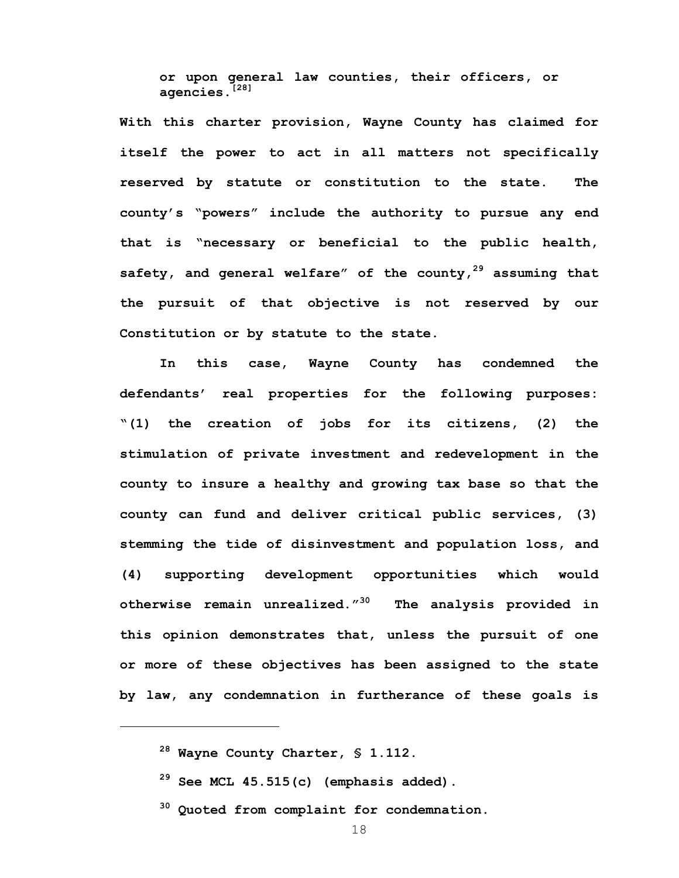> or upon general law counties, their officers, or agencies.[28]

With this charter provision, Wayne County has claimed for itself the power to act in all matters not specifically reserved by statute or constitution to the state. The county's "powers" include the authority to pursue any end that is "necessary or beneficial to the public health, safety, and general welfare" of the county,[29] assuming that the pursuit of that objective is not reserved by our Constitution or by statute to the state.

In this case, Wayne County has condemned the defendants' real properties for the following purposes: "(1) the creation of jobs for its citizens, (2) the stimulation of private investment and redevelopment in the county to insure a healthy and growing tax base so that the county can fund and deliver critical public services, (3) stemming the tide of disinvestment and population loss, and (4) supporting development opportunities which would otherwise remain unrealized."[30] The analysis provided in this opinion demonstrates that, unless the pursuit of one or more of these objectives has been assigned to the state by law, any condemnation in furtherance of these goals is

---

[28] Wayne County Charter, § 1.112.

[29] See MCL 45.515(c) (emphasis added).

[30] Quoted from complaint for condemnation.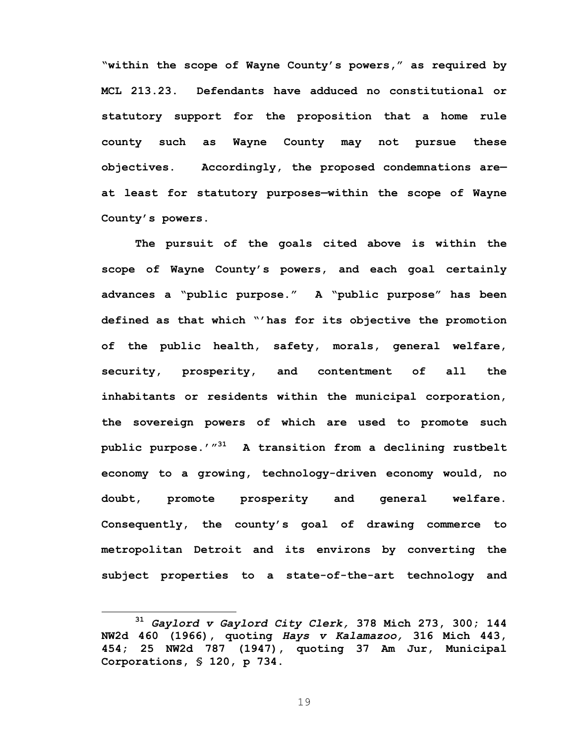**"within the scope of Wayne County's powers," as required by MCL 213.23. Defendants have adduced no constitutional or statutory support for the proposition that a home rule county such as Wayne County may not pursue these objectives. Accordingly, the proposed condemnations are—at least for statutory purposes—within the scope of Wayne County's powers.**

**The pursuit of the goals cited above is within the scope of Wayne County's powers, and each goal certainly advances a "public purpose." A "public purpose" has been defined as that which "'has for its objective the promotion of the public health, safety, morals, general welfare, security, prosperity, and contentment of all the inhabitants or residents within the municipal corporation, the sovereign powers of which are used to promote such public purpose.'"[31] A transition from a declining rustbelt economy to a growing, technology-driven economy would, no doubt, promote prosperity and general welfare. Consequently, the county's goal of drawing commerce to metropolitan Detroit and its environs by converting the subject properties to a state-of-the-art technology and**

---

**[31] *Gaylord v Gaylord City Clerk,* 378 Mich 273, 300; 144 NW2d 460 (1966), quoting *Hays v Kalamazoo,* 316 Mich 443, 454; 25 NW2d 787 (1947), quoting 37 Am Jur, Municipal Corporations, § 120, p 734.**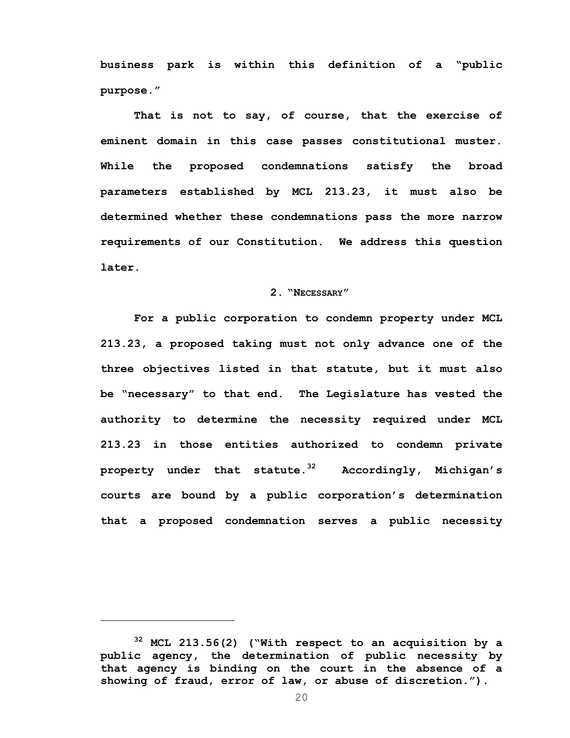business park is within this definition of a "public purpose."

That is not to say, of course, that the exercise of eminent domain in this case passes constitutional muster. While the proposed condemnations satisfy the broad parameters established by MCL 213.23, it must also be determined whether these condemnations pass the more narrow requirements of our Constitution. We address this question later.

### 2. "Necessary"

For a public corporation to condemn property under MCL 213.23, a proposed taking must not only advance one of the three objectives listed in that statute, but it must also be "necessary" to that end. The Legislature has vested the authority to determine the necessity required under MCL 213.23 in those entities authorized to condemn private property under that statute.[32] Accordingly, Michigan's courts are bound by a public corporation's determination that a proposed condemnation serves a public necessity

---

[32] MCL 213.56(2) ("With respect to an acquisition by a public agency, the determination of public necessity by that agency is binding on the court in the absence of a showing of fraud, error of law, or abuse of discretion.").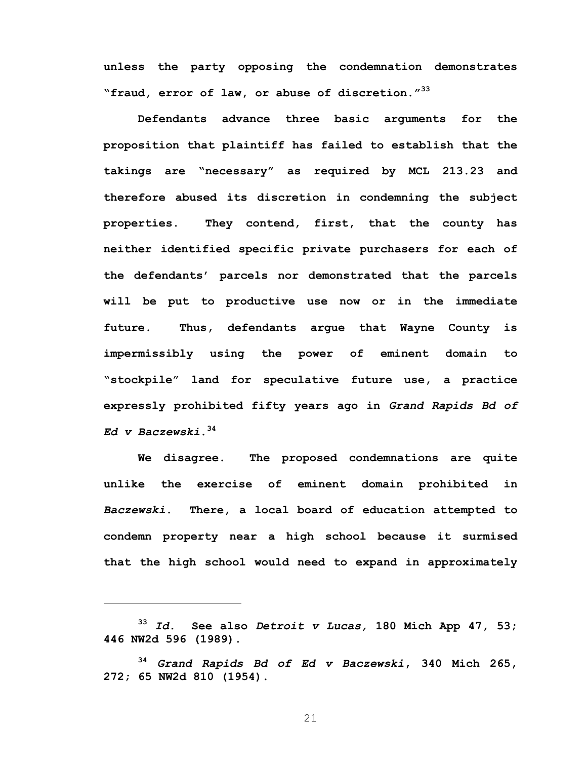unless the party opposing the condemnation demonstrates "fraud, error of law, or abuse of discretion."[33]

Defendants advance three basic arguments for the proposition that plaintiff has failed to establish that the takings are "necessary" as required by MCL 213.23 and therefore abused its discretion in condemning the subject properties. They contend, first, that the county has neither identified specific private purchasers for each of the defendants' parcels nor demonstrated that the parcels will be put to productive use now or in the immediate future. Thus, defendants argue that Wayne County is impermissibly using the power of eminent domain to "stockpile" land for speculative future use, a practice expressly prohibited fifty years ago in *Grand Rapids Bd of Ed v Baczewski*.[34]

We disagree. The proposed condemnations are quite unlike the exercise of eminent domain prohibited in *Baczewski*. There, a local board of education attempted to condemn property near a high school because it surmised that the high school would need to expand in approximately

---

[33] *Id.* See also *Detroit v Lucas,* 180 Mich App 47, 53; 446 NW2d 596 (1989).

[34] *Grand Rapids Bd of Ed v Baczewski*, 340 Mich 265, 272; 65 NW2d 810 (1954).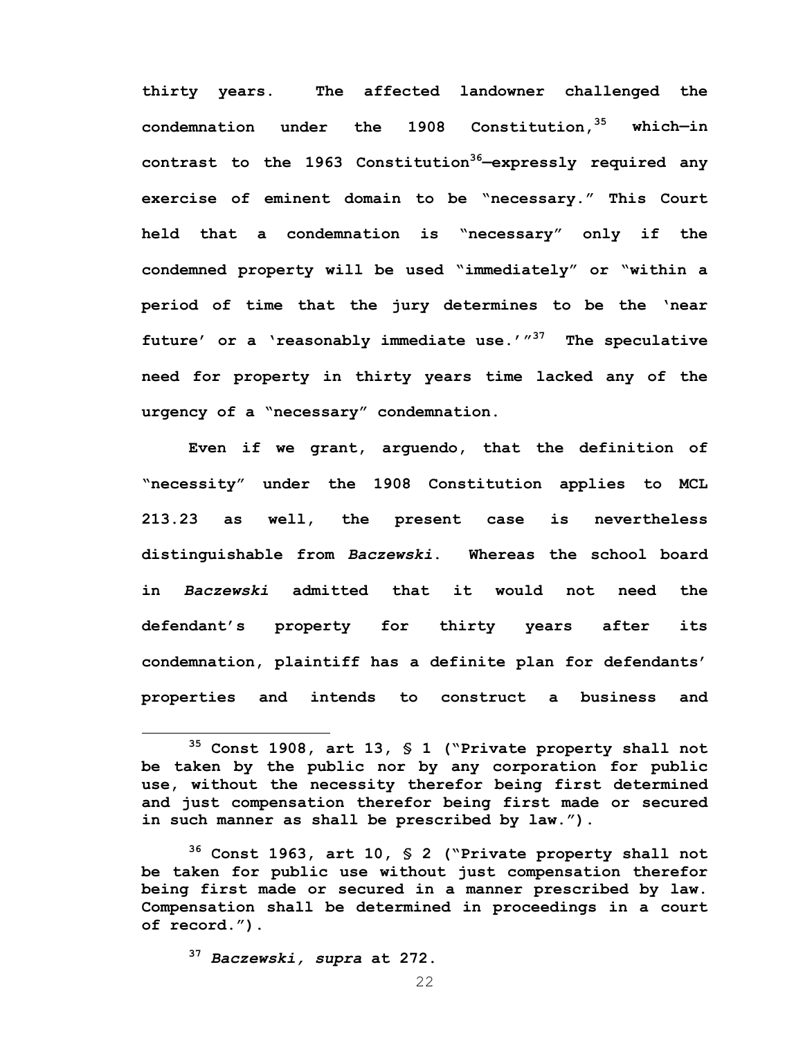thirty years. The affected landowner challenged the condemnation under the 1908 Constitution,[35] which—in contrast to the 1963 Constitution[36]—expressly required any exercise of eminent domain to be "necessary." This Court held that a condemnation is "necessary" only if the condemned property will be used "immediately" or "within a period of time that the jury determines to be the 'near future' or a 'reasonably immediate use.'"[37] The speculative need for property in thirty years time lacked any of the urgency of a "necessary" condemnation.

Even if we grant, arguendo, that the definition of "necessity" under the 1908 Constitution applies to MCL 213.23 as well, the present case is nevertheless distinguishable from *Baczewski*. Whereas the school board in *Baczewski* admitted that it would not need the defendant's property for thirty years after its condemnation, plaintiff has a definite plan for defendants' properties and intends to construct a business and

---

[35] Const 1908, art 13, § 1 ("Private property shall not be taken by the public nor by any corporation for public use, without the necessity therefor being first determined and just compensation therefor being first made or secured in such manner as shall be prescribed by law.").

[36] Const 1963, art 10, § 2 ("Private property shall not be taken for public use without just compensation therefor being first made or secured in a manner prescribed by law. Compensation shall be determined in proceedings in a court of record.").

[37] *Baczewski, supra* at 272.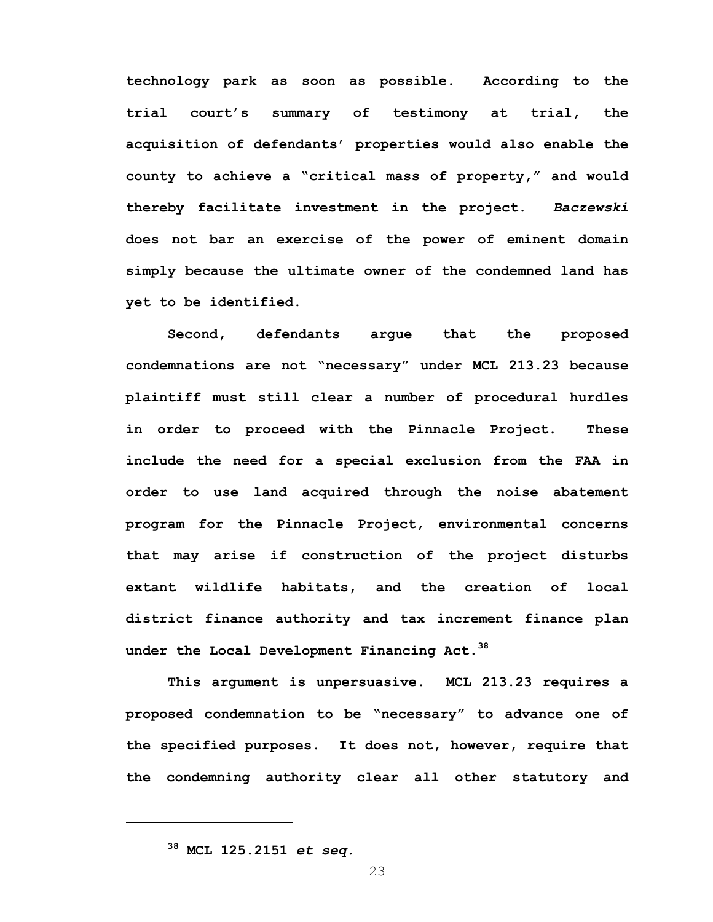technology park as soon as possible. According to the trial court's summary of testimony at trial, the acquisition of defendants' properties would also enable the county to achieve a "critical mass of property," and would thereby facilitate investment in the project. *Baczewski* does not bar an exercise of the power of eminent domain simply because the ultimate owner of the condemned land has yet to be identified.

Second, defendants argue that the proposed condemnations are not "necessary" under MCL 213.23 because plaintiff must still clear a number of procedural hurdles in order to proceed with the Pinnacle Project. These include the need for a special exclusion from the FAA in order to use land acquired through the noise abatement program for the Pinnacle Project, environmental concerns that may arise if construction of the project disturbs extant wildlife habitats, and the creation of local district finance authority and tax increment finance plan under the Local Development Financing Act.[38]

This argument is unpersuasive. MCL 213.23 requires a proposed condemnation to be "necessary" to advance one of the specified purposes. It does not, however, require that the condemning authority clear all other statutory and

---

[38] MCL 125.2151 *et seq.*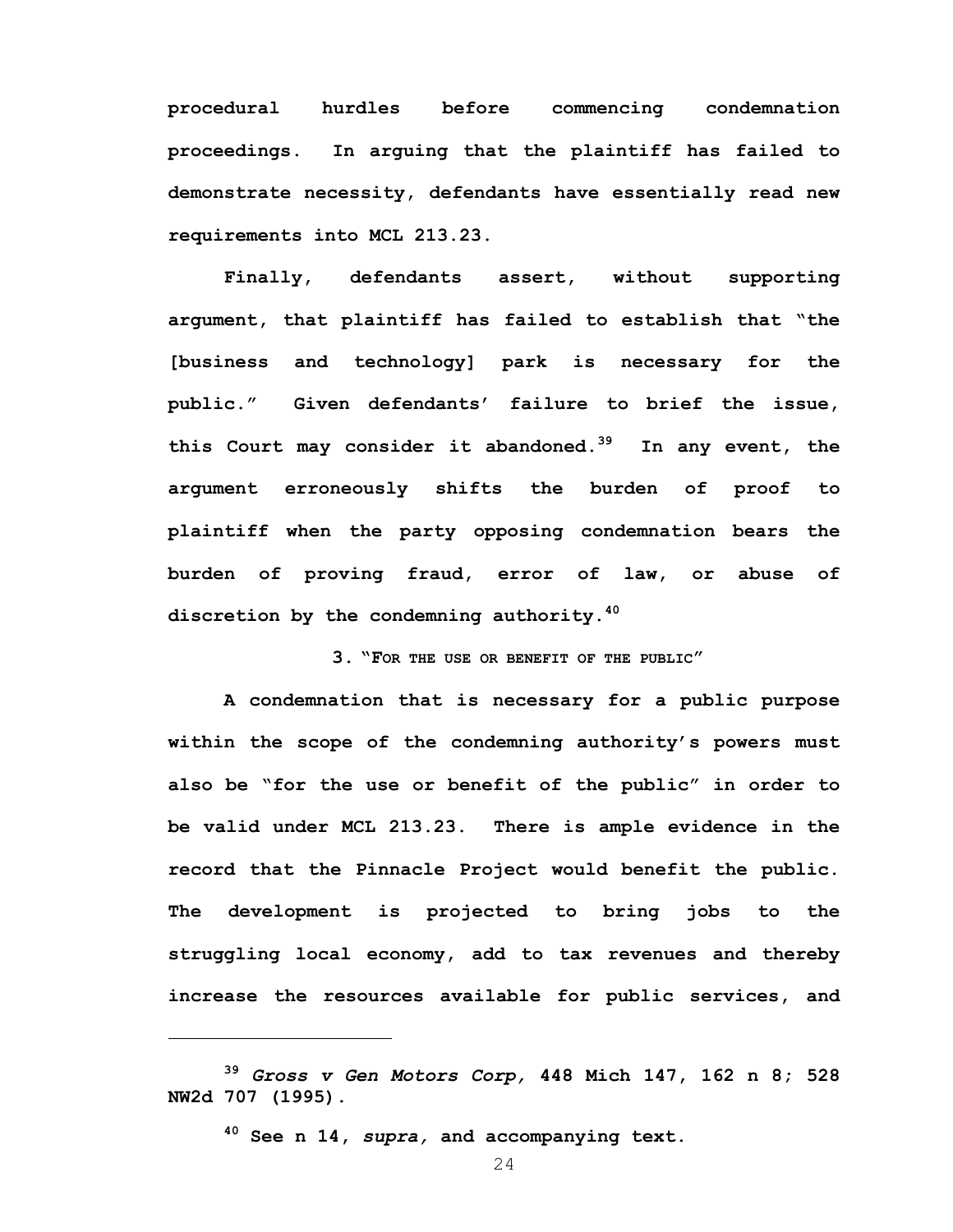procedural hurdles before commencing condemnation proceedings. In arguing that the plaintiff has failed to demonstrate necessity, defendants have essentially read new requirements into MCL 213.23.

Finally, defendants assert, without supporting argument, that plaintiff has failed to establish that "the [business and technology] park is necessary for the public." Given defendants' failure to brief the issue, this Court may consider it abandoned.[39] In any event, the argument erroneously shifts the burden of proof to plaintiff when the party opposing condemnation bears the burden of proving fraud, error of law, or abuse of discretion by the condemning authority.[40]

### 3. "For the use or benefit of the public"

A condemnation that is necessary for a public purpose within the scope of the condemning authority's powers must also be "for the use or benefit of the public" in order to be valid under MCL 213.23. There is ample evidence in the record that the Pinnacle Project would benefit the public. The development is projected to bring jobs to the struggling local economy, add to tax revenues and thereby increase the resources available for public services, and

---

[39] *Gross v Gen Motors Corp,* 448 Mich 147, 162 n 8; 528 NW2d 707 (1995).

[40] See n 14, *supra,* and accompanying text.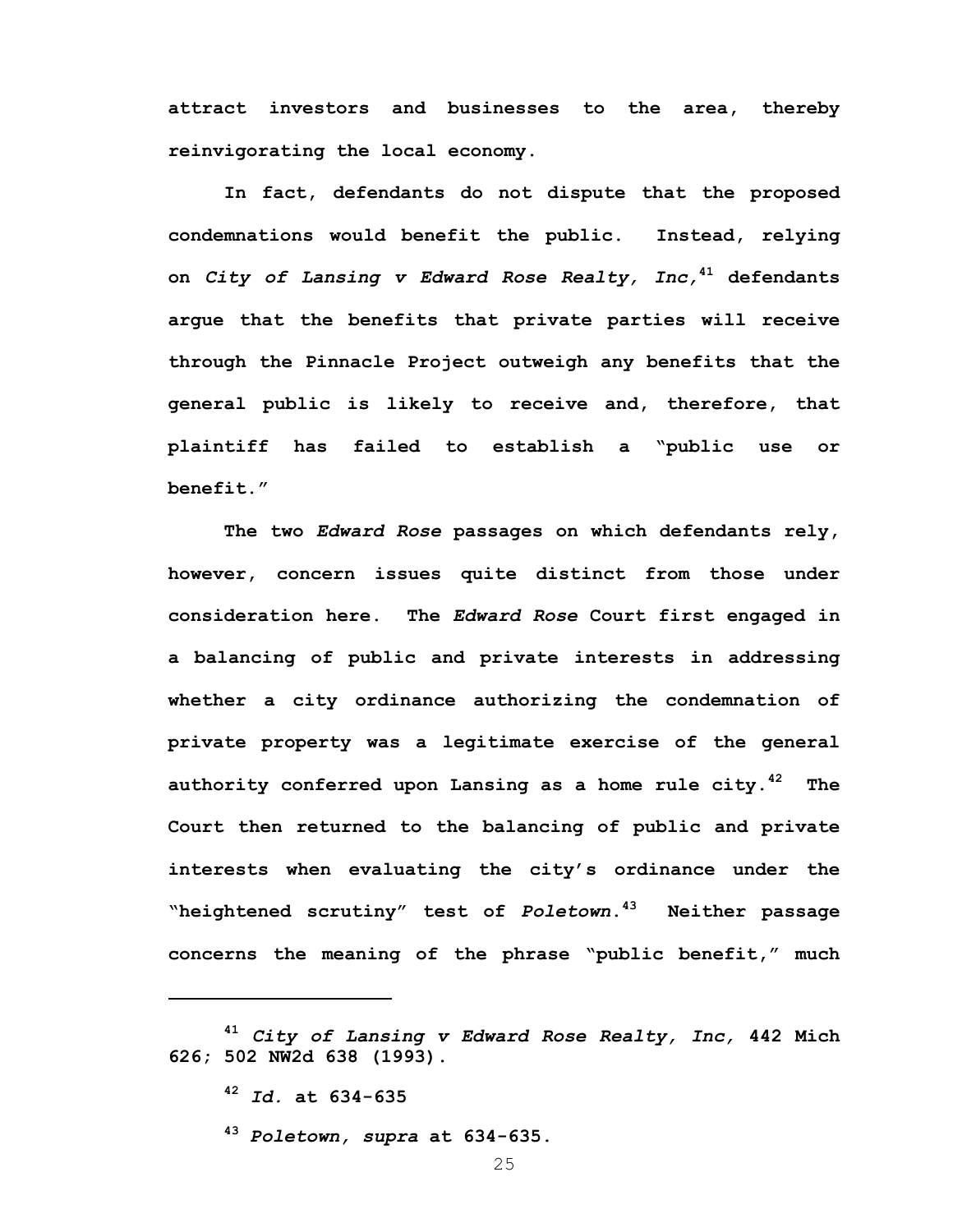attract investors and businesses to the area, thereby reinvigorating the local economy.

In fact, defendants do not dispute that the proposed condemnations would benefit the public. Instead, relying on *City of Lansing v Edward Rose Realty, Inc,*[41] defendants argue that the benefits that private parties will receive through the Pinnacle Project outweigh any benefits that the general public is likely to receive and, therefore, that plaintiff has failed to establish a "public use or benefit."

The two *Edward Rose* passages on which defendants rely, however, concern issues quite distinct from those under consideration here. The *Edward Rose* Court first engaged in a balancing of public and private interests in addressing whether a city ordinance authorizing the condemnation of private property was a legitimate exercise of the general authority conferred upon Lansing as a home rule city.[42] The Court then returned to the balancing of public and private interests when evaluating the city's ordinance under the "heightened scrutiny" test of *Poletown*.[43] Neither passage concerns the meaning of the phrase "public benefit," much

---

[41] *City of Lansing v Edward Rose Realty, Inc,* 442 Mich 626; 502 NW2d 638 (1993).

[42] *Id.* at 634-635

[43] *Poletown, supra* at 634-635.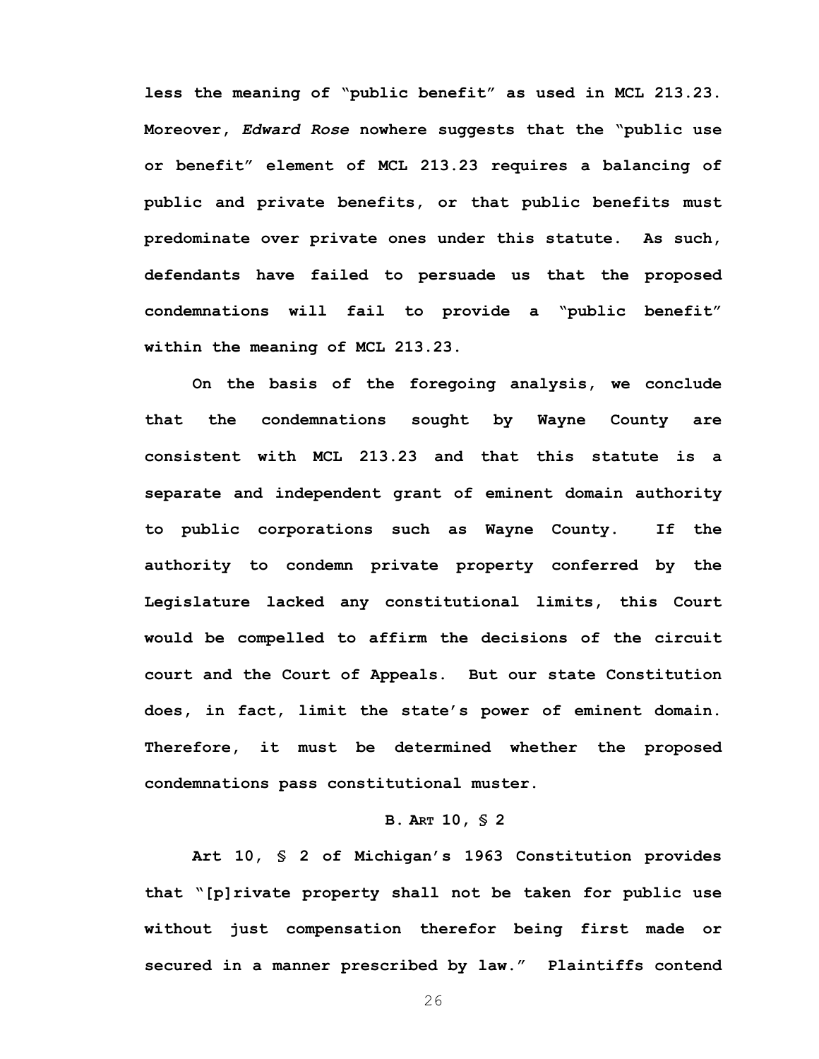less the meaning of "public benefit" as used in MCL 213.23. Moreover, *Edward Rose* nowhere suggests that the "public use or benefit" element of MCL 213.23 requires a balancing of public and private benefits, or that public benefits must predominate over private ones under this statute. As such, defendants have failed to persuade us that the proposed condemnations will fail to provide a "public benefit" within the meaning of MCL 213.23.

On the basis of the foregoing analysis, we conclude that the condemnations sought by Wayne County are consistent with MCL 213.23 and that this statute is a separate and independent grant of eminent domain authority to public corporations such as Wayne County. If the authority to condemn private property conferred by the Legislature lacked any constitutional limits, this Court would be compelled to affirm the decisions of the circuit court and the Court of Appeals. But our state Constitution does, in fact, limit the state's power of eminent domain. Therefore, it must be determined whether the proposed condemnations pass constitutional muster.

### B. ART 10, § 2

Art 10, § 2 of Michigan's 1963 Constitution provides that "[p]rivate property shall not be taken for public use without just compensation therefor being first made or secured in a manner prescribed by law." Plaintiffs contend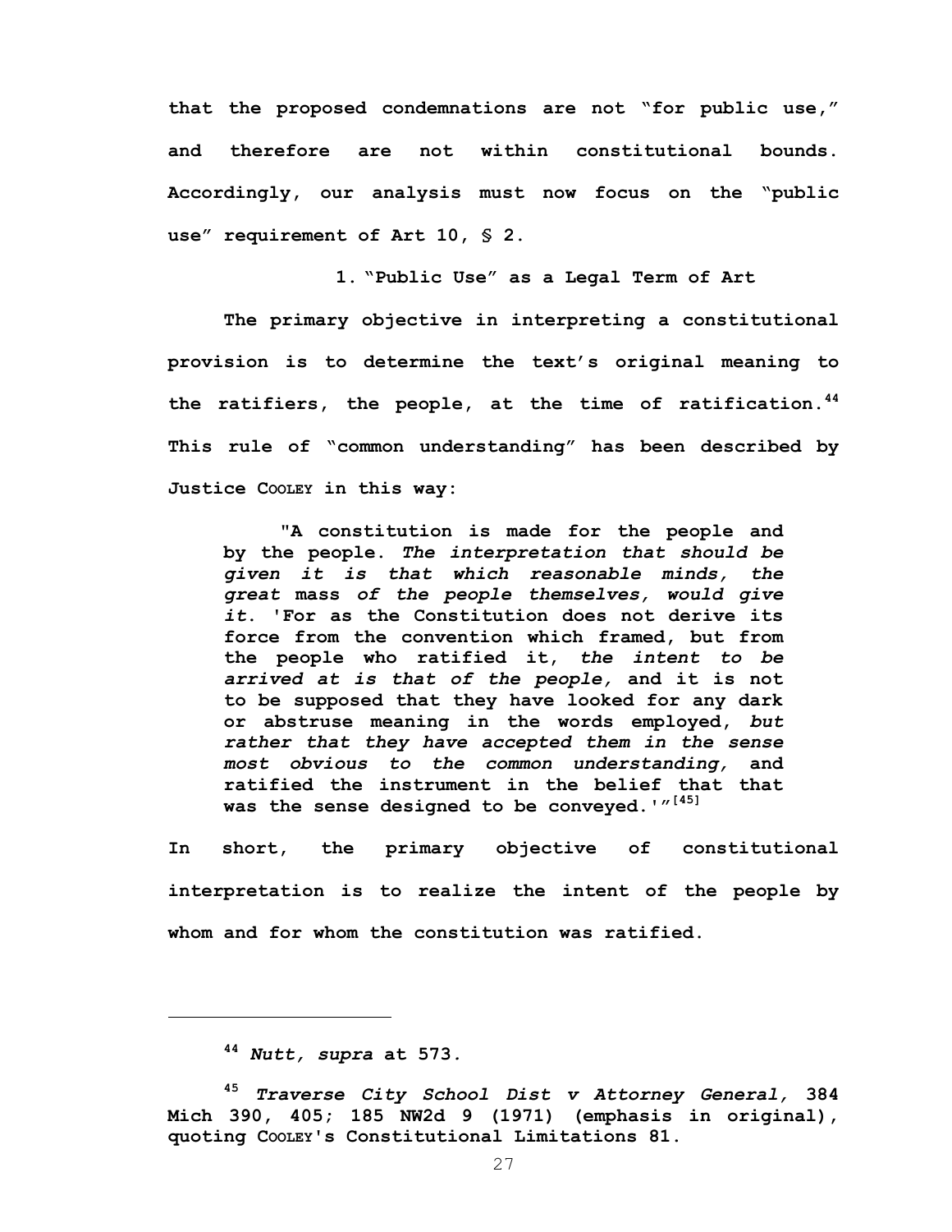that the proposed condemnations are not "for public use," and therefore are not within constitutional bounds. Accordingly, our analysis must now focus on the "public use" requirement of Art 10, § 2.

### 1. "Public Use" as a Legal Term of Art

The primary objective in interpreting a constitutional provision is to determine the text's original meaning to the ratifiers, the people, at the time of ratification.[44] This rule of "common understanding" has been described by Justice COOLEY in this way:

> "A constitution is made for the people and by the people. *The interpretation that should be given it is that which reasonable minds, the great* mass *of the people themselves, would give it*. 'For as the Constitution does not derive its force from the convention which framed, but from the people who ratified it, *the intent to be arrived at is that of the people,* and it is not to be supposed that they have looked for any dark or abstruse meaning in the words employed, *but rather that they have accepted them in the sense most obvious to the common understanding,* and ratified the instrument in the belief that that was the sense designed to be conveyed.'"[45]

In short, the primary objective of constitutional interpretation is to realize the intent of the people by whom and for whom the constitution was ratified.

---

[44] *Nutt, supra* at 573.

[45] *Traverse City School Dist v Attorney General,* 384 Mich 390, 405; 185 NW2d 9 (1971) (emphasis in original), quoting COOLEY's Constitutional Limitations 81.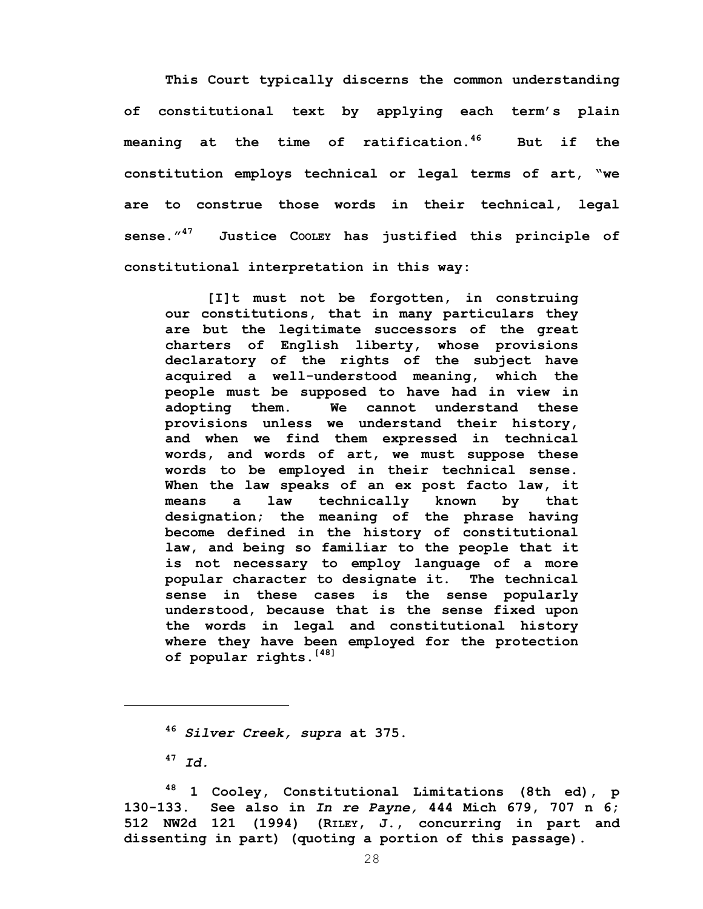**This Court typically discerns the common understanding of constitutional text by applying each term's plain meaning at the time of ratification.[46] But if the constitution employs technical or legal terms of art, "we are to construe those words in their technical, legal sense."[47] Justice COOLEY has justified this principle of constitutional interpretation in this way:**

> **[I]t must not be forgotten, in construing our constitutions, that in many particulars they are but the legitimate successors of the great charters of English liberty, whose provisions declaratory of the rights of the subject have acquired a well-understood meaning, which the people must be supposed to have had in view in adopting them. We cannot understand these provisions unless we understand their history, and when we find them expressed in technical words, and words of art, we must suppose these words to be employed in their technical sense. When the law speaks of an ex post facto law, it means a law technically known by that designation; the meaning of the phrase having become defined in the history of constitutional law, and being so familiar to the people that it is not necessary to employ language of a more popular character to designate it. The technical sense in these cases is the sense popularly understood, because that is the sense fixed upon the words in legal and constitutional history where they have been employed for the protection of popular rights.[48]**

---

[46] ***Silver Creek, supra*** **at 375.**

[47] ***Id.***

[48] **1 Cooley, Constitutional Limitations (8th ed), p 130-133. See also in *In re Payne,* 444 Mich 679, 707 n 6; 512 NW2d 121 (1994) (RILEY, J., concurring in part and dissenting in part) (quoting a portion of this passage).**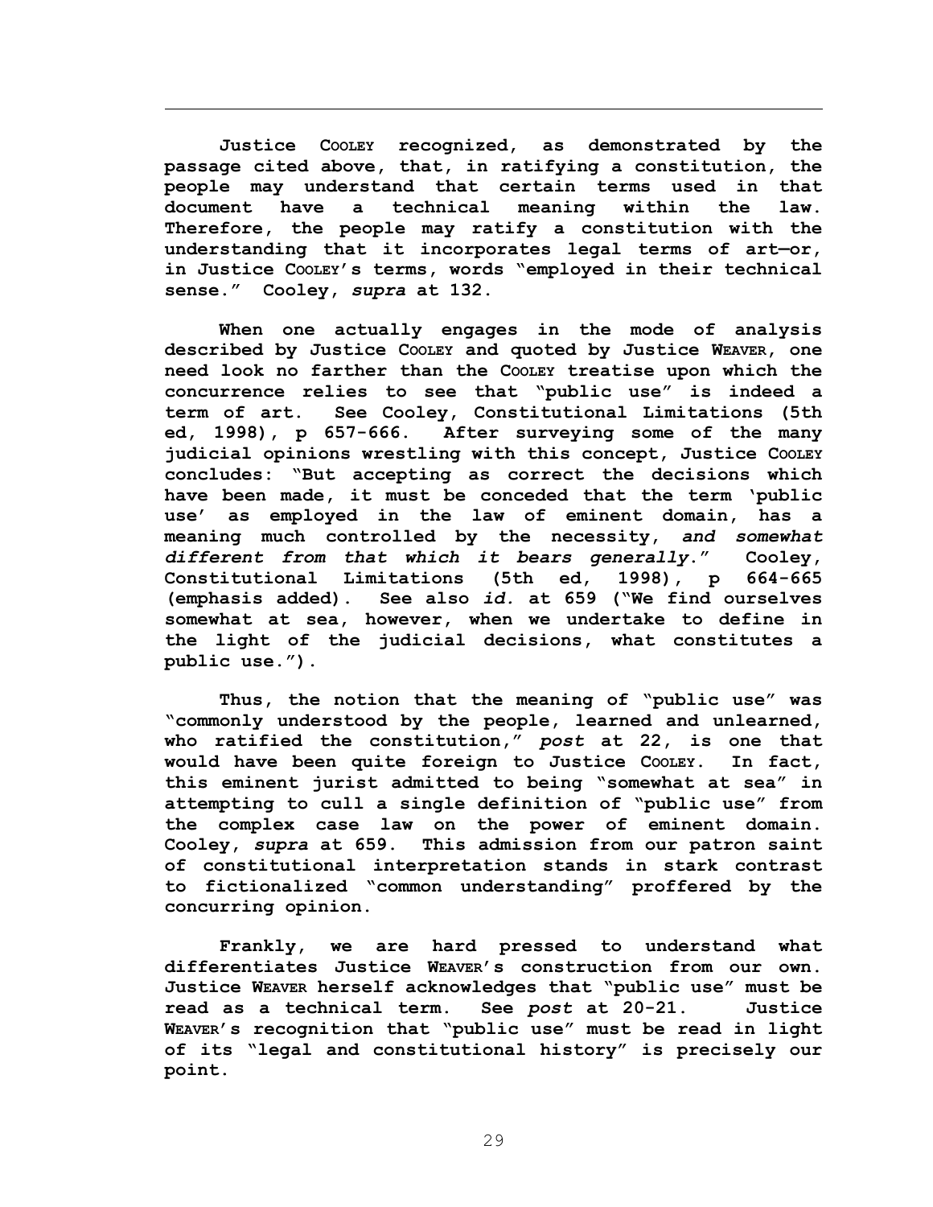Justice COOLEY recognized, as demonstrated by the passage cited above, that, in ratifying a constitution, the people may understand that certain terms used in that document have a technical meaning within the law. Therefore, the people may ratify a constitution with the understanding that it incorporates legal terms of art—or, in Justice COOLEY's terms, words "employed in their technical sense." Cooley, *supra* at 132.

When one actually engages in the mode of analysis described by Justice COOLEY and quoted by Justice WEAVER, one need look no farther than the COOLEY treatise upon which the concurrence relies to see that "public use" is indeed a term of art. See Cooley, Constitutional Limitations (5th ed, 1998), p 657-666. After surveying some of the many judicial opinions wrestling with this concept, Justice COOLEY concludes: "But accepting as correct the decisions which have been made, it must be conceded that the term 'public use' as employed in the law of eminent domain, has a meaning much controlled by the necessity, *and somewhat different from that which it bears generally*." Cooley, Constitutional Limitations (5th ed, 1998), p 664-665 (emphasis added). See also *id.* at 659 ("We find ourselves somewhat at sea, however, when we undertake to define in the light of the judicial decisions, what constitutes a public use.").

Thus, the notion that the meaning of "public use" was "commonly understood by the people, learned and unlearned, who ratified the constitution," *post* at 22, is one that would have been quite foreign to Justice COOLEY. In fact, this eminent jurist admitted to being "somewhat at sea" in attempting to cull a single definition of "public use" from the complex case law on the power of eminent domain. Cooley, *supra* at 659. This admission from our patron saint of constitutional interpretation stands in stark contrast to fictionalized "common understanding" proffered by the concurring opinion.

Frankly, we are hard pressed to understand what differentiates Justice WEAVER's construction from our own. Justice WEAVER herself acknowledges that "public use" must be read as a technical term. See *post* at 20-21. Justice WEAVER's recognition that "public use" must be read in light of its "legal and constitutional history" is precisely our point.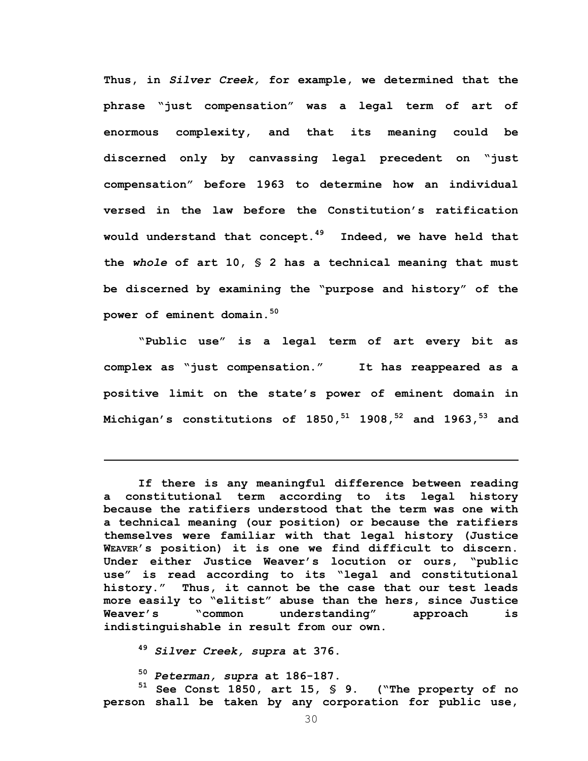Thus, in *Silver Creek,* for example, we determined that the phrase "just compensation" was a legal term of art of enormous complexity, and that its meaning could be discerned only by canvassing legal precedent on "just compensation" before 1963 to determine how an individual versed in the law before the Constitution's ratification would understand that concept.[49] Indeed, we have held that the *whole* of art 10, § 2 has a technical meaning that must be discerned by examining the "purpose and history" of the power of eminent domain.[50]

"Public use" is a legal term of art every bit as complex as "just compensation." It has reappeared as a positive limit on the state's power of eminent domain in Michigan's constitutions of 1850,[51] 1908,[52] and 1963,[53] and

---

If there is any meaningful difference between reading a constitutional term according to its legal history because the ratifiers understood that the term was one with a technical meaning (our position) or because the ratifiers themselves were familiar with that legal history (Justice WEAVER's position) it is one we find difficult to discern. Under either Justice Weaver's locution or ours, "public use" is read according to its "legal and constitutional history." Thus, it cannot be the case that our test leads more easily to "elitist" abuse than the hers, since Justice Weaver's "common understanding" approach is indistinguishable in result from our own.

[49] *Silver Creek, supra* at 376.

[50] *Peterman, supra* at 186-187.

[51] See Const 1850, art 15, § 9. ("The property of no person shall be taken by any corporation for public use,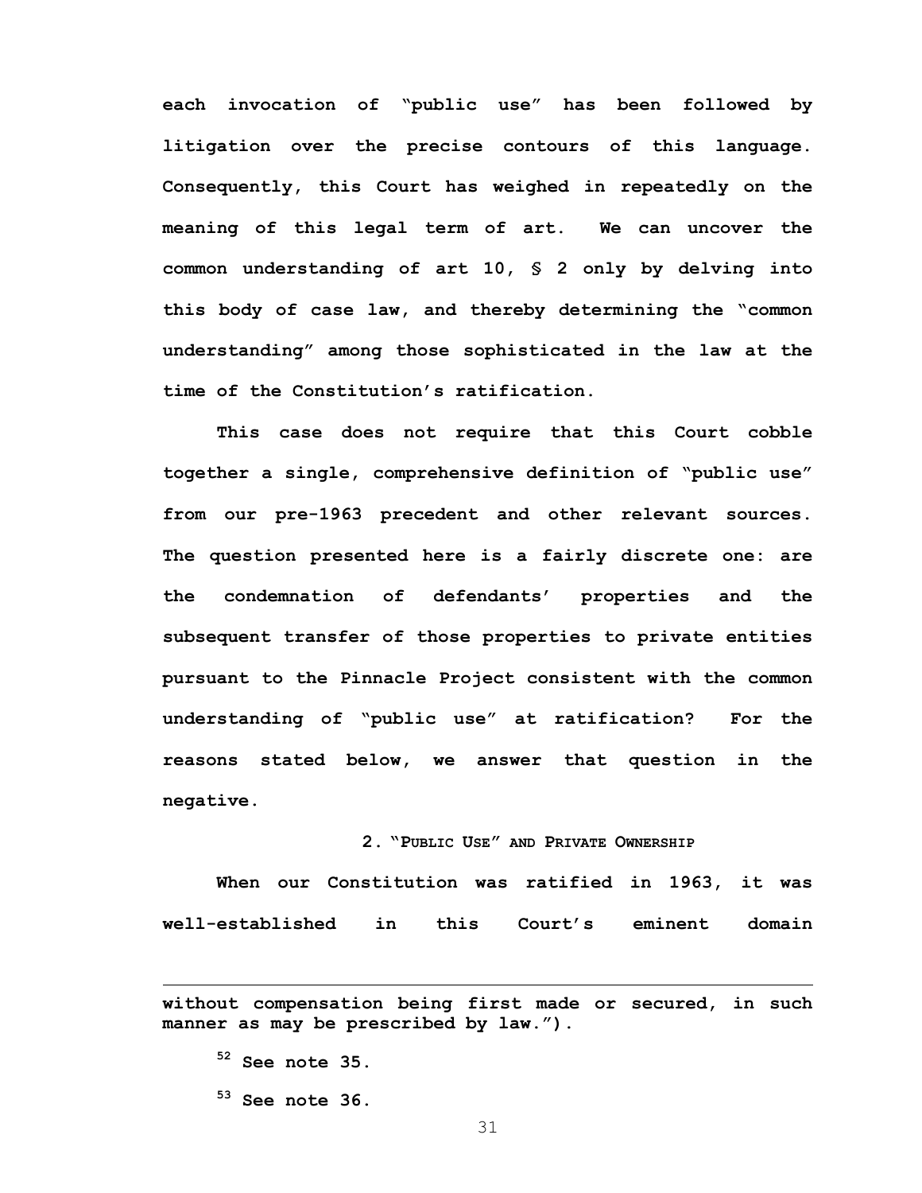each invocation of "public use" has been followed by litigation over the precise contours of this language. Consequently, this Court has weighed in repeatedly on the meaning of this legal term of art. We can uncover the common understanding of art 10, § 2 only by delving into this body of case law, and thereby determining the "common understanding" among those sophisticated in the law at the time of the Constitution's ratification.

This case does not require that this Court cobble together a single, comprehensive definition of "public use" from our pre-1963 precedent and other relevant sources. The question presented here is a fairly discrete one: are the condemnation of defendants' properties and the subsequent transfer of those properties to private entities pursuant to the Pinnacle Project consistent with the common understanding of "public use" at ratification? For the reasons stated below, we answer that question in the negative.

### 2. "PUBLIC USE" AND PRIVATE OWNERSHIP

When our Constitution was ratified in 1963, it was well-established in this Court's eminent domain

---

without compensation being first made or secured, in such manner as may be prescribed by law.").

[52] See note 35.

[53] See note 36.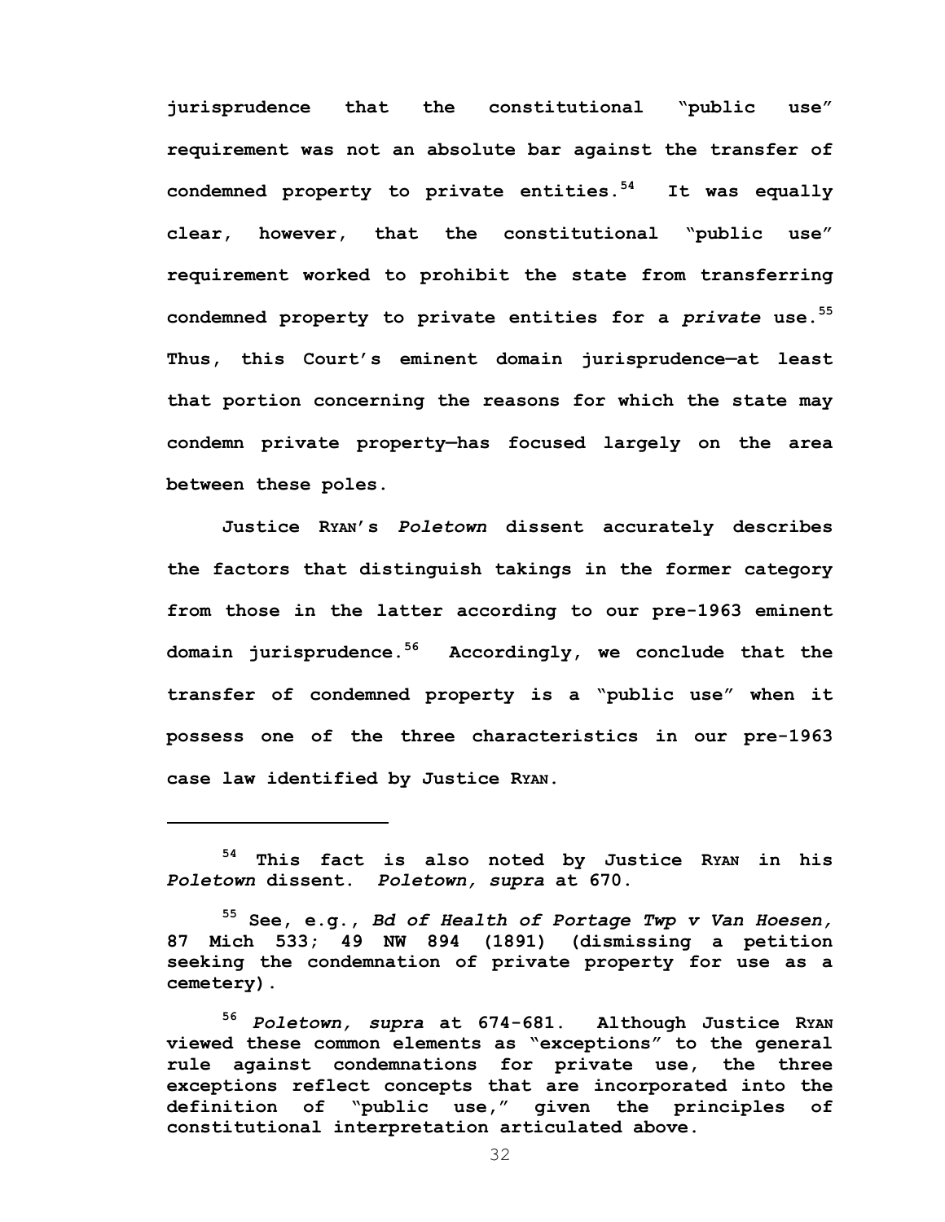jurisprudence that the constitutional "public use" requirement was not an absolute bar against the transfer of condemned property to private entities.[54] It was equally clear, however, that the constitutional "public use" requirement worked to prohibit the state from transferring condemned property to private entities for a *private* use.[55] Thus, this Court's eminent domain jurisprudence—at least that portion concerning the reasons for which the state may condemn private property—has focused largely on the area between these poles.

Justice RYAN's *Poletown* dissent accurately describes the factors that distinguish takings in the former category from those in the latter according to our pre-1963 eminent domain jurisprudence.[56] Accordingly, we conclude that the transfer of condemned property is a "public use" when it possess one of the three characteristics in our pre-1963 case law identified by Justice RYAN.

---

[54] This fact is also noted by Justice RYAN in his *Poletown* dissent. *Poletown, supra* at 670.

[55] See, e.g., *Bd of Health of Portage Twp v Van Hoesen,* 87 Mich 533; 49 NW 894 (1891) (dismissing a petition seeking the condemnation of private property for use as a cemetery).

[56] *Poletown, supra* at 674-681. Although Justice RYAN viewed these common elements as "exceptions" to the general rule against condemnations for private use, the three exceptions reflect concepts that are incorporated into the definition of "public use," given the principles of constitutional interpretation articulated above.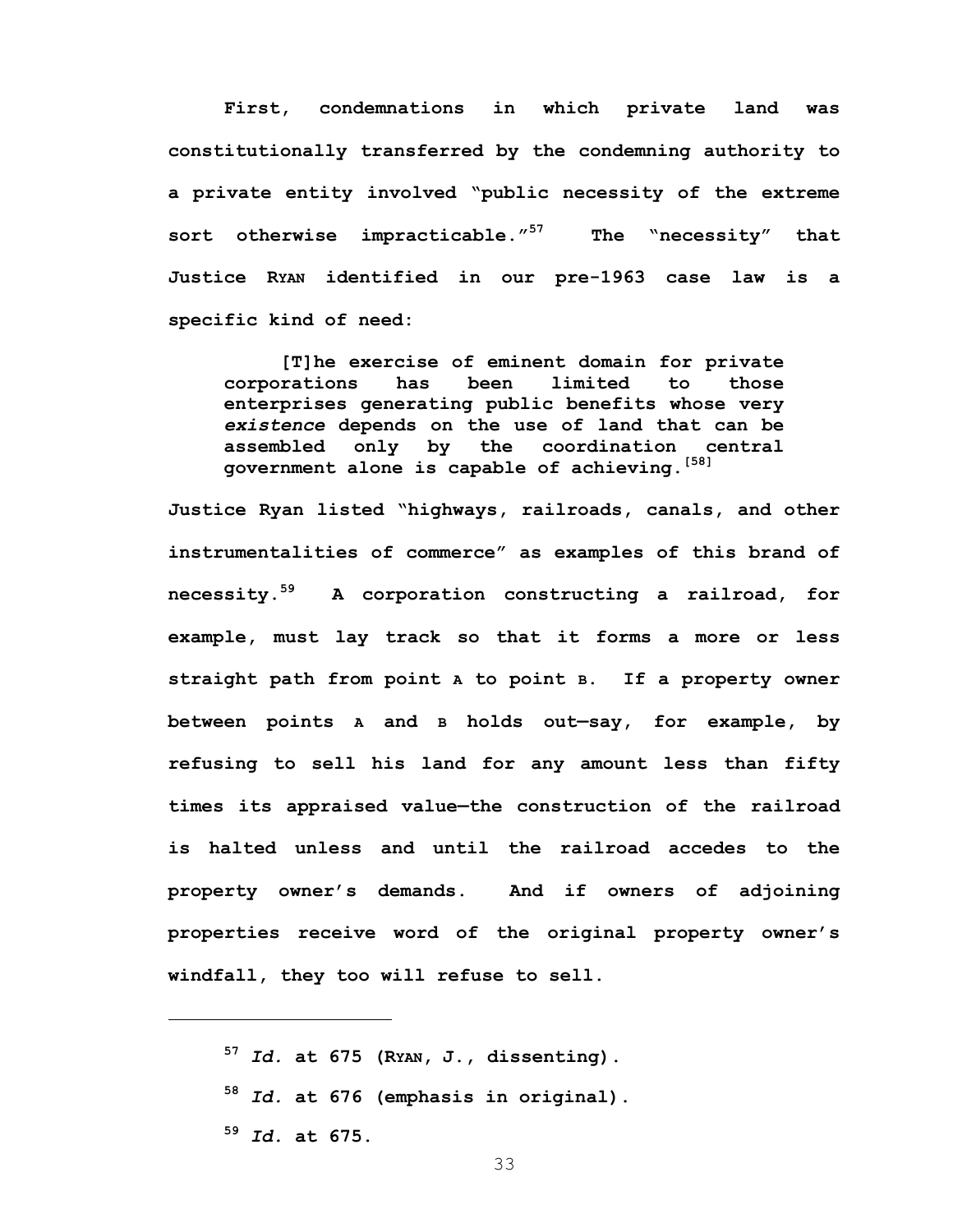First, condemnations in which private land was constitutionally transferred by the condemning authority to a private entity involved "public necessity of the extreme sort otherwise impracticable."[57] The "necessity" that Justice RYAN identified in our pre-1963 case law is a specific kind of need:

> [T]he exercise of eminent domain for private corporations has been limited to those enterprises generating public benefits whose very *existence* depends on the use of land that can be assembled only by the coordination central government alone is capable of achieving.[58]

Justice Ryan listed "highways, railroads, canals, and other instrumentalities of commerce" as examples of this brand of necessity.[59] A corporation constructing a railroad, for example, must lay track so that it forms a more or less straight path from point A to point B. If a property owner between points A and B holds out—say, for example, by refusing to sell his land for any amount less than fifty times its appraised value—the construction of the railroad is halted unless and until the railroad accedes to the property owner's demands. And if owners of adjoining properties receive word of the original property owner's windfall, they too will refuse to sell.

---

[57] *Id.* at 675 (RYAN, J., dissenting).

[58] *Id.* at 676 (emphasis in original).

[59] *Id.* at 675.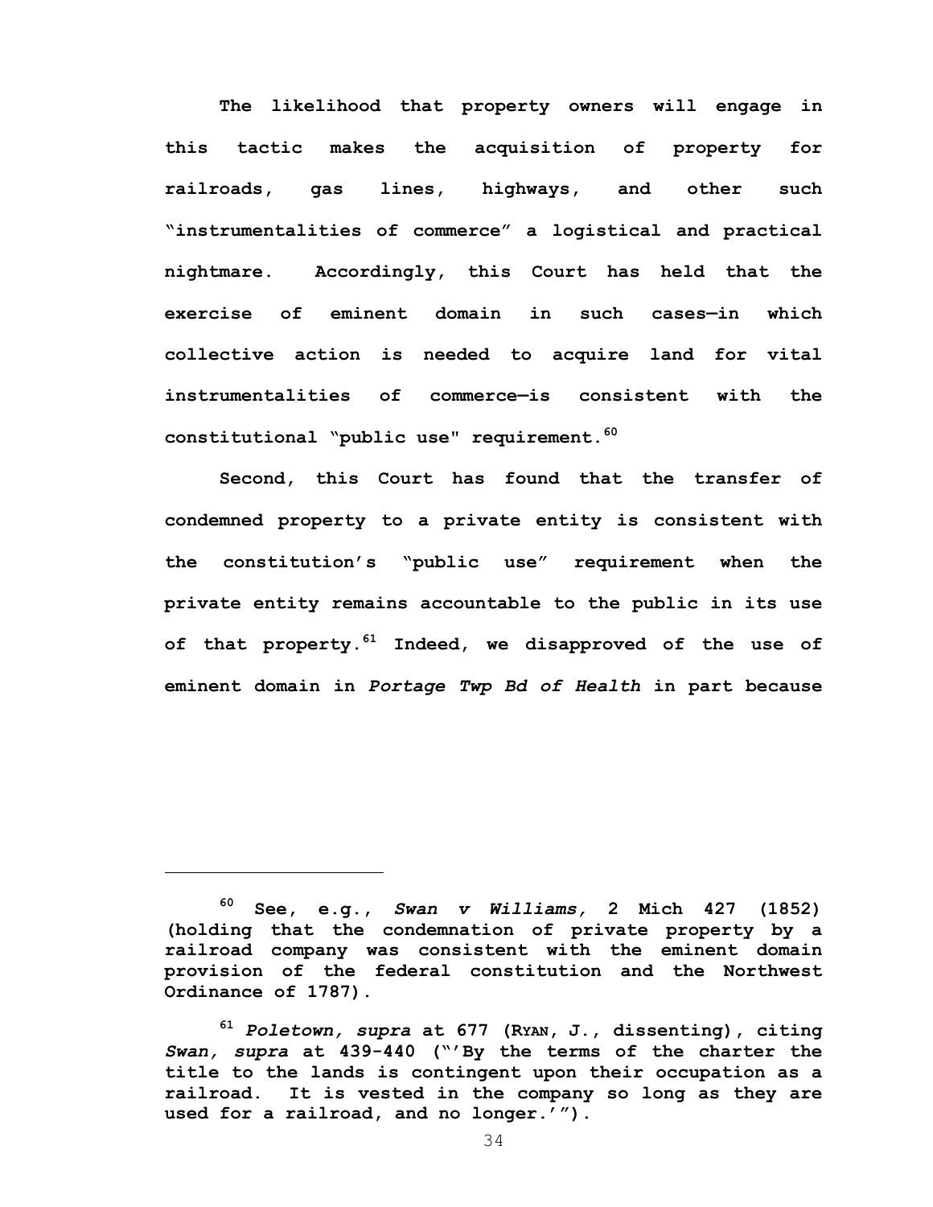The likelihood that property owners will engage in this tactic makes the acquisition of property for railroads, gas lines, highways, and other such "instrumentalities of commerce" a logistical and practical nightmare. Accordingly, this Court has held that the exercise of eminent domain in such cases—in which collective action is needed to acquire land for vital instrumentalities of commerce—is consistent with the constitutional "public use" requirement.[60]

Second, this Court has found that the transfer of condemned property to a private entity is consistent with the constitution's "public use" requirement when the private entity remains accountable to the public in its use of that property.[61] Indeed, we disapproved of the use of eminent domain in *Portage Twp Bd of Health* in part because

---

[60] See, e.g., *Swan v Williams,* 2 Mich 427 (1852) (holding that the condemnation of private property by a railroad company was consistent with the eminent domain provision of the federal constitution and the Northwest Ordinance of 1787).

[61] *Poletown, supra* at 677 (RYAN, J., dissenting), citing *Swan, supra* at 439-440 ("'By the terms of the charter the title to the lands is contingent upon their occupation as a railroad. It is vested in the company so long as they are used for a railroad, and no longer.'").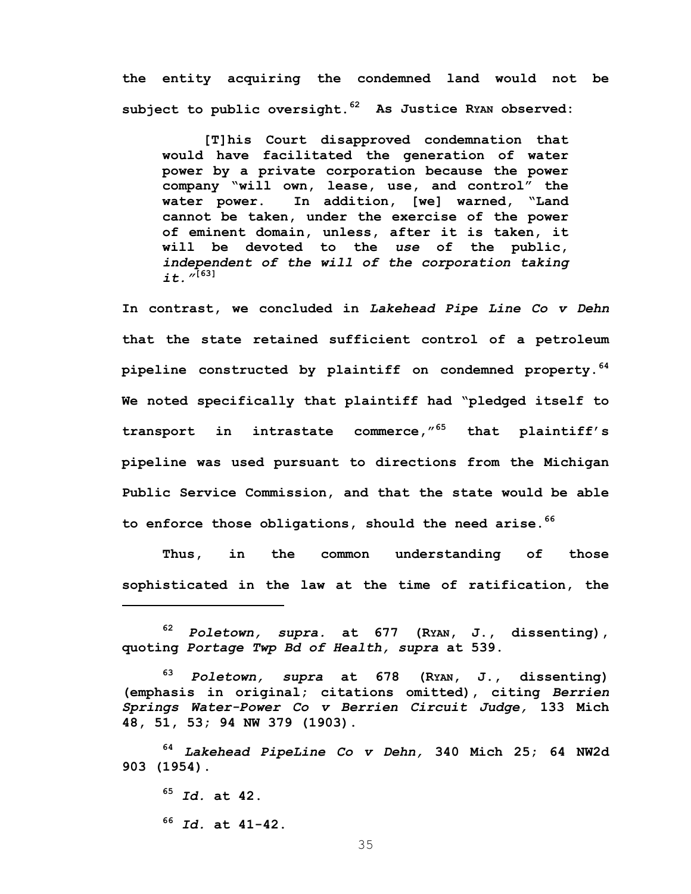the entity acquiring the condemned land would not be subject to public oversight.[62] As Justice RYAN observed:

> [T]his Court disapproved condemnation that would have facilitated the generation of water power by a private corporation because the power company "will own, lease, use, and control" the water power. In addition, [we] warned, "Land cannot be taken, under the exercise of the power of eminent domain, unless, after it is taken, it will be devoted to the *use* of the public, *independent of the will of the corporation taking it.*"[63]

In contrast, we concluded in *Lakehead Pipe Line Co v Dehn* that the state retained sufficient control of a petroleum pipeline constructed by plaintiff on condemned property.[64] We noted specifically that plaintiff had "pledged itself to transport in intrastate commerce,"[65] that plaintiff's pipeline was used pursuant to directions from the Michigan Public Service Commission, and that the state would be able to enforce those obligations, should the need arise.[66]

Thus, in the common understanding of those sophisticated in the law at the time of ratification, the

---

[62] *Poletown, supra.* at 677 (RYAN, J., dissenting), quoting *Portage Twp Bd of Health, supra* at 539.

[63] *Poletown, supra* at 678 (RYAN, J., dissenting) (emphasis in original; citations omitted), citing *Berrien Springs Water-Power Co v Berrien Circuit Judge,* 133 Mich 48, 51, 53; 94 NW 379 (1903).

[64] *Lakehead PipeLine Co v Dehn,* 340 Mich 25; 64 NW2d 903 (1954).

[65] *Id.* at 42.

[66] *Id.* at 41-42.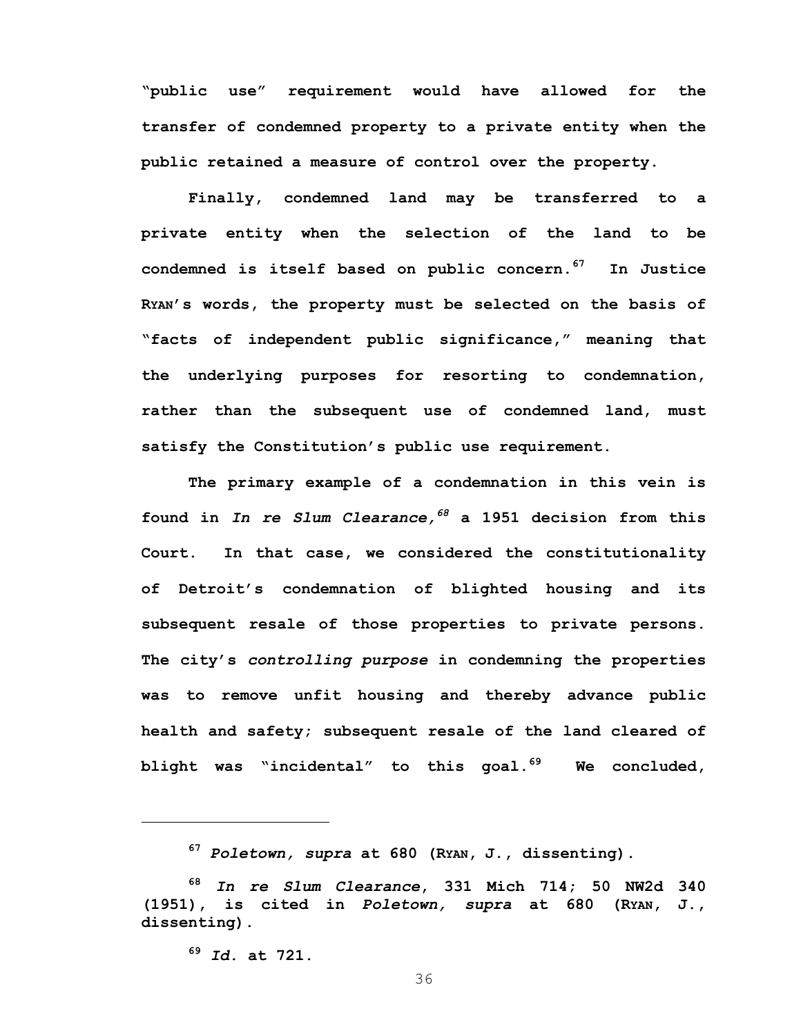"public use" requirement would have allowed for the transfer of condemned property to a private entity when the public retained a measure of control over the property.

Finally, condemned land may be transferred to a private entity when the selection of the land to be condemned is itself based on public concern.[67] In Justice RYAN's words, the property must be selected on the basis of "facts of independent public significance," meaning that the underlying purposes for resorting to condemnation, rather than the subsequent use of condemned land, must satisfy the Constitution's public use requirement.

The primary example of a condemnation in this vein is found in *In re Slum Clearance,*[68] a 1951 decision from this Court. In that case, we considered the constitutionality of Detroit's condemnation of blighted housing and its subsequent resale of those properties to private persons. The city's *controlling purpose* in condemning the properties was to remove unfit housing and thereby advance public health and safety; subsequent resale of the land cleared of blight was "incidental" to this goal.[69] We concluded,

---

[67] *Poletown, supra* at 680 (RYAN, J., dissenting).

[68] *In re Slum Clearance*, 331 Mich 714; 50 NW2d 340 (1951), is cited in *Poletown, supra* at 680 (RYAN, J., dissenting).

[69] *Id.* at 721.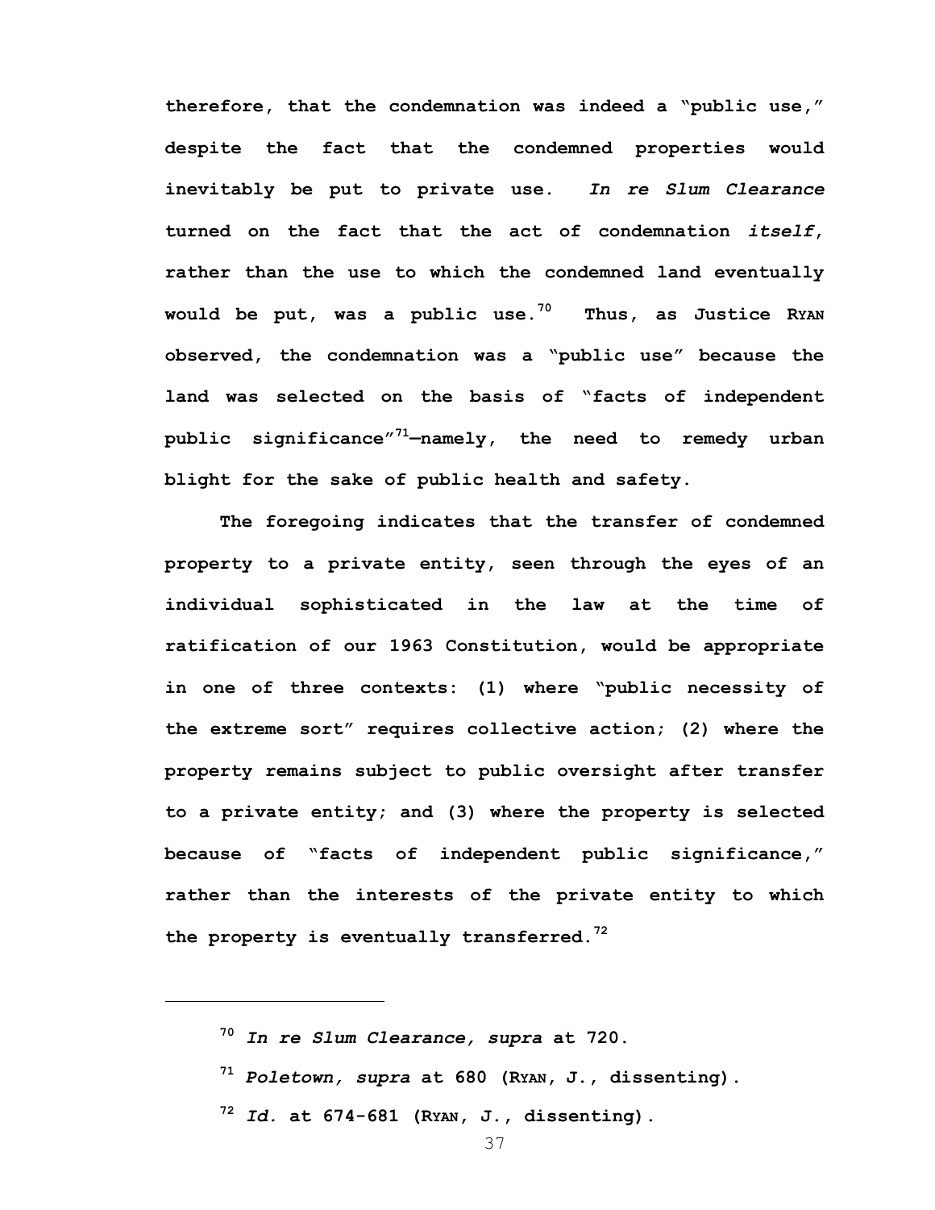therefore, that the condemnation was indeed a "public use," despite the fact that the condemned properties would inevitably be put to private use. *In re Slum Clearance* turned on the fact that the act of condemnation *itself*, rather than the use to which the condemned land eventually would be put, was a public use.[70] Thus, as Justice RYAN observed, the condemnation was a "public use" because the land was selected on the basis of "facts of independent public significance"[71]—namely, the need to remedy urban blight for the sake of public health and safety.

The foregoing indicates that the transfer of condemned property to a private entity, seen through the eyes of an individual sophisticated in the law at the time of ratification of our 1963 Constitution, would be appropriate in one of three contexts: (1) where "public necessity of the extreme sort" requires collective action; (2) where the property remains subject to public oversight after transfer to a private entity; and (3) where the property is selected because of "facts of independent public significance," rather than the interests of the private entity to which the property is eventually transferred.[72]

---

[70] *In re Slum Clearance, supra* at 720.

[71] *Poletown, supra* at 680 (RYAN, J., dissenting).

[72] *Id.* at 674-681 (RYAN, J., dissenting).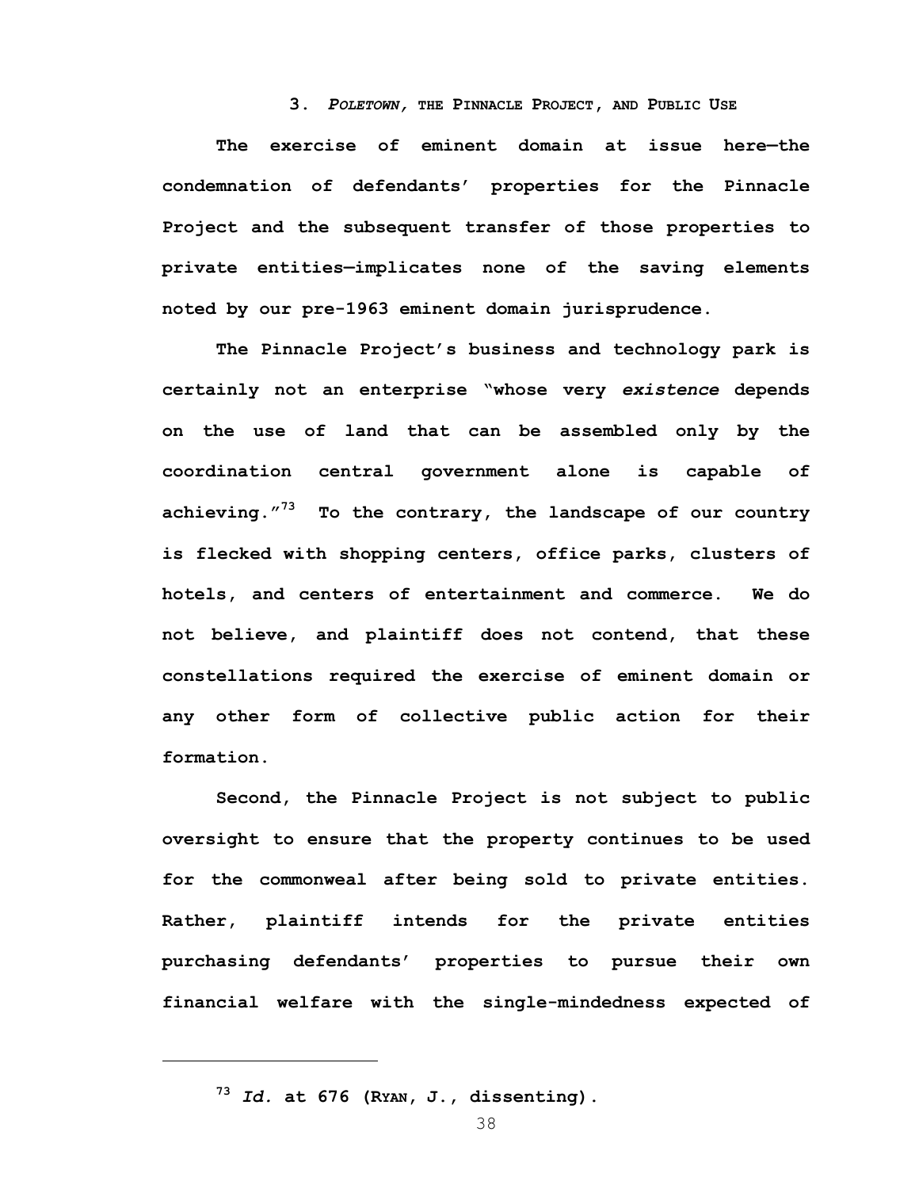### 3. *POLETOWN,* THE PINNACLE PROJECT, AND PUBLIC USE

The exercise of eminent domain at issue here—the condemnation of defendants' properties for the Pinnacle Project and the subsequent transfer of those properties to private entities—implicates none of the saving elements noted by our pre-1963 eminent domain jurisprudence.

The Pinnacle Project's business and technology park is certainly not an enterprise "whose very *existence* depends on the use of land that can be assembled only by the coordination central government alone is capable of achieving."[73] To the contrary, the landscape of our country is flecked with shopping centers, office parks, clusters of hotels, and centers of entertainment and commerce. We do not believe, and plaintiff does not contend, that these constellations required the exercise of eminent domain or any other form of collective public action for their formation.

Second, the Pinnacle Project is not subject to public oversight to ensure that the property continues to be used for the commonweal after being sold to private entities. Rather, plaintiff intends for the private entities purchasing defendants' properties to pursue their own financial welfare with the single-mindedness expected of

---

[73] *Id.* at 676 (RYAN, J., dissenting).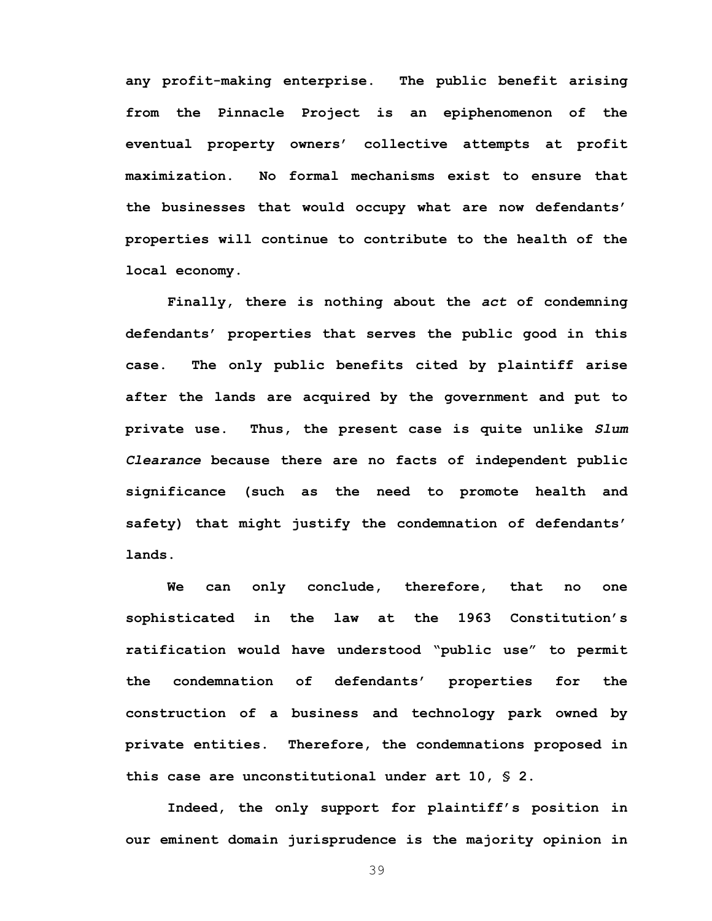any profit-making enterprise. The public benefit arising from the Pinnacle Project is an epiphenomenon of the eventual property owners' collective attempts at profit maximization. No formal mechanisms exist to ensure that the businesses that would occupy what are now defendants' properties will continue to contribute to the health of the local economy.

Finally, there is nothing about the *act* of condemning defendants' properties that serves the public good in this case. The only public benefits cited by plaintiff arise after the lands are acquired by the government and put to private use. Thus, the present case is quite unlike *Slum Clearance* because there are no facts of independent public significance (such as the need to promote health and safety) that might justify the condemnation of defendants' lands.

We can only conclude, therefore, that no one sophisticated in the law at the 1963 Constitution's ratification would have understood "public use" to permit the condemnation of defendants' properties for the construction of a business and technology park owned by private entities. Therefore, the condemnations proposed in this case are unconstitutional under art 10, § 2.

Indeed, the only support for plaintiff's position in our eminent domain jurisprudence is the majority opinion in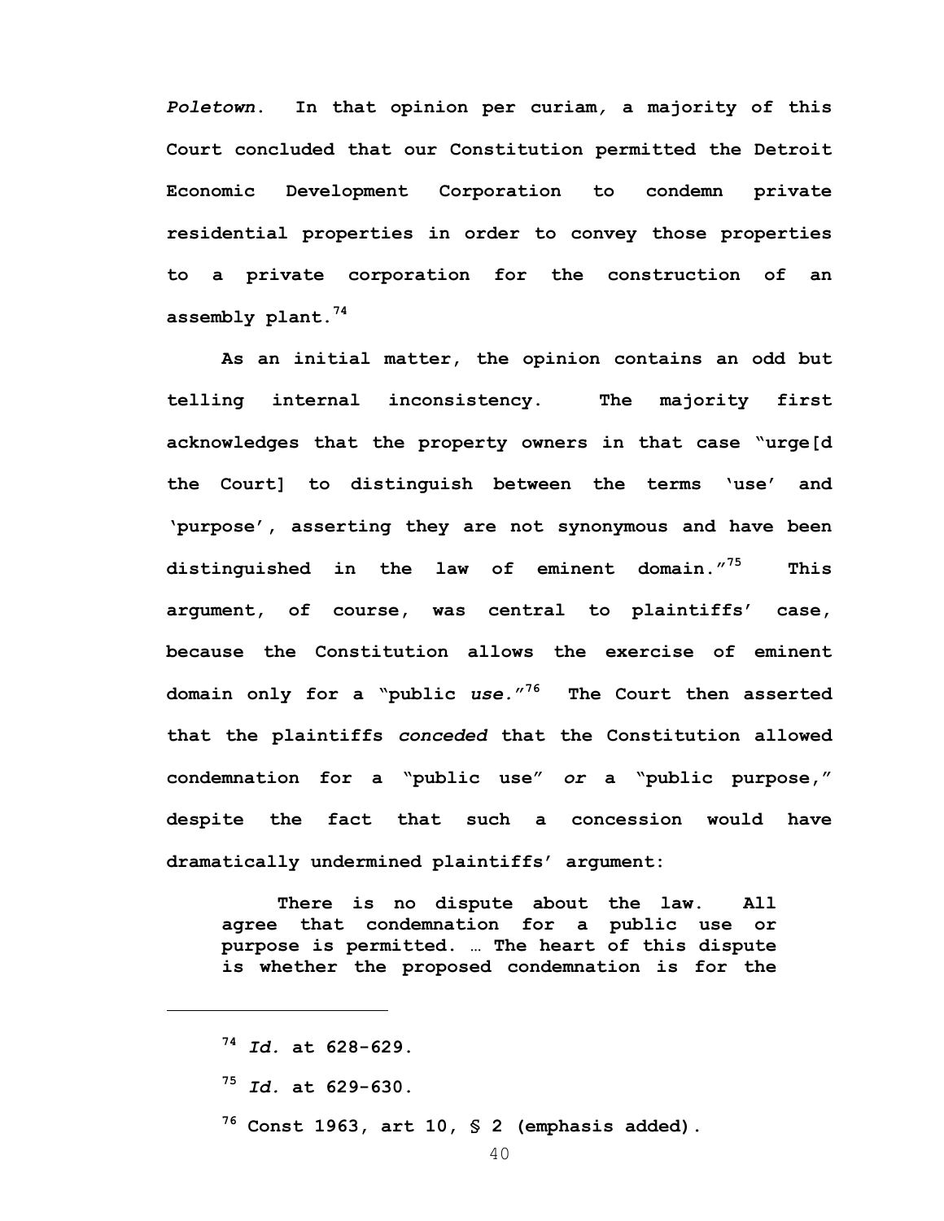*Poletown*. In that opinion per curiam, a majority of this Court concluded that our Constitution permitted the Detroit Economic Development Corporation to condemn private residential properties in order to convey those properties to a private corporation for the construction of an assembly plant.[74]

As an initial matter, the opinion contains an odd but telling internal inconsistency. The majority first acknowledges that the property owners in that case "urge[d the Court] to distinguish between the terms 'use' and 'purpose', asserting they are not synonymous and have been distinguished in the law of eminent domain."[75] This argument, of course, was central to plaintiffs' case, because the Constitution allows the exercise of eminent domain only for a "public *use*."[76] The Court then asserted that the plaintiffs *conceded* that the Constitution allowed condemnation for a "public use" *or* a "public purpose," despite the fact that such a concession would have dramatically undermined plaintiffs' argument:

> There is no dispute about the law. All agree that condemnation for a public use or purpose is permitted. … The heart of this dispute is whether the proposed condemnation is for the

---

[74] *Id.* at 628-629.

[75] *Id.* at 629-630.

[76] Const 1963, art 10, § 2 (emphasis added).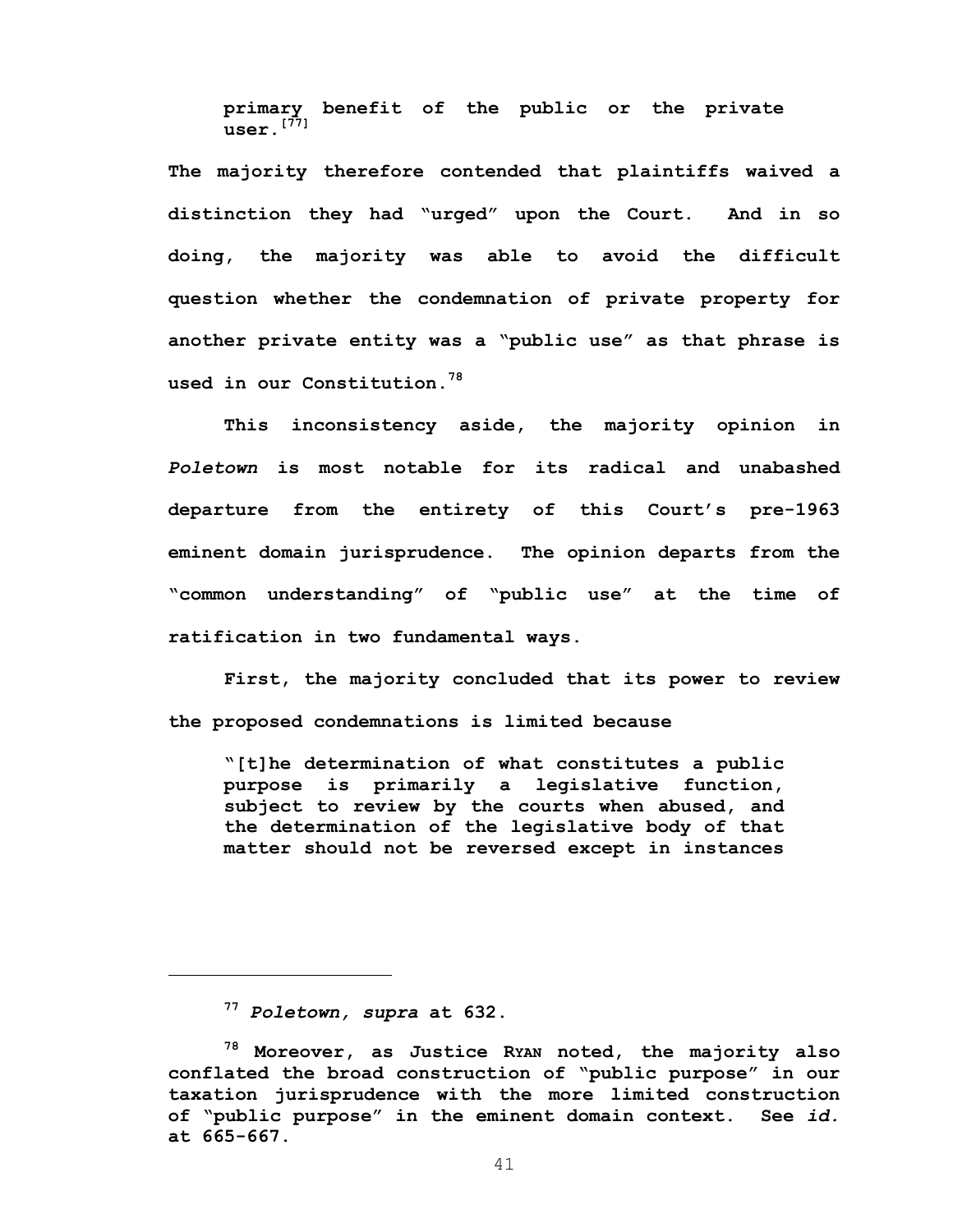> primary benefit of the public or the private user.[77]

The majority therefore contended that plaintiffs waived a distinction they had "urged" upon the Court. And in so doing, the majority was able to avoid the difficult question whether the condemnation of private property for another private entity was a "public use" as that phrase is used in our Constitution.[78]

This inconsistency aside, the majority opinion in *Poletown* is most notable for its radical and unabashed departure from the entirety of this Court's pre-1963 eminent domain jurisprudence. The opinion departs from the "common understanding" of "public use" at the time of ratification in two fundamental ways.

First, the majority concluded that its power to review the proposed condemnations is limited because

> "[t]he determination of what constitutes a public purpose is primarily a legislative function, subject to review by the courts when abused, and the determination of the legislative body of that matter should not be reversed except in instances

---

[77] *Poletown, supra* at 632.

[78] Moreover, as Justice RYAN noted, the majority also conflated the broad construction of "public purpose" in our taxation jurisprudence with the more limited construction of "public purpose" in the eminent domain context. See *id.* at 665-667.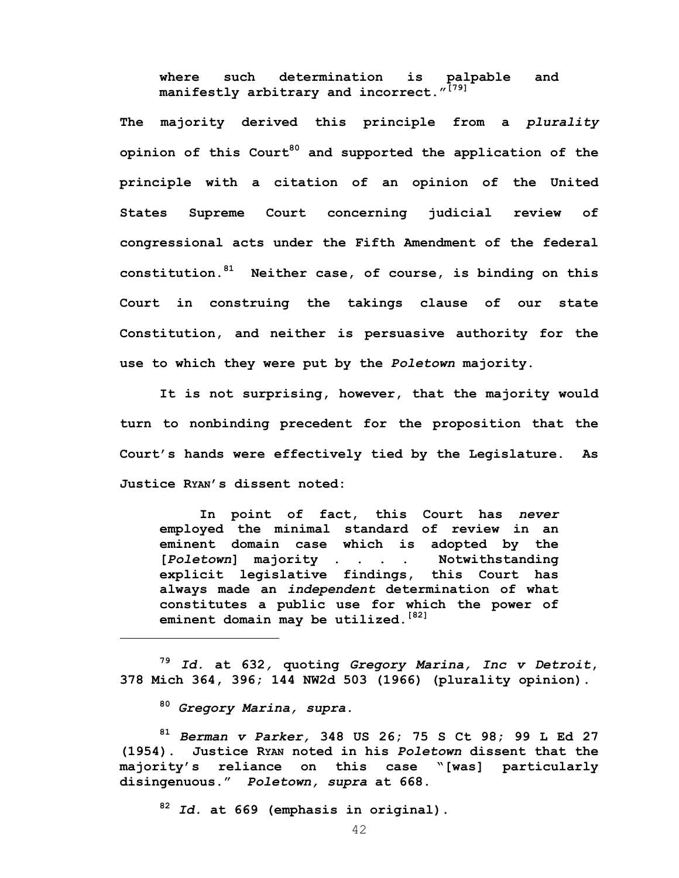> where such determination is palpable and manifestly arbitrary and incorrect."[79]

The majority derived this principle from a *plurality* opinion of this Court[80] and supported the application of the principle with a citation of an opinion of the United States Supreme Court concerning judicial review of congressional acts under the Fifth Amendment of the federal constitution.[81] Neither case, of course, is binding on this Court in construing the takings clause of our state Constitution, and neither is persuasive authority for the use to which they were put by the *Poletown* majority.

It is not surprising, however, that the majority would turn to nonbinding precedent for the proposition that the Court's hands were effectively tied by the Legislature. As Justice RYAN's dissent noted:

> In point of fact, this Court has *never* employed the minimal standard of review in an eminent domain case which is adopted by the [*Poletown*] majority . . . . Notwithstanding explicit legislative findings, this Court has always made an *independent* determination of what constitutes a public use for which the power of eminent domain may be utilized.[82]

---

[79] *Id.* at 632, quoting *Gregory Marina, Inc v Detroit*, 378 Mich 364, 396; 144 NW2d 503 (1966) (plurality opinion).

[80] *Gregory Marina, supra*.

[81] *Berman v Parker,* 348 US 26; 75 S Ct 98; 99 L Ed 27 (1954). Justice RYAN noted in his *Poletown* dissent that the majority's reliance on this case "[was] particularly disingenuous." *Poletown, supra* at 668.

[82] *Id.* at 669 (emphasis in original).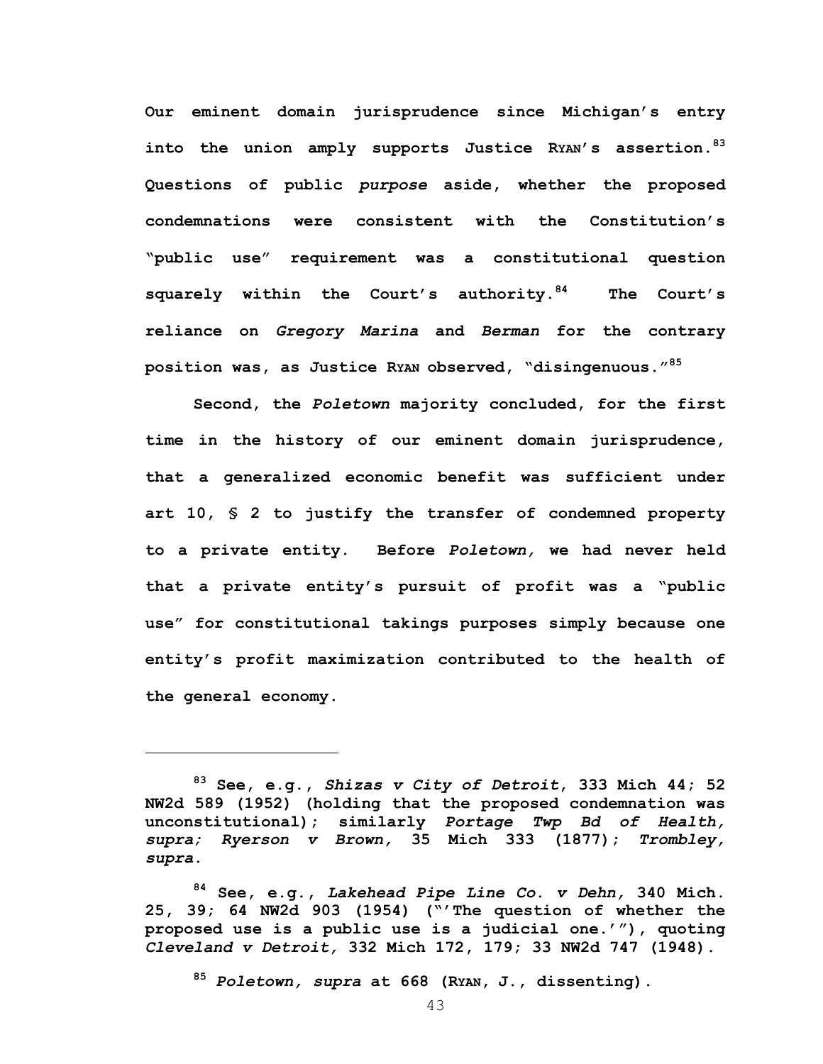Our eminent domain jurisprudence since Michigan's entry into the union amply supports Justice RYAN's assertion.[83] Questions of public *purpose* aside, whether the proposed condemnations were consistent with the Constitution's "public use" requirement was a constitutional question squarely within the Court's authority.[84] The Court's reliance on *Gregory Marina* and *Berman* for the contrary position was, as Justice RYAN observed, "disingenuous."[85]

Second, the *Poletown* majority concluded, for the first time in the history of our eminent domain jurisprudence, that a generalized economic benefit was sufficient under art 10, § 2 to justify the transfer of condemned property to a private entity. Before *Poletown,* we had never held that a private entity's pursuit of profit was a "public use" for constitutional takings purposes simply because one entity's profit maximization contributed to the health of the general economy.

---

[83] See, e.g., *Shizas v City of Detroit*, 333 Mich 44; 52 NW2d 589 (1952) (holding that the proposed condemnation was unconstitutional); similarly *Portage Twp Bd of Health, supra; Ryerson v Brown,* 35 Mich 333 (1877); *Trombley, supra*.

[84] See, e.g., *Lakehead Pipe Line Co. v Dehn,* 340 Mich. 25, 39; 64 NW2d 903 (1954) ("'The question of whether the proposed use is a public use is a judicial one.'"), quoting *Cleveland v Detroit,* 332 Mich 172, 179; 33 NW2d 747 (1948).

[85] *Poletown, supra* at 668 (RYAN, J., dissenting).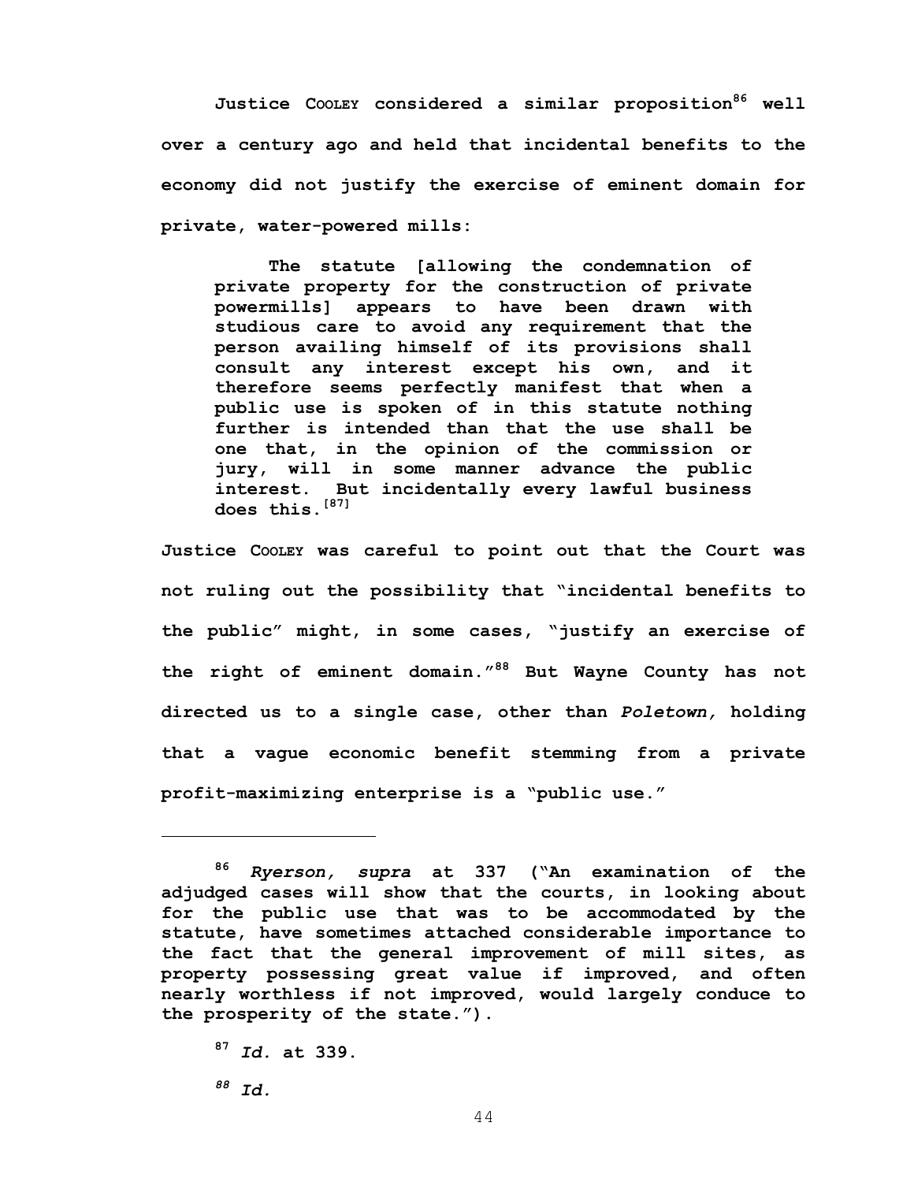Justice COOLEY considered a similar proposition[86] well over a century ago and held that incidental benefits to the economy did not justify the exercise of eminent domain for private, water-powered mills:

> The statute [allowing the condemnation of private property for the construction of private powermills] appears to have been drawn with studious care to avoid any requirement that the person availing himself of its provisions shall consult any interest except his own, and it therefore seems perfectly manifest that when a public use is spoken of in this statute nothing further is intended than that the use shall be one that, in the opinion of the commission or jury, will in some manner advance the public interest. But incidentally every lawful business does this.[87]

Justice COOLEY was careful to point out that the Court was not ruling out the possibility that "incidental benefits to the public" might, in some cases, "justify an exercise of the right of eminent domain."[88] But Wayne County has not directed us to a single case, other than *Poletown,* holding that a vague economic benefit stemming from a private profit-maximizing enterprise is a "public use."

---

[86] *Ryerson, supra* at 337 ("An examination of the adjudged cases will show that the courts, in looking about for the public use that was to be accommodated by the statute, have sometimes attached considerable importance to the fact that the general improvement of mill sites, as property possessing great value if improved, and often nearly worthless if not improved, would largely conduce to the prosperity of the state.").

[87] *Id.* at 339.

[88] *Id.*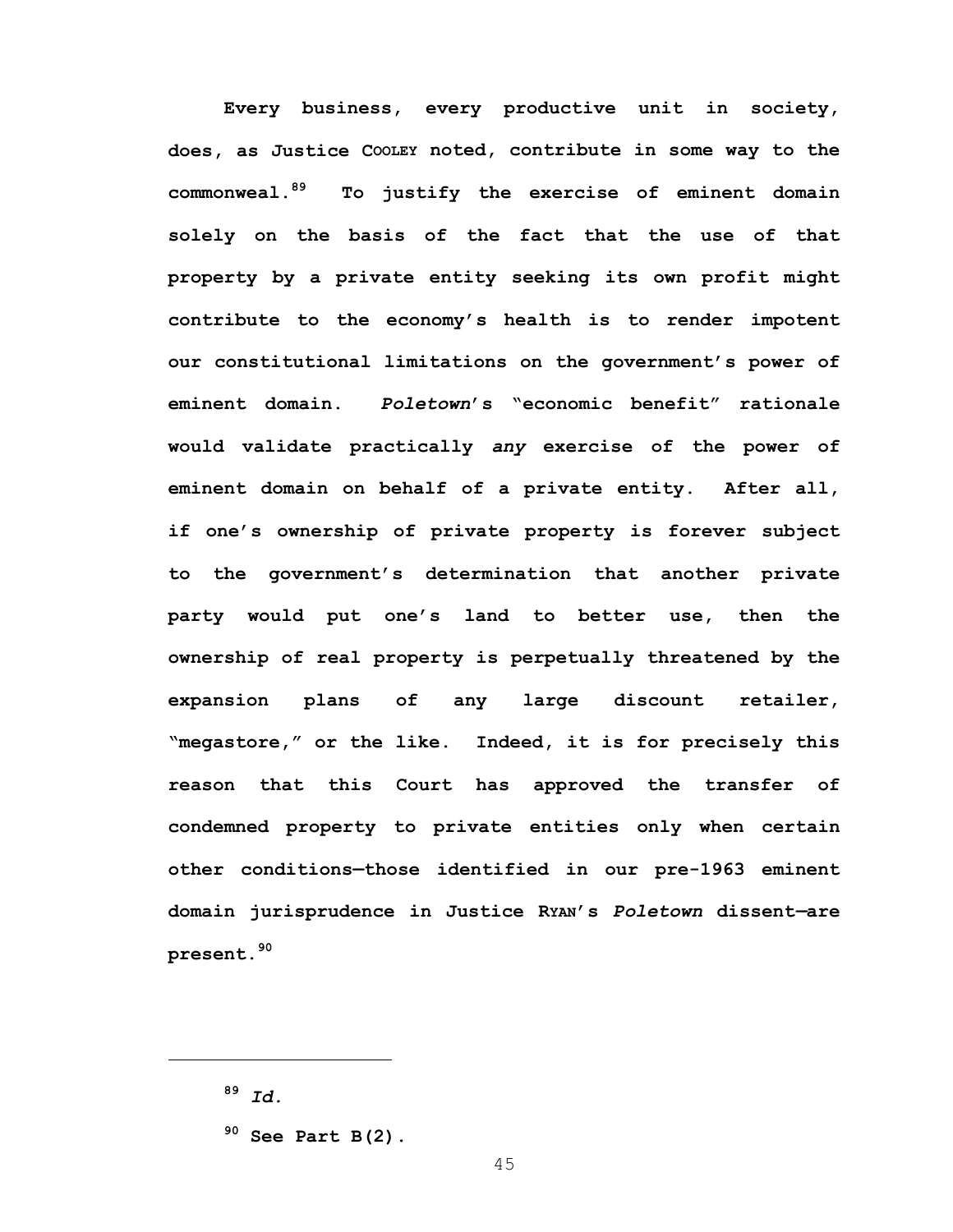**Every business, every productive unit in society, does, as Justice COOLEY noted, contribute in some way to the commonweal.[89] To justify the exercise of eminent domain solely on the basis of the fact that the use of that property by a private entity seeking its own profit might contribute to the economy's health is to render impotent our constitutional limitations on the government's power of eminent domain. *Poletown*'s "economic benefit" rationale would validate practically *any* exercise of the power of eminent domain on behalf of a private entity. After all, if one's ownership of private property is forever subject to the government's determination that another private party would put one's land to better use, then the ownership of real property is perpetually threatened by the expansion plans of any large discount retailer, "megastore," or the like. Indeed, it is for precisely this reason that this Court has approved the transfer of condemned property to private entities only when certain other conditions—those identified in our pre-1963 eminent domain jurisprudence in Justice RYAN's *Poletown* dissent—are present.[90]**

---

[89] ***Id.***

[90] **See Part B(2).**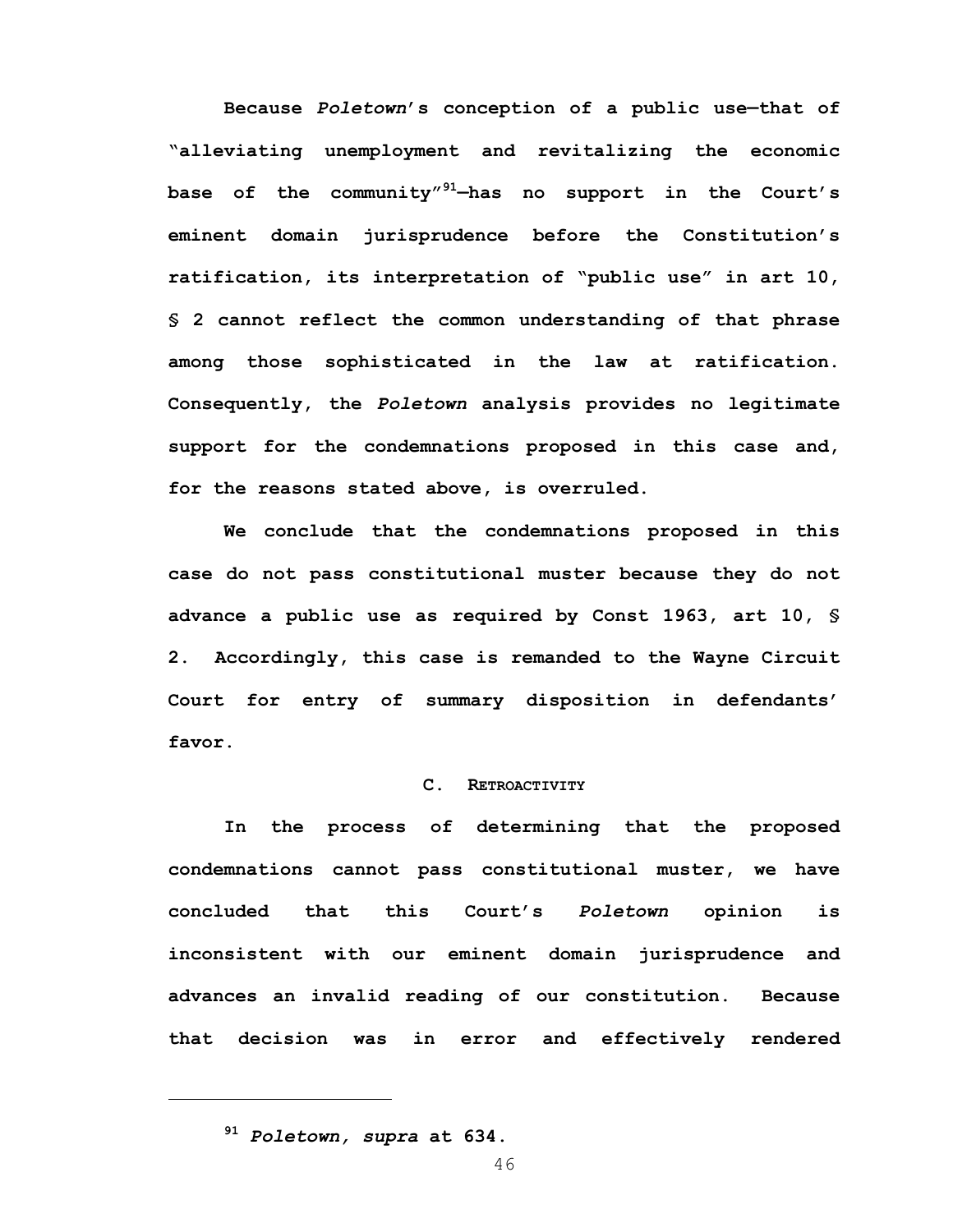**Because *Poletown*'s conception of a public use—that of "alleviating unemployment and revitalizing the economic base of the community"[91]—has no support in the Court's eminent domain jurisprudence before the Constitution's ratification, its interpretation of "public use" in art 10, § 2 cannot reflect the common understanding of that phrase among those sophisticated in the law at ratification. Consequently, the *Poletown* analysis provides no legitimate support for the condemnations proposed in this case and, for the reasons stated above, is overruled.**

**We conclude that the condemnations proposed in this case do not pass constitutional muster because they do not advance a public use as required by Const 1963, art 10, § 2. Accordingly, this case is remanded to the Wayne Circuit Court for entry of summary disposition in defendants' favor.**

### C. RETROACTIVITY

**In the process of determining that the proposed condemnations cannot pass constitutional muster, we have concluded that this Court's *Poletown* opinion is inconsistent with our eminent domain jurisprudence and advances an invalid reading of our constitution. Because that decision was in error and effectively rendered**

---

[91] ***Poletown, supra* at 634.**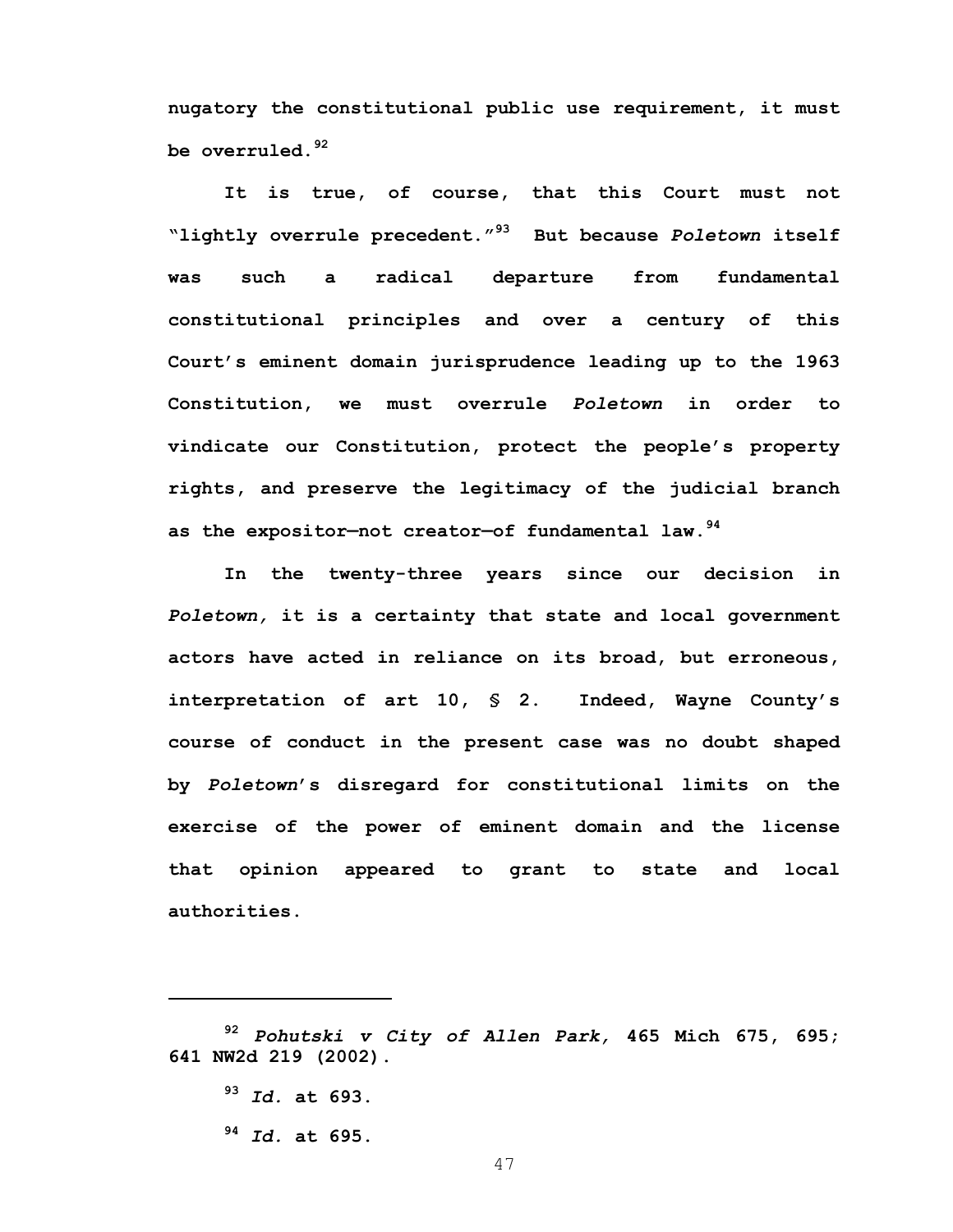nugatory the constitutional public use requirement, it must be overruled.[92]

It is true, of course, that this Court must not "lightly overrule precedent."[93] But because *Poletown* itself was such a radical departure from fundamental constitutional principles and over a century of this Court's eminent domain jurisprudence leading up to the 1963 Constitution, we must overrule *Poletown* in order to vindicate our Constitution, protect the people's property rights, and preserve the legitimacy of the judicial branch as the expositor—not creator—of fundamental law.[94]

In the twenty-three years since our decision in *Poletown,* it is a certainty that state and local government actors have acted in reliance on its broad, but erroneous, interpretation of art 10, § 2. Indeed, Wayne County's course of conduct in the present case was no doubt shaped by *Poletown*'s disregard for constitutional limits on the exercise of the power of eminent domain and the license that opinion appeared to grant to state and local authorities.

---

[92] *Pohutski v City of Allen Park,* 465 Mich 675, 695; 641 NW2d 219 (2002).

[93] *Id.* at 693.

[94] *Id.* at 695.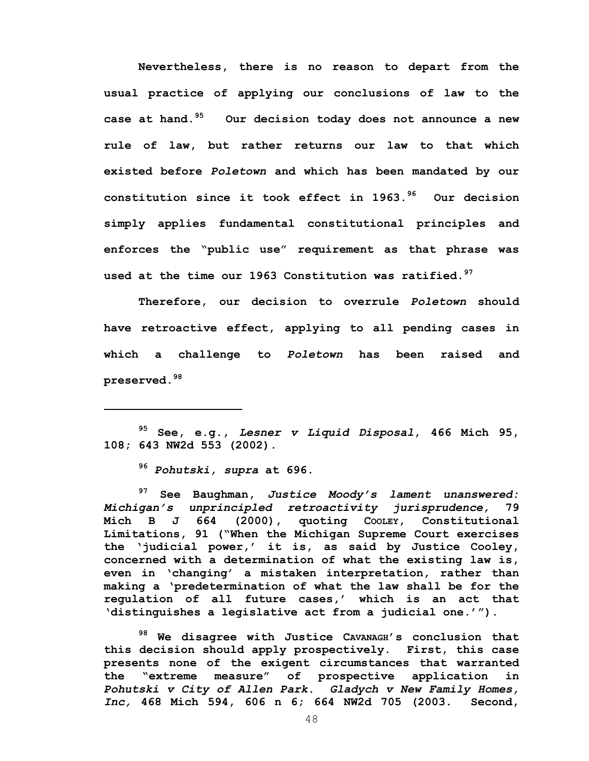Nevertheless, there is no reason to depart from the usual practice of applying our conclusions of law to the case at hand.[95] Our decision today does not announce a new rule of law, but rather returns our law to that which existed before *Poletown* and which has been mandated by our constitution since it took effect in 1963.[96] Our decision simply applies fundamental constitutional principles and enforces the "public use" requirement as that phrase was used at the time our 1963 Constitution was ratified.[97]

Therefore, our decision to overrule *Poletown* should have retroactive effect, applying to all pending cases in which a challenge to *Poletown* has been raised and preserved.[98]

---

[95] See, e.g., *Lesner v Liquid Disposal*, 466 Mich 95, 108; 643 NW2d 553 (2002).

[96] *Pohutski, supra* at 696.

[97] See Baughman, *Justice Moody's lament unanswered: Michigan's unprincipled retroactivity jurisprudence,* 79 Mich B J 664 (2000), quoting COOLEY, Constitutional Limitations, 91 ("When the Michigan Supreme Court exercises the 'judicial power,' it is, as said by Justice Cooley, concerned with a determination of what the existing law is, even in 'changing' a mistaken interpretation, rather than making a 'predetermination of what the law shall be for the regulation of all future cases,' which is an act that 'distinguishes a legislative act from a judicial one.'").

[98] We disagree with Justice CAVANAGH's conclusion that this decision should apply prospectively. First, this case presents none of the exigent circumstances that warranted the "extreme measure" of prospective application in *Pohutski v City of Allen Park*. *Gladych v New Family Homes, Inc,* 468 Mich 594, 606 n 6; 664 NW2d 705 (2003. Second,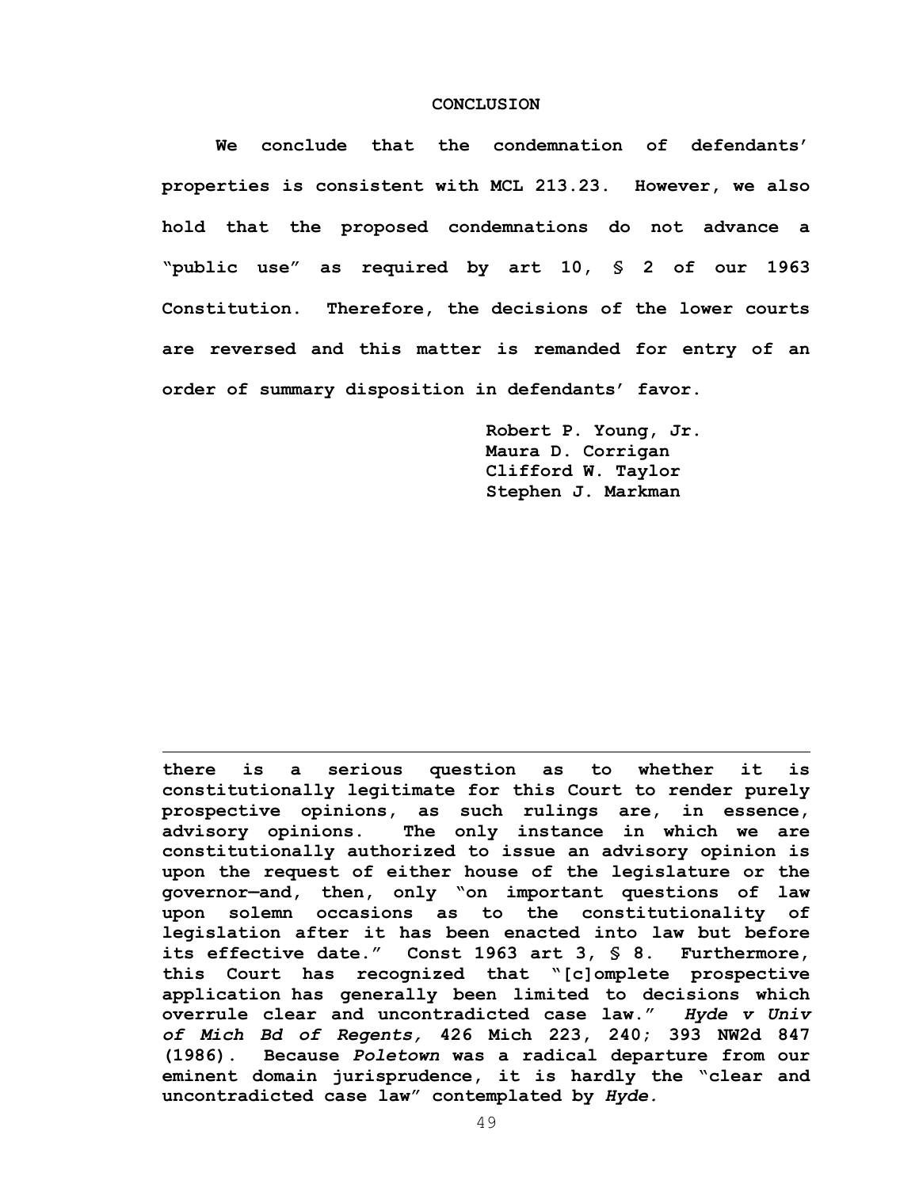## CONCLUSION

**We conclude that the condemnation of defendants' properties is consistent with MCL 213.23. However, we also hold that the proposed condemnations do not advance a "public use" as required by art 10, § 2 of our 1963 Constitution. Therefore, the decisions of the lower courts are reversed and this matter is remanded for entry of an order of summary disposition in defendants' favor.**

**Robert P. Young, Jr.**
**Maura D. Corrigan**
**Clifford W. Taylor**
**Stephen J. Markman**

---

**there is a serious question as to whether it is constitutionally legitimate for this Court to render purely prospective opinions, as such rulings are, in essence, advisory opinions. The only instance in which we are constitutionally authorized to issue an advisory opinion is upon the request of either house of the legislature or the governor—and, then, only "on important questions of law upon solemn occasions as to the constitutionality of legislation after it has been enacted into law but before its effective date." Const 1963 art 3, § 8. Furthermore, this Court has recognized that "[c]omplete prospective application has generally been limited to decisions which overrule clear and uncontradicted case law."** ***Hyde v Univ of Mich Bd of Regents,*** **426 Mich 223, 240; 393 NW2d 847 (1986). Because** ***Poletown*** **was a radical departure from our eminent domain jurisprudence, it is hardly the "clear and uncontradicted case law" contemplated by** ***Hyde.***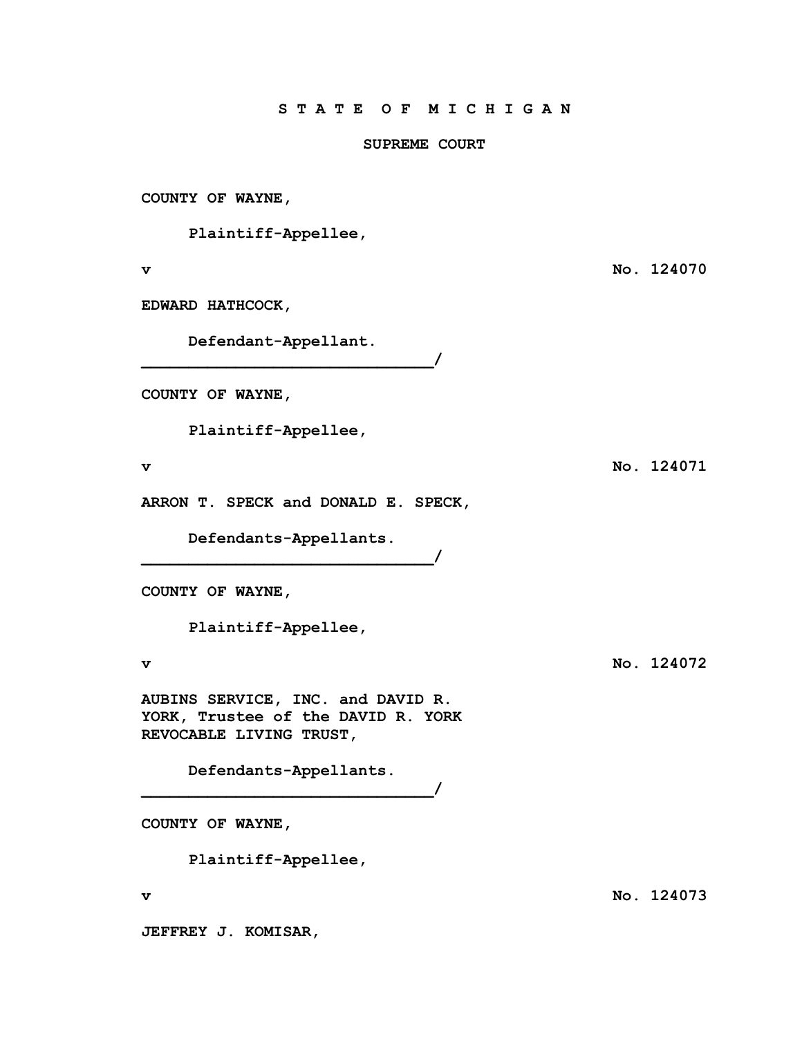**S T A T E   O F   M I C H I G A N**

**SUPREME COURT**

**COUNTY OF WAYNE,**

**Plaintiff-Appellee,**

**v** **No. 124070**

**EDWARD HATHCOCK,**

**Defendant-Appellant.**
**_______________________________/**

**COUNTY OF WAYNE,**

**Plaintiff-Appellee,**

**v** **No. 124071**

**ARRON T. SPECK and DONALD E. SPECK,**

**Defendants-Appellants.**
**_______________________________/**

**COUNTY OF WAYNE,**

**Plaintiff-Appellee,**

**v** **No. 124072**

**AUBINS SERVICE, INC. and DAVID R. YORK, Trustee of the DAVID R. YORK REVOCABLE LIVING TRUST,**

**Defendants-Appellants.**
**_______________________________/**

**COUNTY OF WAYNE,**

**Plaintiff-Appellee,**

**v** **No. 124073**

**JEFFREY J. KOMISAR,**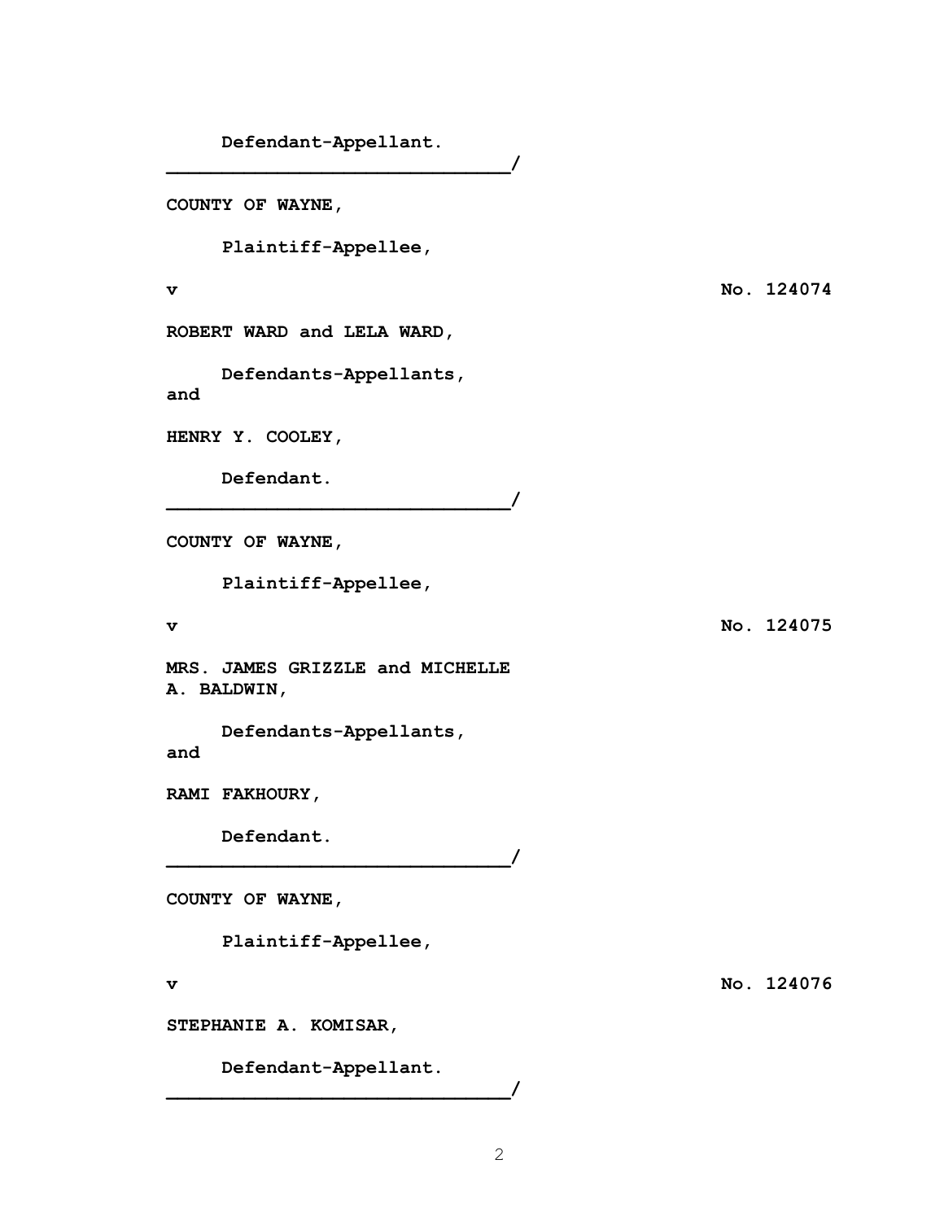**Defendant-Appellant.**

**______________________________/**

**COUNTY OF WAYNE,**

**Plaintiff-Appellee,**

**v** **No. 124074**

**ROBERT WARD and LELA WARD,**

**Defendants-Appellants,**

**and**

**HENRY Y. COOLEY,**

**Defendant.**

**______________________________/**

**COUNTY OF WAYNE,**

**Plaintiff-Appellee,**

**v** **No. 124075**

**MRS. JAMES GRIZZLE and MICHELLE A. BALDWIN,**

**Defendants-Appellants,**

**and**

**RAMI FAKHOURY,**

**Defendant.**

**______________________________/**

**COUNTY OF WAYNE,**

**Plaintiff-Appellee,**

**v** **No. 124076**

**STEPHANIE A. KOMISAR,**

**Defendant-Appellant.**

**______________________________/**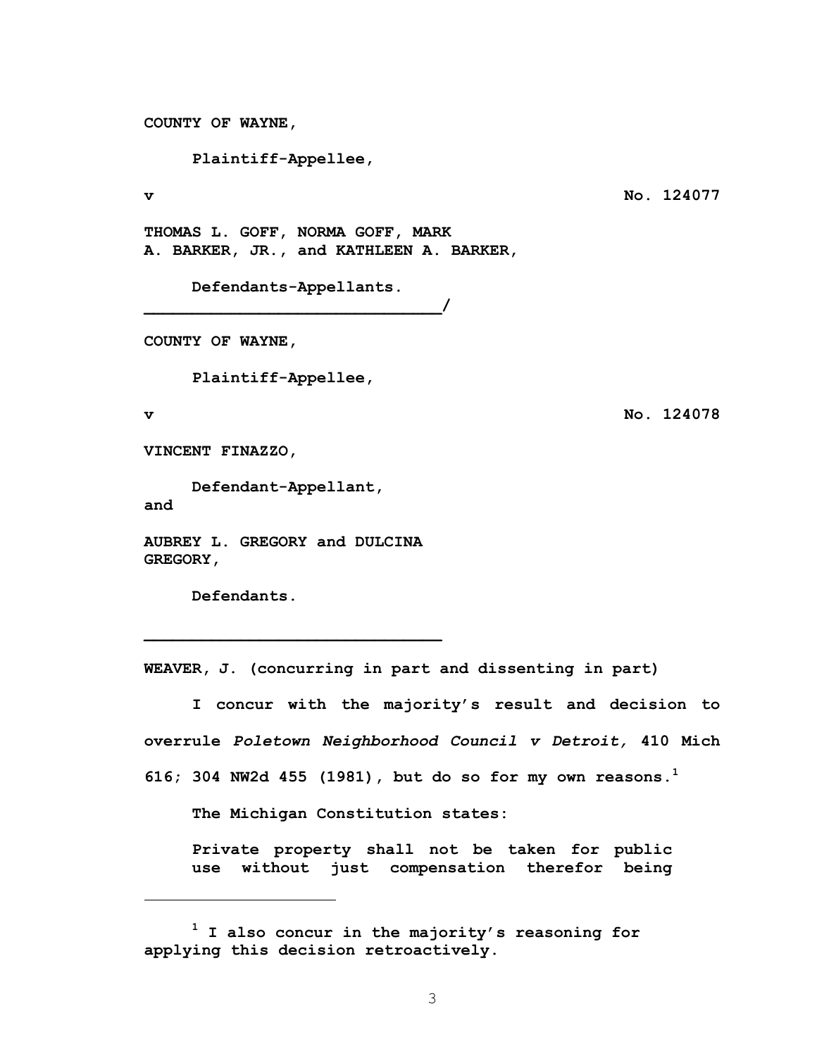**COUNTY OF WAYNE,**

**Plaintiff-Appellee,**

**v** **No. 124077**

**THOMAS L. GOFF, NORMA GOFF, MARK A. BARKER, JR., and KATHLEEN A. BARKER,**

**Defendants-Appellants.**

______________________________/

**COUNTY OF WAYNE,**

**Plaintiff-Appellee,**

**v** **No. 124078**

**VINCENT FINAZZO,**

**Defendant-Appellant,**

**and**

**AUBREY L. GREGORY and DULCINA GREGORY,**

**Defendants.**

______________________________

**WEAVER, J. (concurring in part and dissenting in part)**

**I concur with the majority's result and decision to overrule *Poletown Neighborhood Council v Detroit,* 410 Mich 616; 304 NW2d 455 (1981), but do so for my own reasons.[1]**

**The Michigan Constitution states:**

> **Private property shall not be taken for public use without just compensation therefor being**

---

**[1] I also concur in the majority's reasoning for applying this decision retroactively.**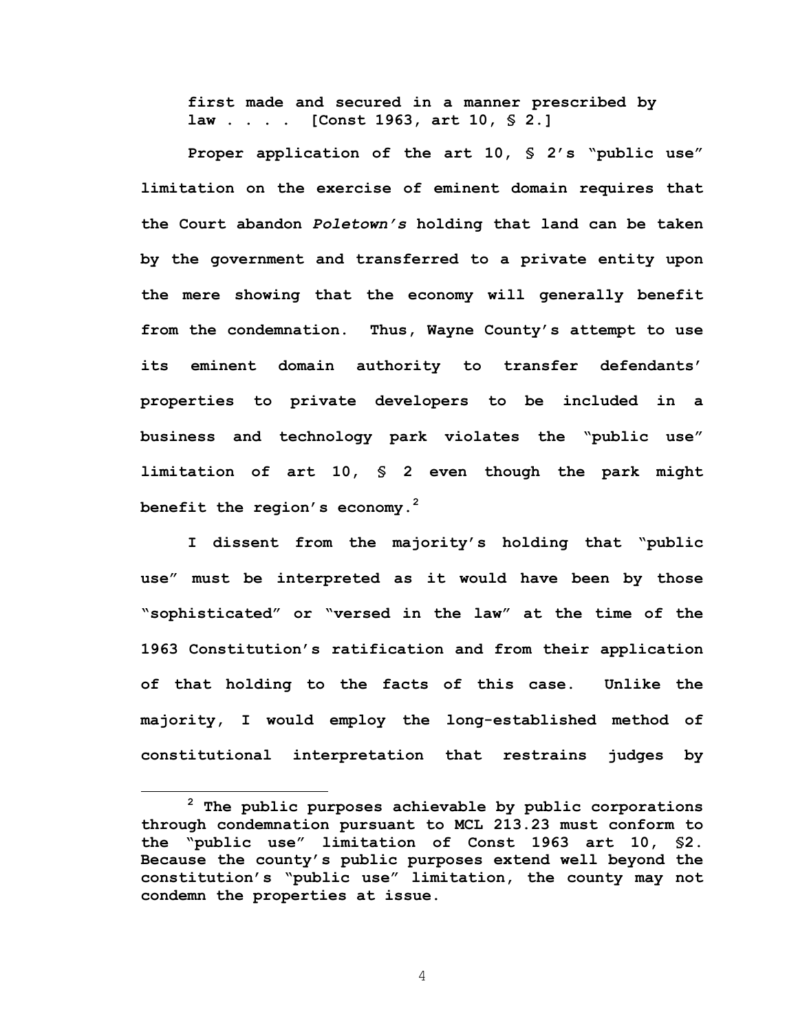first made and secured in a manner prescribed by law . . . . [Const 1963, art 10, § 2.]

Proper application of the art 10, § 2's "public use" limitation on the exercise of eminent domain requires that the Court abandon *Poletown's* holding that land can be taken by the government and transferred to a private entity upon the mere showing that the economy will generally benefit from the condemnation. Thus, Wayne County's attempt to use its eminent domain authority to transfer defendants' properties to private developers to be included in a business and technology park violates the "public use" limitation of art 10, § 2 even though the park might benefit the region's economy.[2]

I dissent from the majority's holding that "public use" must be interpreted as it would have been by those "sophisticated" or "versed in the law" at the time of the 1963 Constitution's ratification and from their application of that holding to the facts of this case. Unlike the majority, I would employ the long-established method of constitutional interpretation that restrains judges by

[2] The public purposes achievable by public corporations through condemnation pursuant to MCL 213.23 must conform to the "public use" limitation of Const 1963 art 10, §2. Because the county's public purposes extend well beyond the constitution's "public use" limitation, the county may not condemn the properties at issue.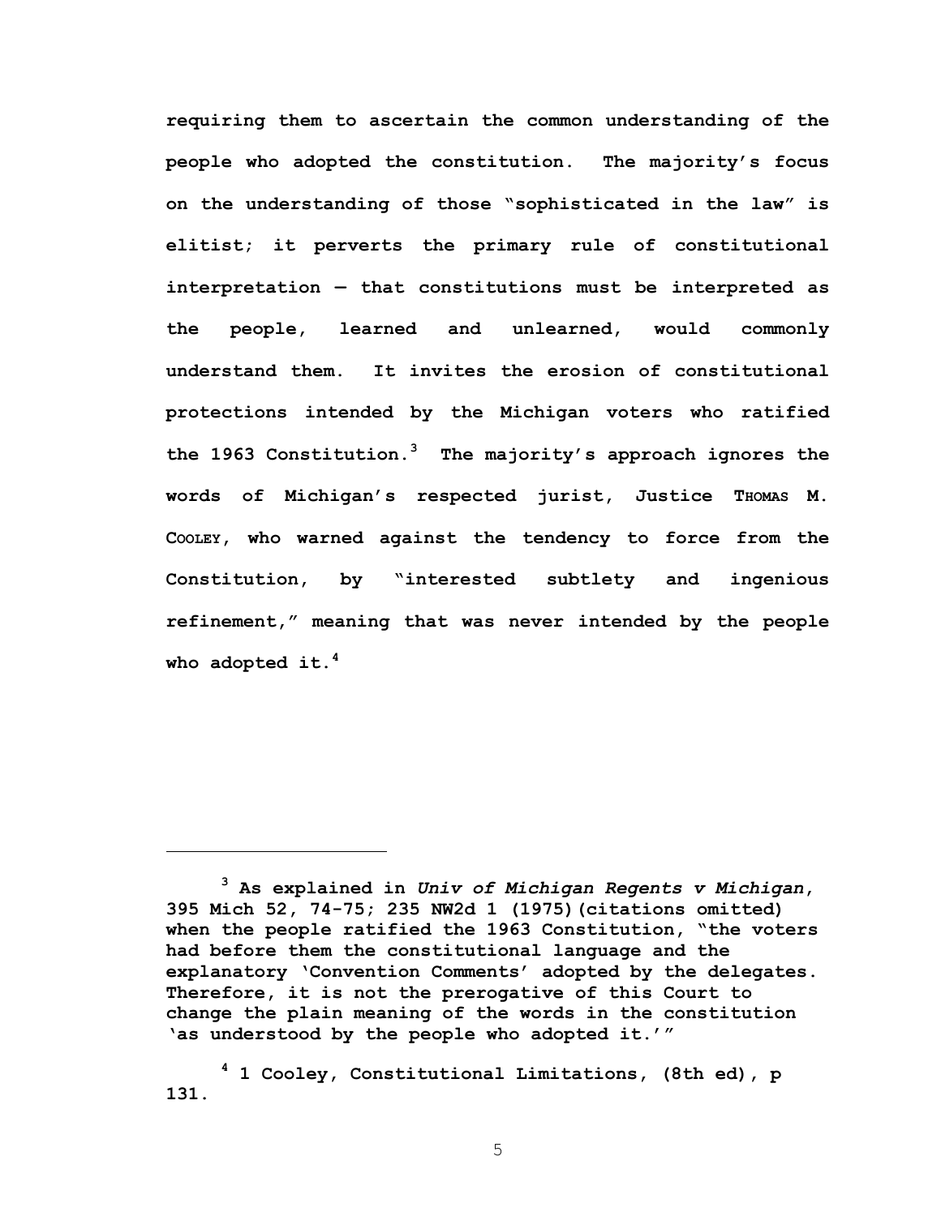**requiring them to ascertain the common understanding of the people who adopted the constitution. The majority's focus on the understanding of those "sophisticated in the law" is elitist; it perverts the primary rule of constitutional interpretation — that constitutions must be interpreted as the people, learned and unlearned, would commonly understand them. It invites the erosion of constitutional protections intended by the Michigan voters who ratified the 1963 Constitution.[3] The majority's approach ignores the words of Michigan's respected jurist, Justice THOMAS M. COOLEY, who warned against the tendency to force from the Constitution, by "interested subtlety and ingenious refinement," meaning that was never intended by the people who adopted it.[4]**

---

**[3] As explained in *Univ of Michigan Regents v Michigan*, 395 Mich 52, 74-75; 235 NW2d 1 (1975)(citations omitted) when the people ratified the 1963 Constitution, "the voters had before them the constitutional language and the explanatory 'Convention Comments' adopted by the delegates. Therefore, it is not the prerogative of this Court to change the plain meaning of the words in the constitution 'as understood by the people who adopted it.'"**

**[4] 1 Cooley, Constitutional Limitations, (8th ed), p 131.**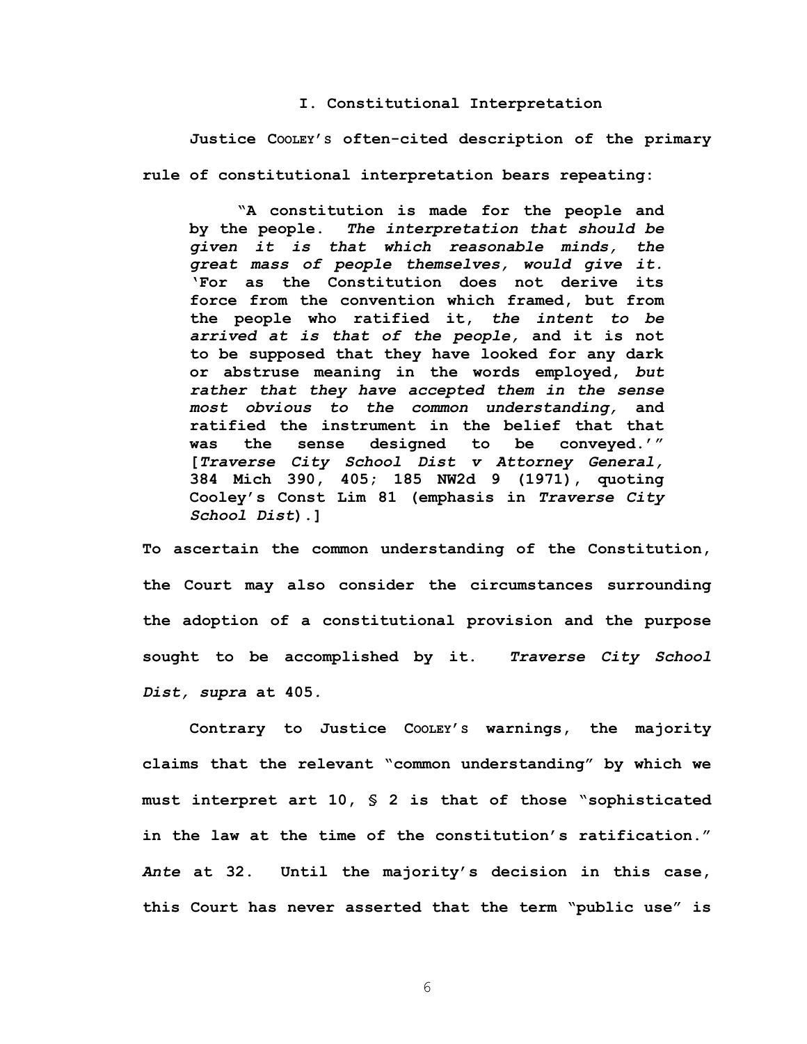## I. Constitutional Interpretation

Justice COOLEY'S often-cited description of the primary rule of constitutional interpretation bears repeating:

> "A constitution is made for the people and by the people. *The interpretation that should be given it is that which reasonable minds, the great mass of people themselves, would give it.* 'For as the Constitution does not derive its force from the convention which framed, but from the people who ratified it, *the intent to be arrived at is that of the people,* and it is not to be supposed that they have looked for any dark or abstruse meaning in the words employed, *but rather that they have accepted them in the sense most obvious to the common understanding,* and ratified the instrument in the belief that that was the sense designed to be conveyed.'" [*Traverse City School Dist v Attorney General,* 384 Mich 390, 405; 185 NW2d 9 (1971), quoting Cooley's Const Lim 81 (emphasis in *Traverse City School Dist*).]

To ascertain the common understanding of the Constitution, the Court may also consider the circumstances surrounding the adoption of a constitutional provision and the purpose sought to be accomplished by it. *Traverse City School Dist, supra* at 405.

Contrary to Justice COOLEY'S warnings, the majority claims that the relevant "common understanding" by which we must interpret art 10, § 2 is that of those "sophisticated in the law at the time of the constitution's ratification." *Ante* at 32. Until the majority's decision in this case, this Court has never asserted that the term "public use" is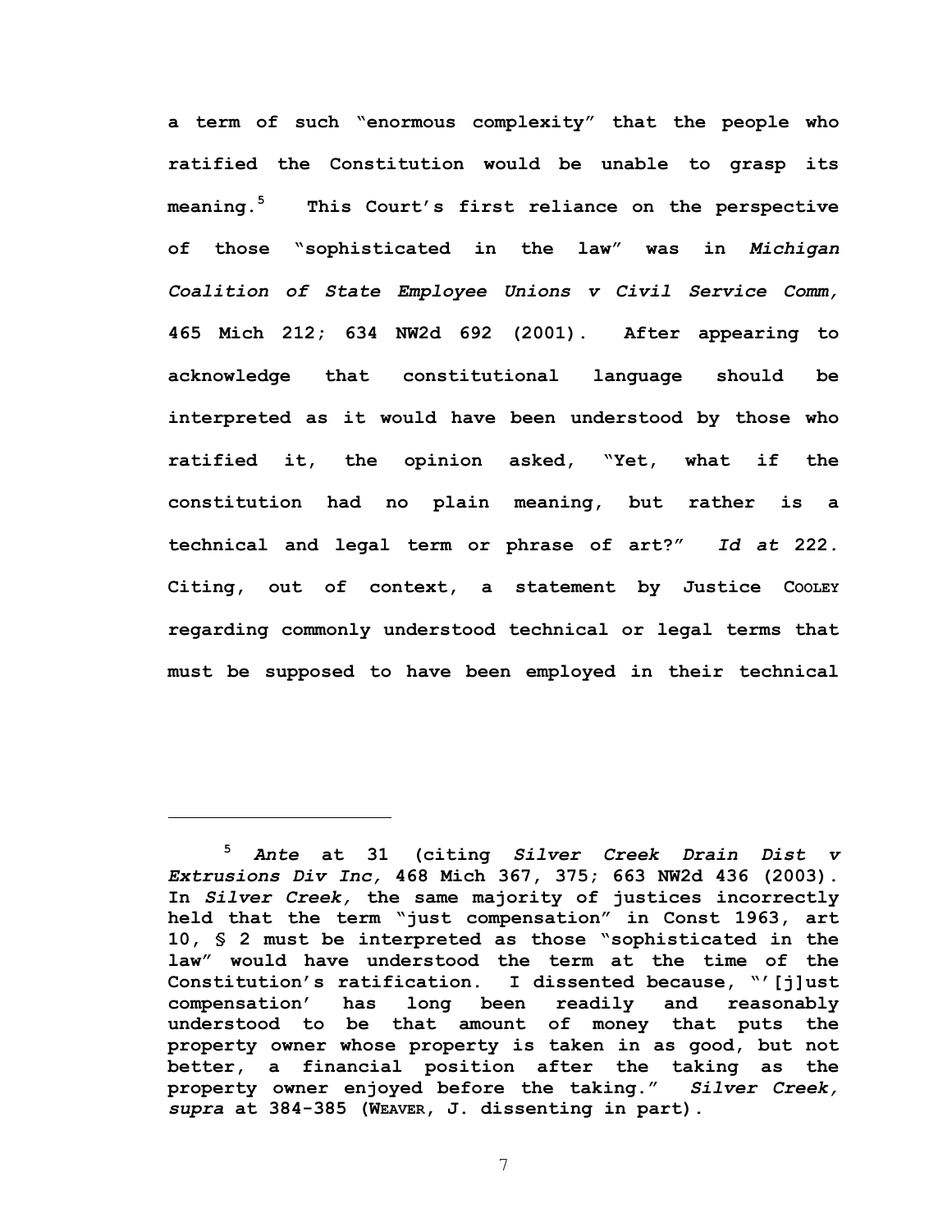a term of such "enormous complexity" that the people who ratified the Constitution would be unable to grasp its meaning.[5] This Court's first reliance on the perspective of those "sophisticated in the law" was in *Michigan Coalition of State Employee Unions v Civil Service Comm,* 465 Mich 212; 634 NW2d 692 (2001). After appearing to acknowledge that constitutional language should be interpreted as it would have been understood by those who ratified it, the opinion asked, "Yet, what if the constitution had no plain meaning, but rather is a technical and legal term or phrase of art?" *Id at* 222. Citing, out of context, a statement by Justice COOLEY regarding commonly understood technical or legal terms that must be supposed to have been employed in their technical

---

[5] *Ante* at 31 (citing *Silver Creek Drain Dist v Extrusions Div Inc,* 468 Mich 367, 375; 663 NW2d 436 (2003). In *Silver Creek,* the same majority of justices incorrectly held that the term "just compensation" in Const 1963, art 10, § 2 must be interpreted as those "sophisticated in the law" would have understood the term at the time of the Constitution's ratification. I dissented because, "'[j]ust compensation' has long been readily and reasonably understood to be that amount of money that puts the property owner whose property is taken in as good, but not better, a financial position after the taking as the property owner enjoyed before the taking." *Silver Creek, supra* at 384-385 (WEAVER, J. dissenting in part).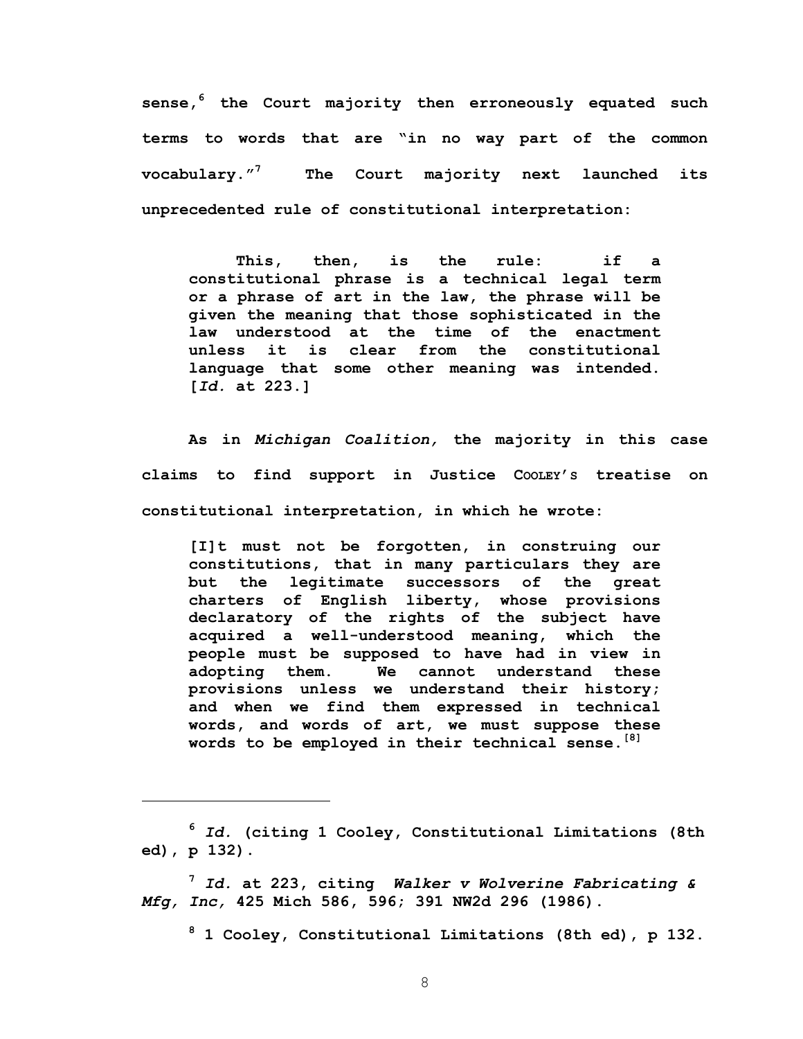sense,[6] the Court majority then erroneously equated such terms to words that are "in no way part of the common vocabulary."[7] The Court majority next launched its unprecedented rule of constitutional interpretation:

> This, then, is the rule: if a constitutional phrase is a technical legal term or a phrase of art in the law, the phrase will be given the meaning that those sophisticated in the law understood at the time of the enactment unless it is clear from the constitutional language that some other meaning was intended. [*Id.* at 223.]

As in *Michigan Coalition,* the majority in this case claims to find support in Justice COOLEY'S treatise on constitutional interpretation, in which he wrote:

> [I]t must not be forgotten, in construing our constitutions, that in many particulars they are but the legitimate successors of the great charters of English liberty, whose provisions declaratory of the rights of the subject have acquired a well-understood meaning, which the people must be supposed to have had in view in adopting them. We cannot understand these provisions unless we understand their history; and when we find them expressed in technical words, and words of art, we must suppose these words to be employed in their technical sense.[8]

---

[6] *Id.* (citing 1 Cooley, Constitutional Limitations (8th ed), p 132).

[7] *Id.* at 223, citing *Walker v Wolverine Fabricating & Mfg, Inc,* 425 Mich 586, 596; 391 NW2d 296 (1986).

[8] 1 Cooley, Constitutional Limitations (8th ed), p 132.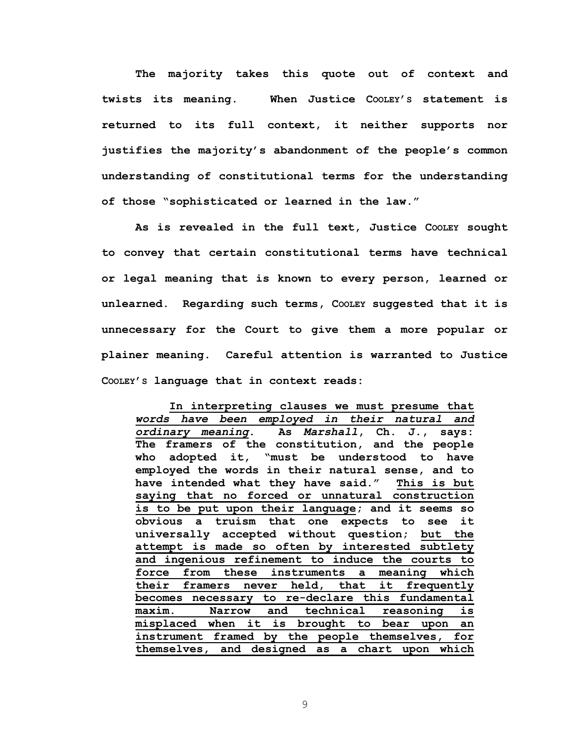**The majority takes this quote out of context and twists its meaning. When Justice COOLEY'S statement is returned to its full context, it neither supports nor justifies the majority's abandonment of the people's common understanding of constitutional terms for the understanding of those "sophisticated or learned in the law."**

**As is revealed in the full text, Justice COOLEY sought to convey that certain constitutional terms have technical or legal meaning that is known to every person, learned or unlearned. Regarding such terms, COOLEY suggested that it is unnecessary for the Court to give them a more popular or plainer meaning. Careful attention is warranted to Justice COOLEY'S language that in context reads:**

> **<u>In interpreting clauses we must presume that *words have been employed in their natural and ordinary meaning*</u>. As *Marshall*, Ch. J., says: The framers of the constitution, and the people who adopted it, "must be understood to have employed the words in their natural sense, and to have intended what they have said." <u>This is but saying that no forced or unnatural construction is to be put upon their language</u>; and it seems so obvious a truism that one expects to see it universally accepted without question; <u>but the attempt is made so often by interested subtlety and ingenious refinement to induce the courts to force from these instruments a meaning which their framers never held, that it frequently becomes necessary to re-declare this fundamental maxim. Narrow and technical reasoning is misplaced when it is brought to bear upon an instrument framed by the people themselves, for themselves, and designed as a chart upon which</u>**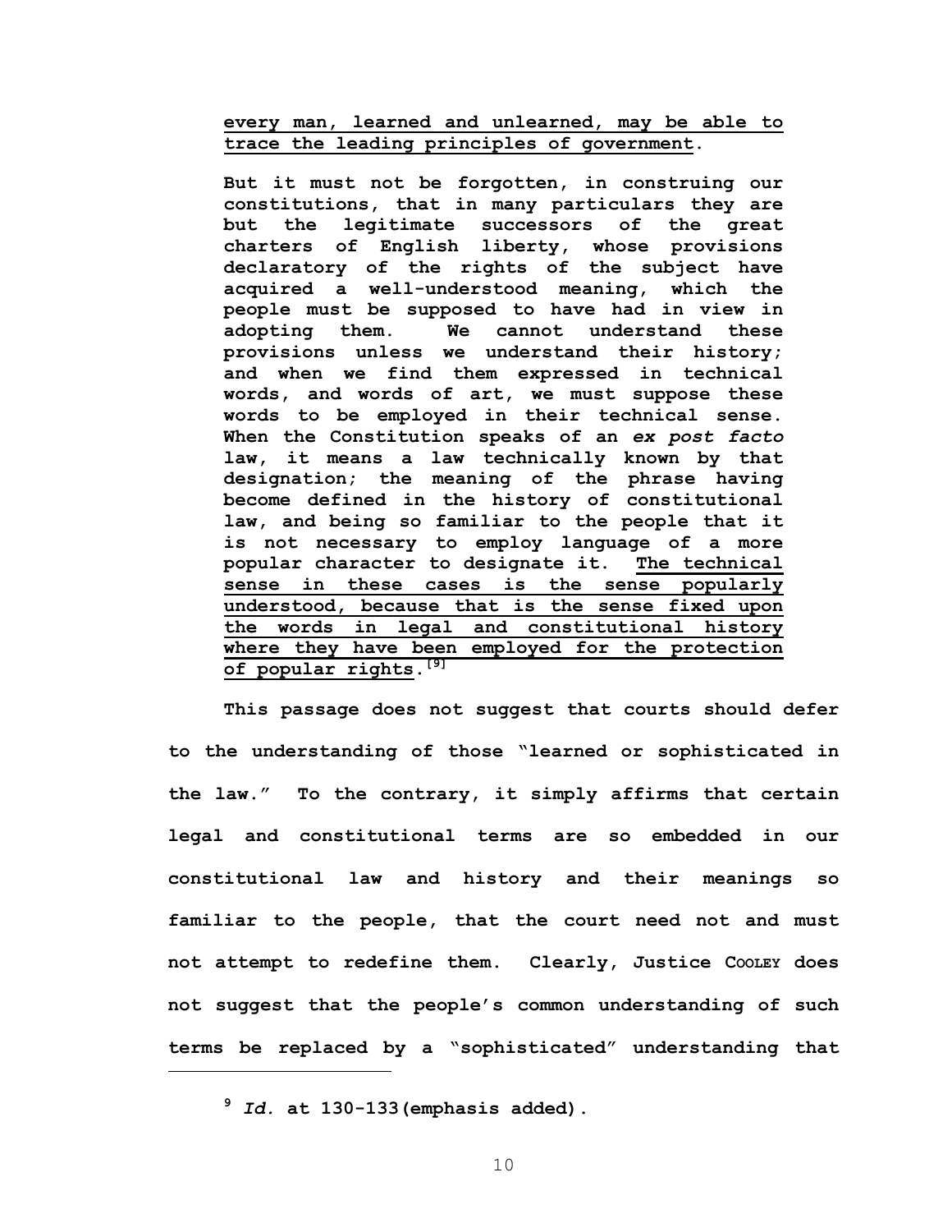> **every man, learned and unlearned, may be able to trace the leading principles of government.**
>
> **But it must not be forgotten, in construing our constitutions, that in many particulars they are but the legitimate successors of the great charters of English liberty, whose provisions declaratory of the rights of the subject have acquired a well-understood meaning, which the people must be supposed to have had in view in adopting them. We cannot understand these provisions unless we understand their history; and when we find them expressed in technical words, and words of art, we must suppose these words to be employed in their technical sense. When the Constitution speaks of an *ex post facto* law, it means a law technically known by that designation; the meaning of the phrase having become defined in the history of constitutional law, and being so familiar to the people that it is not necessary to employ language of a more popular character to designate it. The technical sense in these cases is the sense popularly understood, because that is the sense fixed upon the words in legal and constitutional history where they have been employed for the protection of popular rights.[9]**

**This passage does not suggest that courts should defer to the understanding of those "learned or sophisticated in the law." To the contrary, it simply affirms that certain legal and constitutional terms are so embedded in our constitutional law and history and their meanings so familiar to the people, that the court need not and must not attempt to redefine them. Clearly, Justice COOLEY does not suggest that the people's common understanding of such terms be replaced by a "sophisticated" understanding that**

---

[9] ***Id.* at 130-133(emphasis added).**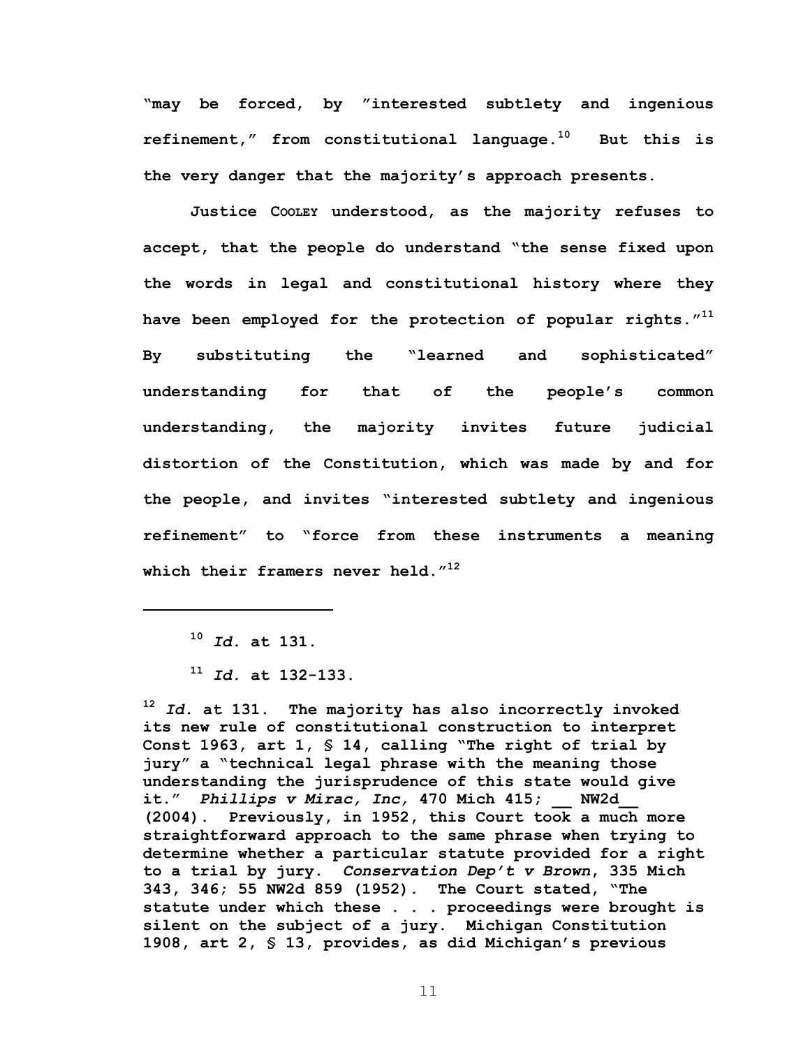"may be forced, by "interested subtlety and ingenious refinement," from constitutional language.[10] But this is the very danger that the majority's approach presents.

Justice COOLEY understood, as the majority refuses to accept, that the people do understand "the sense fixed upon the words in legal and constitutional history where they have been employed for the protection of popular rights."[11] By substituting the "learned and sophisticated" understanding for that of the people's common understanding, the majority invites future judicial distortion of the Constitution, which was made by and for the people, and invites "interested subtlety and ingenious refinement" to "force from these instruments a meaning which their framers never held."[12]

---

[10] *Id.* at 131.

[11] *Id.* at 132-133.

[12] *Id.* at 131. The majority has also incorrectly invoked its new rule of constitutional construction to interpret Const 1963, art 1, § 14, calling "The right of trial by jury" a "technical legal phrase with the meaning those understanding the jurisprudence of this state would give it." *Phillips v Mirac, Inc,* 470 Mich 415; __ NW2d__ (2004). Previously, in 1952, this Court took a much more straightforward approach to the same phrase when trying to determine whether a particular statute provided for a right to a trial by jury. *Conservation Dep't v Brown*, 335 Mich 343, 346; 55 NW2d 859 (1952). The Court stated, "The statute under which these . . . proceedings were brought is silent on the subject of a jury. Michigan Constitution 1908, art 2, § 13, provides, as did Michigan's previous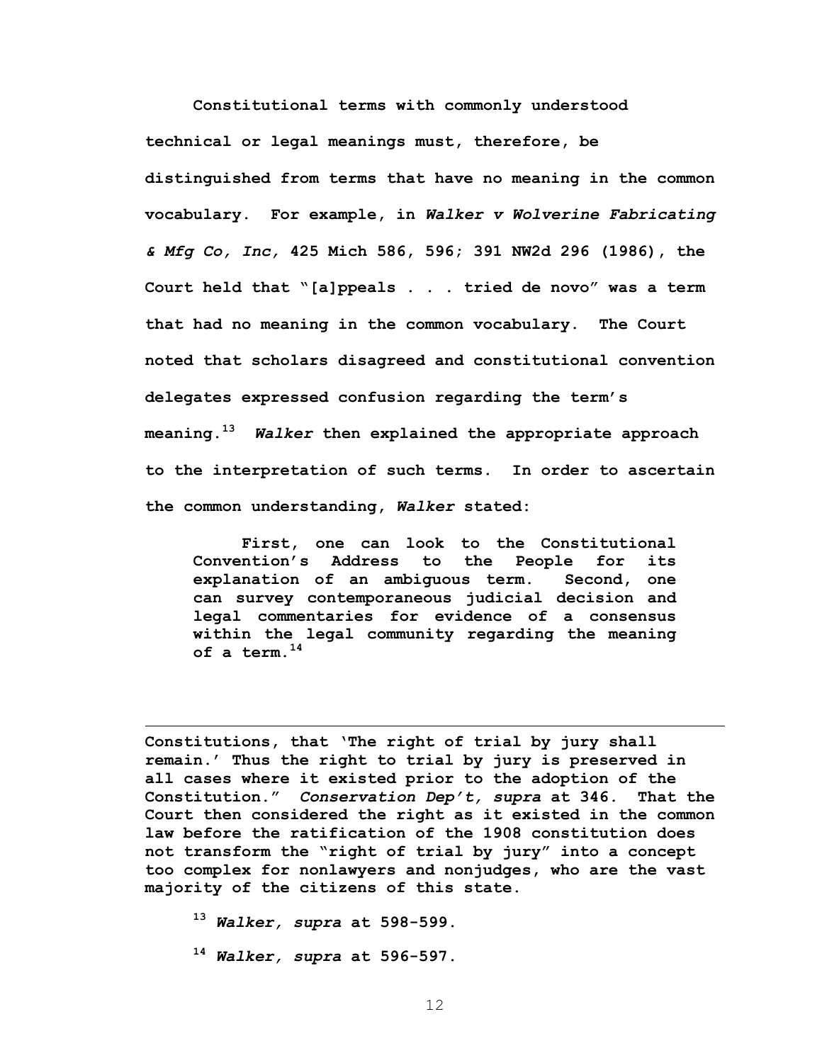Constitutional terms with commonly understood technical or legal meanings must, therefore, be distinguished from terms that have no meaning in the common vocabulary. For example, in *Walker v Wolverine Fabricating & Mfg Co, Inc,* 425 Mich 586, 596; 391 NW2d 296 (1986), the Court held that "[a]ppeals . . . tried de novo" was a term that had no meaning in the common vocabulary. The Court noted that scholars disagreed and constitutional convention delegates expressed confusion regarding the term's meaning.[13] *Walker* then explained the appropriate approach to the interpretation of such terms. In order to ascertain the common understanding, *Walker* stated:

> First, one can look to the Constitutional Convention's Address to the People for its explanation of an ambiguous term. Second, one can survey contemporaneous judicial decision and legal commentaries for evidence of a consensus within the legal community regarding the meaning of a term.[14]

---

Constitutions, that 'The right of trial by jury shall remain.' Thus the right to trial by jury is preserved in all cases where it existed prior to the adoption of the Constitution." *Conservation Dep't, supra* at 346. That the Court then considered the right as it existed in the common law before the ratification of the 1908 constitution does not transform the "right of trial by jury" into a concept too complex for nonlawyers and nonjudges, who are the vast majority of the citizens of this state.

[13] *Walker, supra* at 598-599.

[14] *Walker, supra* at 596-597.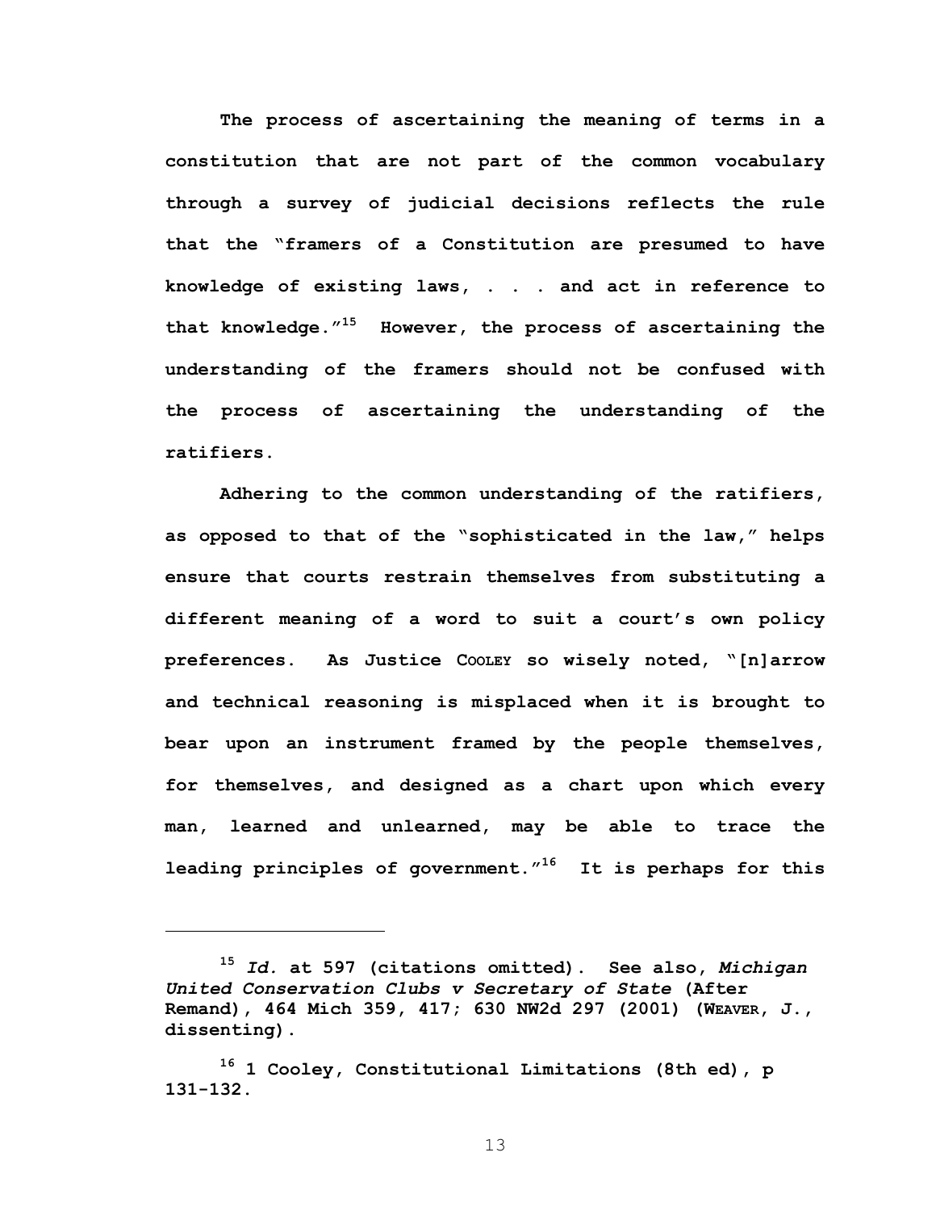The process of ascertaining the meaning of terms in a constitution that are not part of the common vocabulary through a survey of judicial decisions reflects the rule that the "framers of a Constitution are presumed to have knowledge of existing laws, . . . and act in reference to that knowledge."[15] However, the process of ascertaining the understanding of the framers should not be confused with the process of ascertaining the understanding of the ratifiers.

Adhering to the common understanding of the ratifiers, as opposed to that of the "sophisticated in the law," helps ensure that courts restrain themselves from substituting a different meaning of a word to suit a court's own policy preferences. As Justice COOLEY so wisely noted, "[n]arrow and technical reasoning is misplaced when it is brought to bear upon an instrument framed by the people themselves, for themselves, and designed as a chart upon which every man, learned and unlearned, may be able to trace the leading principles of government."[16] It is perhaps for this

---

[15] *Id.* at 597 (citations omitted). See also, *Michigan United Conservation Clubs v Secretary of State* (After Remand), 464 Mich 359, 417; 630 NW2d 297 (2001) (WEAVER, J., dissenting).

[16] 1 Cooley, Constitutional Limitations (8th ed), p 131-132.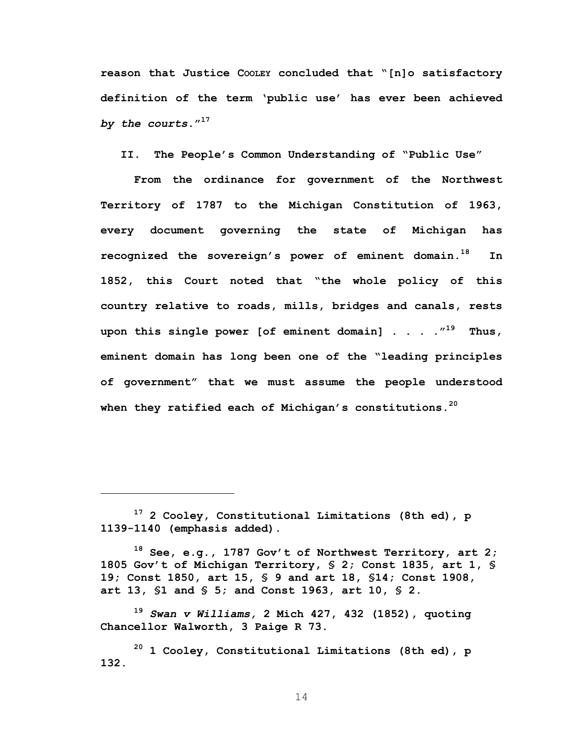**reason that Justice Cooley concluded that "[n]o satisfactory definition of the term 'public use' has ever been achieved *by the courts*."[17]**

## II. The People's Common Understanding of "Public Use"

**From the ordinance for government of the Northwest Territory of 1787 to the Michigan Constitution of 1963, every document governing the state of Michigan has recognized the sovereign's power of eminent domain.[18] In 1852, this Court noted that "the whole policy of this country relative to roads, mills, bridges and canals, rests upon this single power [of eminent domain] . . . ."[19] Thus, eminent domain has long been one of the "leading principles of government" that we must assume the people understood when they ratified each of Michigan's constitutions.[20]**

---

**[17] 2 Cooley, Constitutional Limitations (8th ed), p 1139-1140 (emphasis added).**

**[18] See, e.g., 1787 Gov't of Northwest Territory, art 2; 1805 Gov't of Michigan Territory, § 2; Const 1835, art 1, § 19; Const 1850, art 15, § 9 and art 18, §14; Const 1908, art 13, §1 and § 5; and Const 1963, art 10, § 2.**

**[19] *Swan v Williams,* 2 Mich 427, 432 (1852), quoting Chancellor Walworth, 3 Paige R 73.**

**[20] 1 Cooley, Constitutional Limitations (8th ed), p 132.**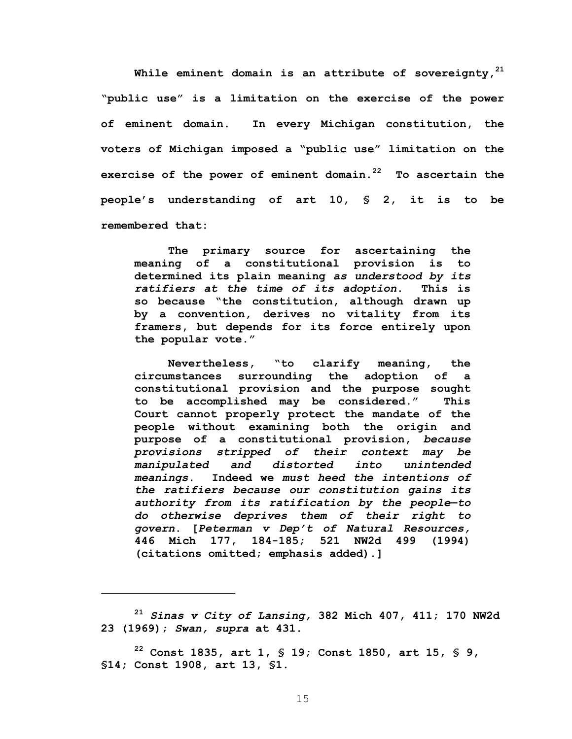**While eminent domain is an attribute of sovereignty,[21] "public use" is a limitation on the exercise of the power of eminent domain. In every Michigan constitution, the voters of Michigan imposed a "public use" limitation on the exercise of the power of eminent domain.[22] To ascertain the people's understanding of art 10, § 2, it is to be remembered that:**

> **The primary source for ascertaining the meaning of a constitutional provision is to determined its plain meaning *as understood by its ratifiers at the time of its adoption*. This is so because "the constitution, although drawn up by a convention, derives no vitality from its framers, but depends for its force entirely upon the popular vote."**
>
> **Nevertheless, "to clarify meaning, the circumstances surrounding the adoption of a constitutional provision and the purpose sought to be accomplished may be considered." This Court cannot properly protect the mandate of the people without examining both the origin and purpose of a constitutional provision, *because provisions stripped of their context may be manipulated and distorted into unintended meanings*. Indeed we *must heed the intentions of the ratifiers because our constitution gains its authority from its ratification by the people—to do otherwise deprives them of their right to govern*. [*Peterman v Dep't of Natural Resources,* 446 Mich 177, 184-185; 521 NW2d 499 (1994) (citations omitted; emphasis added).]**

---

**[21] *Sinas v City of Lansing,* 382 Mich 407, 411; 170 NW2d 23 (1969); *Swan, supra* at 431.**

**[22] Const 1835, art 1, § 19; Const 1850, art 15, § 9, §14; Const 1908, art 13, §1.**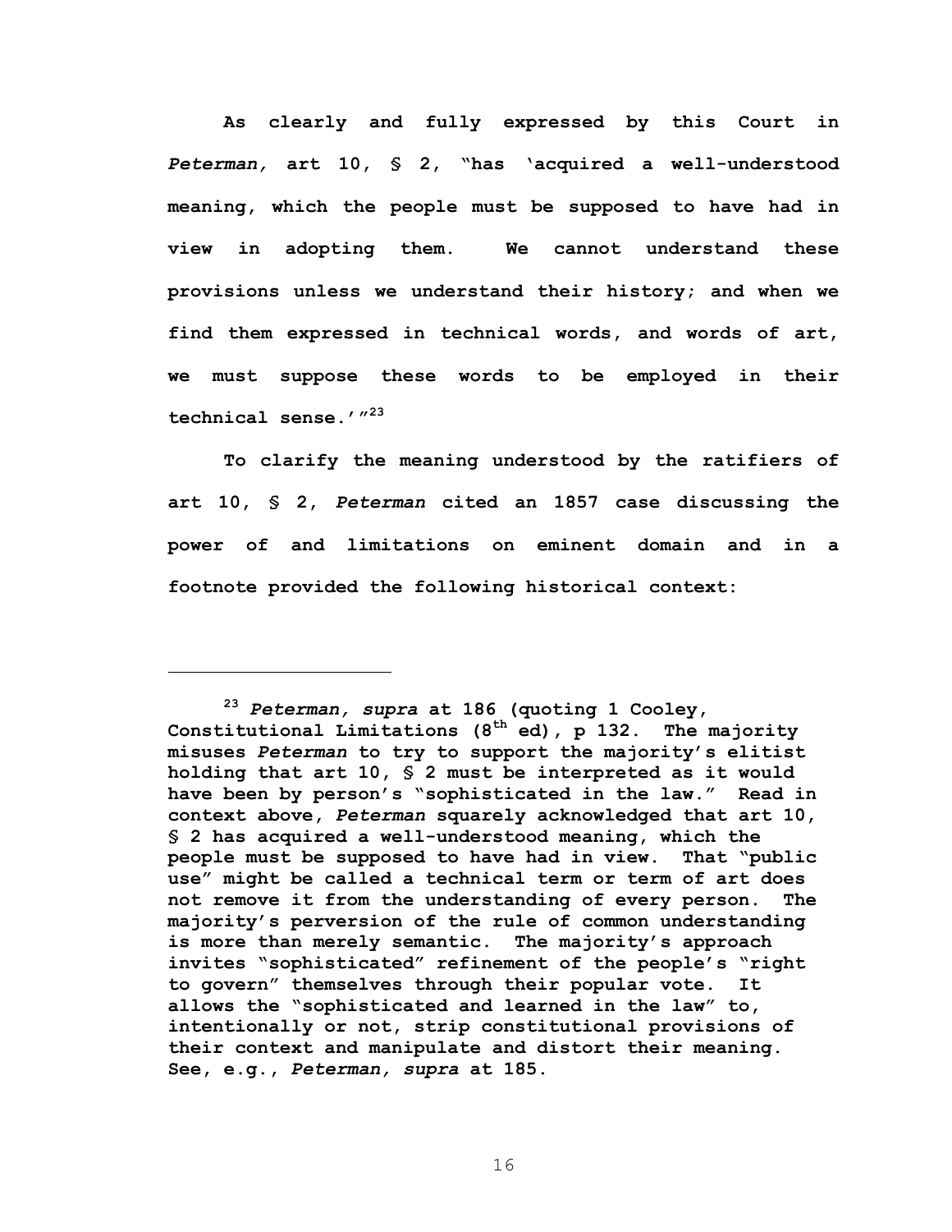**As clearly and fully expressed by this Court in *Peterman,* art 10, § 2, "has 'acquired a well-understood meaning, which the people must be supposed to have had in view in adopting them. We cannot understand these provisions unless we understand their history; and when we find them expressed in technical words, and words of art, we must suppose these words to be employed in their technical sense.'"[23]**

**To clarify the meaning understood by the ratifiers of art 10, § 2, *Peterman* cited an 1857 case discussing the power of and limitations on eminent domain and in a footnote provided the following historical context:**

---

**[23] *Peterman, supra* at 186 (quoting 1 Cooley, Constitutional Limitations (8th ed), p 132. The majority misuses *Peterman* to try to support the majority's elitist holding that art 10, § 2 must be interpreted as it would have been by person's "sophisticated in the law." Read in context above, *Peterman* squarely acknowledged that art 10, § 2 has acquired a well-understood meaning, which the people must be supposed to have had in view. That "public use" might be called a technical term or term of art does not remove it from the understanding of every person. The majority's perversion of the rule of common understanding is more than merely semantic. The majority's approach invites "sophisticated" refinement of the people's "right to govern" themselves through their popular vote. It allows the "sophisticated and learned in the law" to, intentionally or not, strip constitutional provisions of their context and manipulate and distort their meaning. See, e.g., *Peterman, supra* at 185.**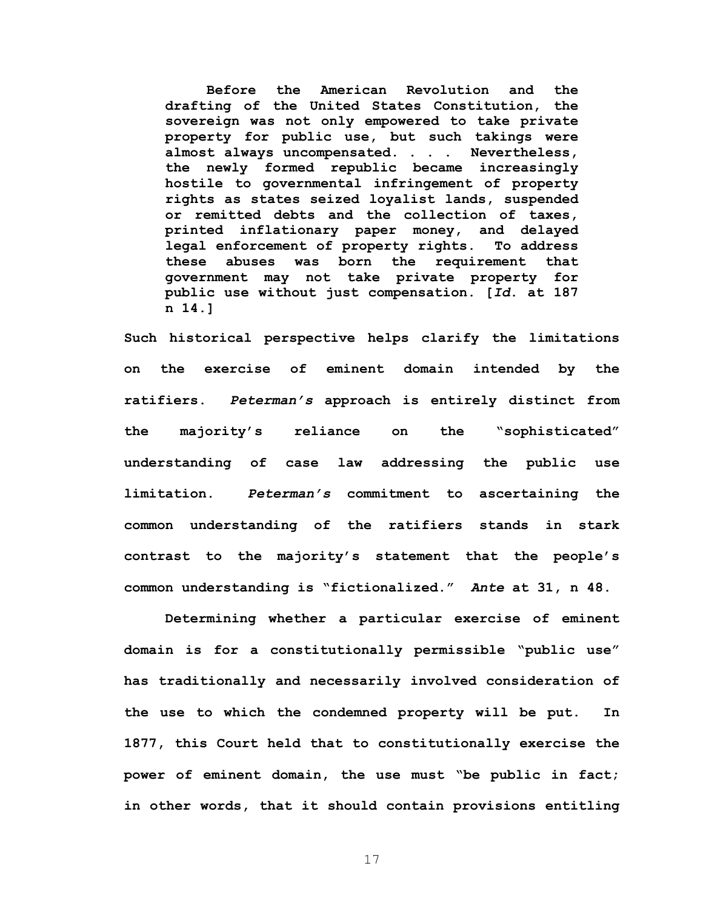> Before the American Revolution and the drafting of the United States Constitution, the sovereign was not only empowered to take private property for public use, but such takings were almost always uncompensated. . . . Nevertheless, the newly formed republic became increasingly hostile to governmental infringement of property rights as states seized loyalist lands, suspended or remitted debts and the collection of taxes, printed inflationary paper money, and delayed legal enforcement of property rights. To address these abuses was born the requirement that government may not take private property for public use without just compensation. [*Id.* at 187 n 14.]

Such historical perspective helps clarify the limitations on the exercise of eminent domain intended by the ratifiers. *Peterman's* approach is entirely distinct from the majority's reliance on the "sophisticated" understanding of case law addressing the public use limitation. *Peterman's* commitment to ascertaining the common understanding of the ratifiers stands in stark contrast to the majority's statement that the people's common understanding is "fictionalized." *Ante* at 31, n 48.

Determining whether a particular exercise of eminent domain is for a constitutionally permissible "public use" has traditionally and necessarily involved consideration of the use to which the condemned property will be put. In 1877, this Court held that to constitutionally exercise the power of eminent domain, the use must "be public in fact; in other words, that it should contain provisions entitling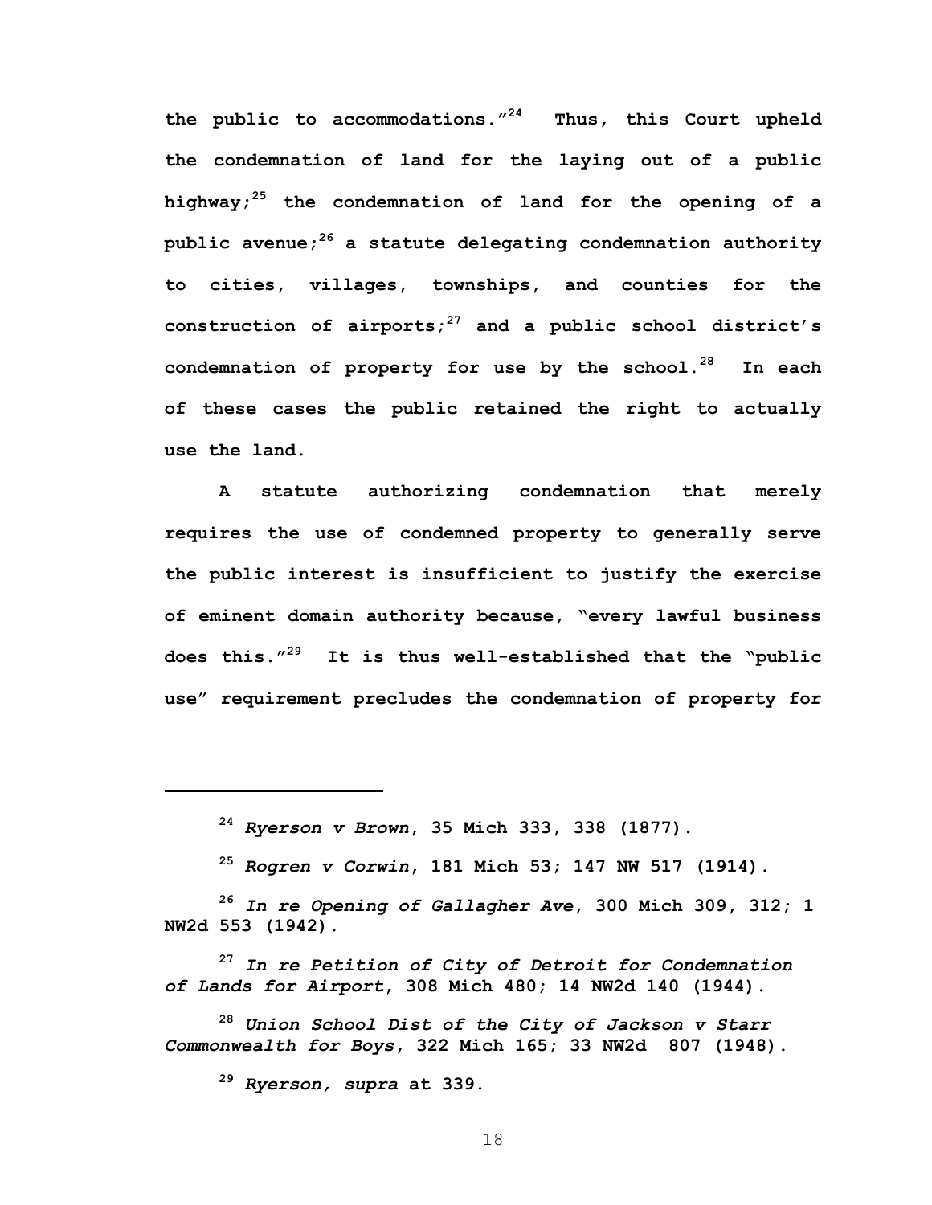the public to accommodations."[24] Thus, this Court upheld the condemnation of land for the laying out of a public highway;[25] the condemnation of land for the opening of a public avenue;[26] a statute delegating condemnation authority to cities, villages, townships, and counties for the construction of airports;[27] and a public school district's condemnation of property for use by the school.[28] In each of these cases the public retained the right to actually use the land.

A statute authorizing condemnation that merely requires the use of condemned property to generally serve the public interest is insufficient to justify the exercise of eminent domain authority because, "every lawful business does this."[29] It is thus well-established that the "public use" requirement precludes the condemnation of property for

---

[24] *Ryerson v Brown*, 35 Mich 333, 338 (1877).

[25] *Rogren v Corwin*, 181 Mich 53; 147 NW 517 (1914).

[26] *In re Opening of Gallagher Ave*, 300 Mich 309, 312; 1 NW2d 553 (1942).

[27] *In re Petition of City of Detroit for Condemnation of Lands for Airport*, 308 Mich 480; 14 NW2d 140 (1944).

[28] *Union School Dist of the City of Jackson v Starr Commonwealth for Boys*, 322 Mich 165; 33 NW2d 807 (1948).

[29] *Ryerson, supra* at 339.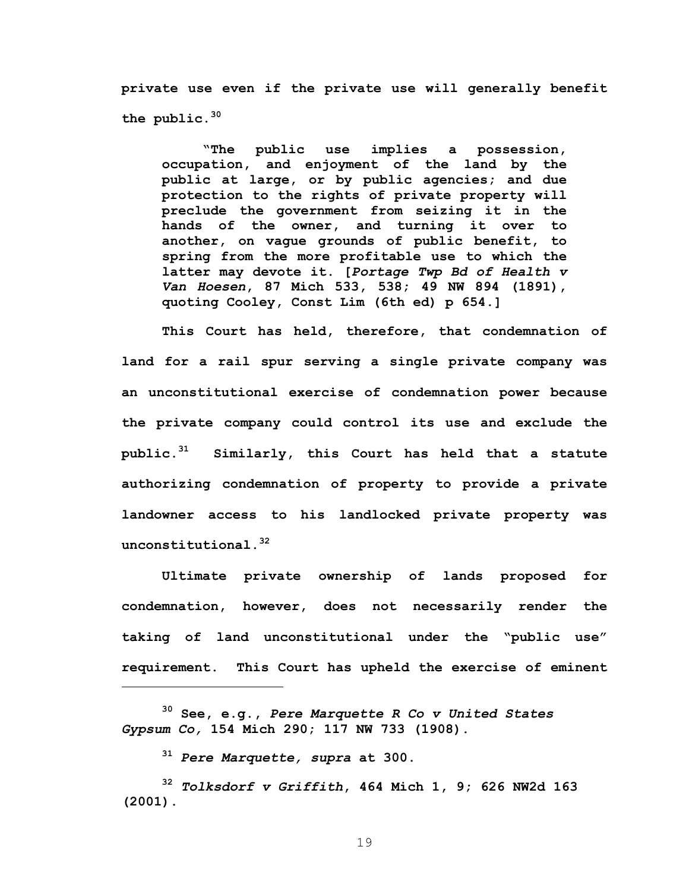**private use even if the private use will generally benefit the public.**[30]

> **"The public use implies a possession, occupation, and enjoyment of the land by the public at large, or by public agencies; and due protection to the rights of private property will preclude the government from seizing it in the hands of the owner, and turning it over to another, on vague grounds of public benefit, to spring from the more profitable use to which the latter may devote it. [*Portage Twp Bd of Health v Van Hoesen*, 87 Mich 533, 538; 49 NW 894 (1891), quoting Cooley, Const Lim (6th ed) p 654.]**

**This Court has held, therefore, that condemnation of land for a rail spur serving a single private company was an unconstitutional exercise of condemnation power because the private company could control its use and exclude the public.**[31] **Similarly, this Court has held that a statute authorizing condemnation of property to provide a private landowner access to his landlocked private property was unconstitutional.**[32]

**Ultimate private ownership of lands proposed for condemnation, however, does not necessarily render the taking of land unconstitutional under the "public use" requirement. This Court has upheld the exercise of eminent**

---

[30] **See, e.g.,** ***Pere Marquette R Co v United States Gypsum Co,*** **154 Mich 290; 117 NW 733 (1908).**

[31] ***Pere Marquette, supra*** **at 300.**

[32] ***Tolksdorf v Griffith*****, 464 Mich 1, 9; 626 NW2d 163 (2001).**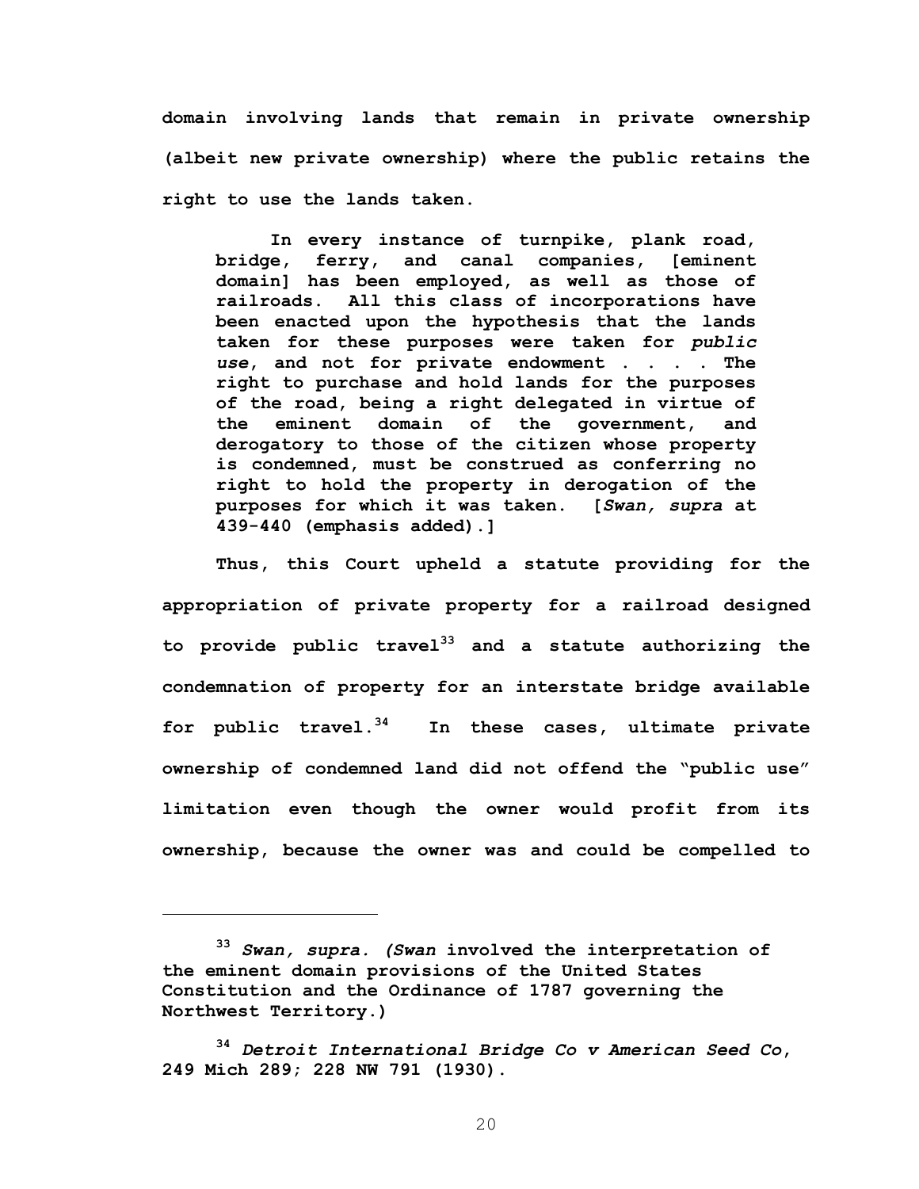**domain involving lands that remain in private ownership (albeit new private ownership) where the public retains the right to use the lands taken.**

> **In every instance of turnpike, plank road, bridge, ferry, and canal companies, [eminent domain] has been employed, as well as those of railroads. All this class of incorporations have been enacted upon the hypothesis that the lands taken for these purposes were taken for *public use*, and not for private endowment . . . . The right to purchase and hold lands for the purposes of the road, being a right delegated in virtue of the eminent domain of the government, and derogatory to those of the citizen whose property is condemned, must be construed as conferring no right to hold the property in derogation of the purposes for which it was taken. [*Swan, supra* at 439-440 (emphasis added).]**

**Thus, this Court upheld a statute providing for the appropriation of private property for a railroad designed to provide public travel[33] and a statute authorizing the condemnation of property for an interstate bridge available for public travel.[34] In these cases, ultimate private ownership of condemned land did not offend the "public use" limitation even though the owner would profit from its ownership, because the owner was and could be compelled to**

---

**[33] *Swan, supra. (Swan* involved the interpretation of the eminent domain provisions of the United States Constitution and the Ordinance of 1787 governing the Northwest Territory.)**

**[34] *Detroit International Bridge Co v American Seed Co*, 249 Mich 289; 228 NW 791 (1930).**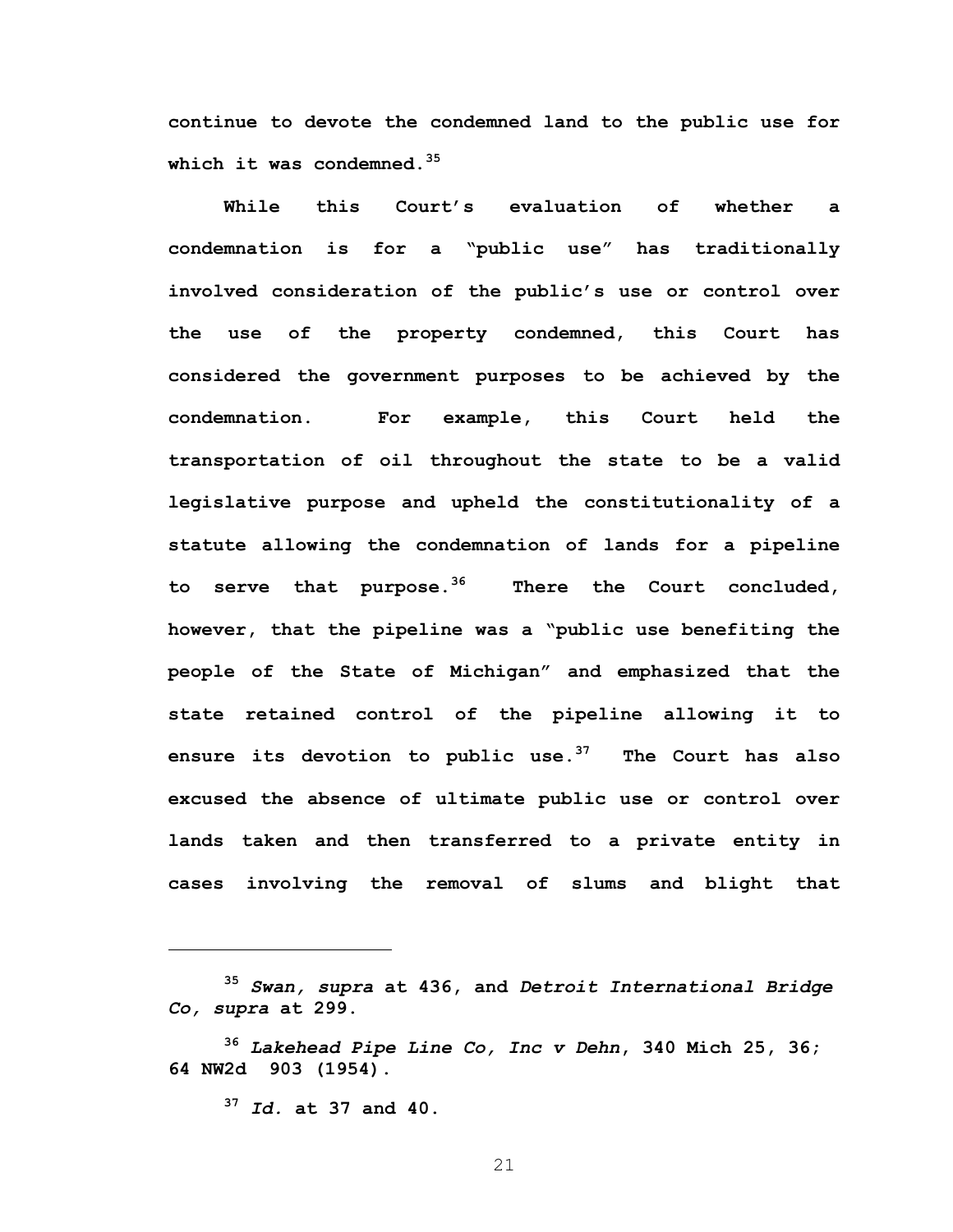**continue to devote the condemned land to the public use for which it was condemned.**[35]

**While this Court's evaluation of whether a condemnation is for a "public use" has traditionally involved consideration of the public's use or control over the use of the property condemned, this Court has considered the government purposes to be achieved by the condemnation. For example, this Court held the transportation of oil throughout the state to be a valid legislative purpose and upheld the constitutionality of a statute allowing the condemnation of lands for a pipeline to serve that purpose.**[36] **There the Court concluded, however, that the pipeline was a "public use benefiting the people of the State of Michigan" and emphasized that the state retained control of the pipeline allowing it to ensure its devotion to public use.**[37] **The Court has also excused the absence of ultimate public use or control over lands taken and then transferred to a private entity in cases involving the removal of slums and blight that**

---

[35] ***Swan, supra*** **at 436, and** ***Detroit International Bridge Co, supra*** **at 299.**

[36] ***Lakehead Pipe Line Co, Inc v Dehn*****, 340 Mich 25, 36; 64 NW2d 903 (1954).**

[37] ***Id.*** **at 37 and 40.**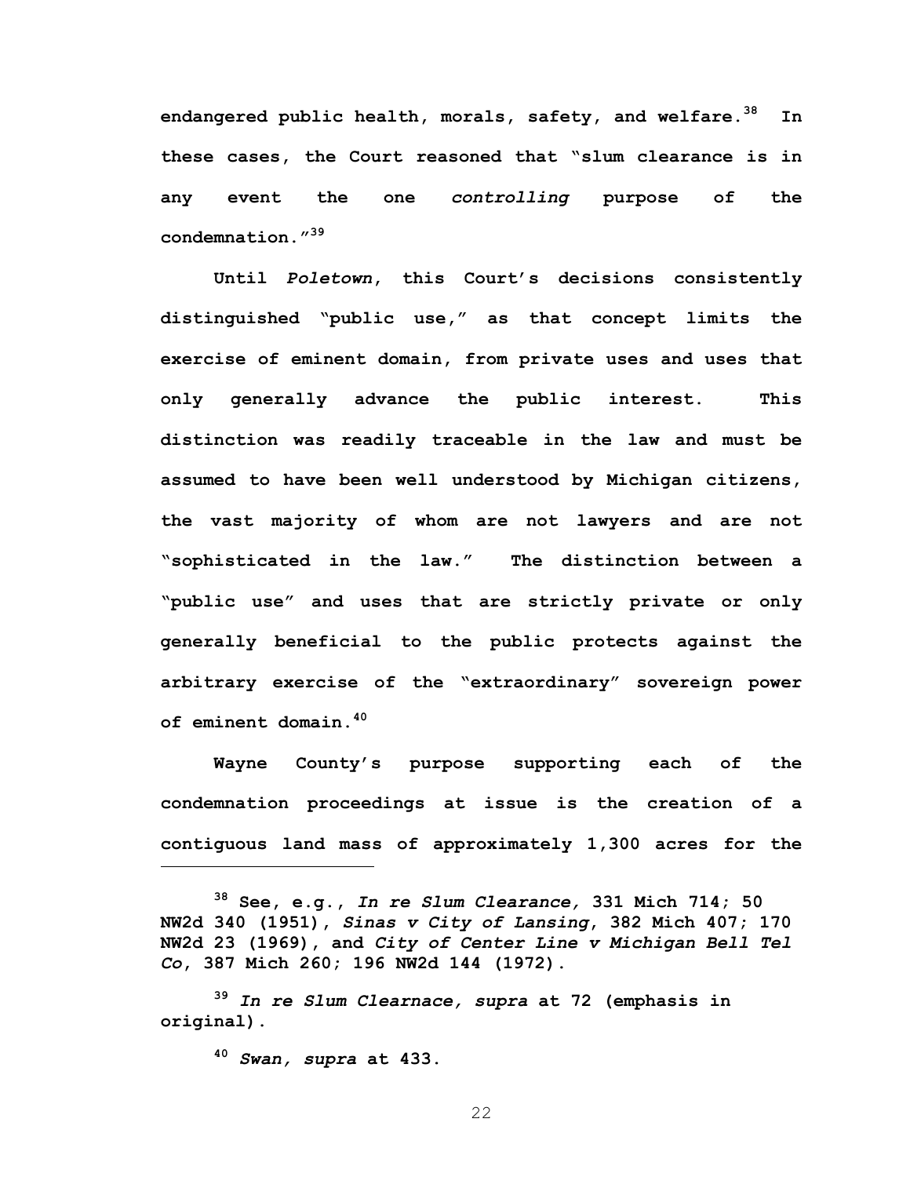**endangered public health, morals, safety, and welfare.[38] In these cases, the Court reasoned that "slum clearance is in any event the one *controlling* purpose of the condemnation."[39]**

**Until *Poletown*, this Court's decisions consistently distinguished "public use," as that concept limits the exercise of eminent domain, from private uses and uses that only generally advance the public interest. This distinction was readily traceable in the law and must be assumed to have been well understood by Michigan citizens, the vast majority of whom are not lawyers and are not "sophisticated in the law." The distinction between a "public use" and uses that are strictly private or only generally beneficial to the public protects against the arbitrary exercise of the "extraordinary" sovereign power of eminent domain.[40]**

**Wayne County's purpose supporting each of the condemnation proceedings at issue is the creation of a contiguous land mass of approximately 1,300 acres for the**

---

**[38] See, e.g., *In re Slum Clearance,* 331 Mich 714; 50 NW2d 340 (1951), *Sinas v City of Lansing*, 382 Mich 407; 170 NW2d 23 (1969), and *City of Center Line v Michigan Bell Tel Co*, 387 Mich 260; 196 NW2d 144 (1972).**

**[39] *In re Slum Clearnace, supra* at 72 (emphasis in original).**

**[40] *Swan, supra* at 433.**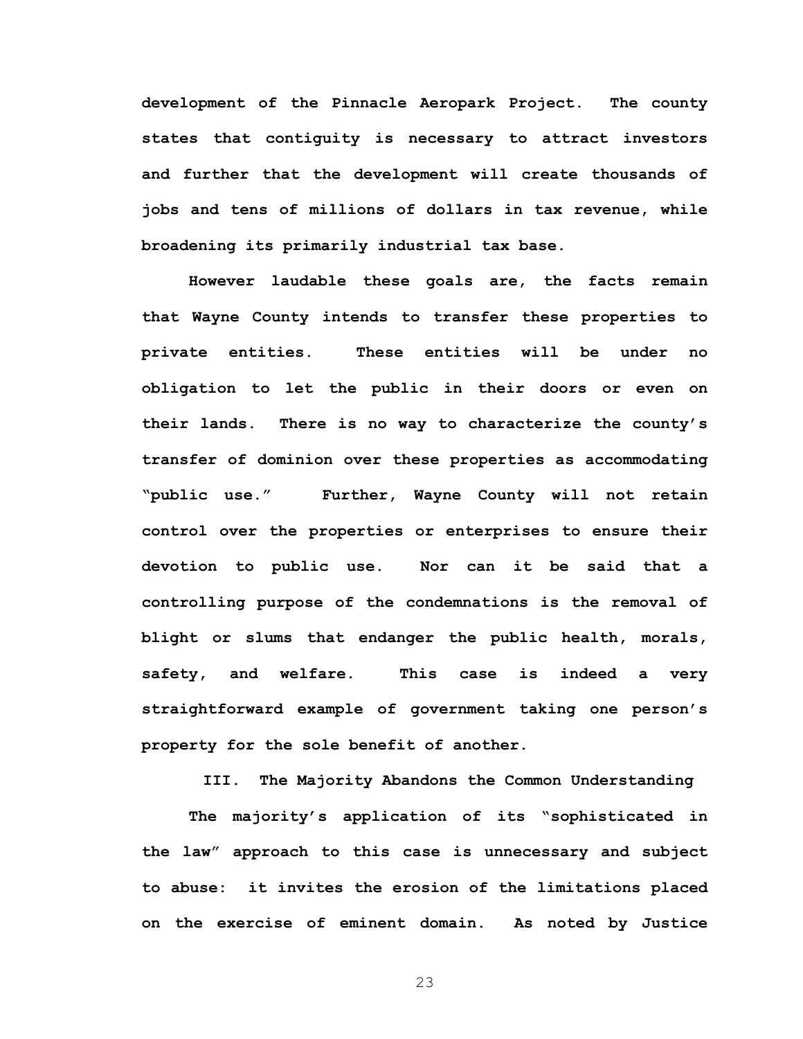development of the Pinnacle Aeropark Project. The county states that contiguity is necessary to attract investors and further that the development will create thousands of jobs and tens of millions of dollars in tax revenue, while broadening its primarily industrial tax base.

However laudable these goals are, the facts remain that Wayne County intends to transfer these properties to private entities. These entities will be under no obligation to let the public in their doors or even on their lands. There is no way to characterize the county's transfer of dominion over these properties as accommodating "public use." Further, Wayne County will not retain control over the properties or enterprises to ensure their devotion to public use. Nor can it be said that a controlling purpose of the condemnations is the removal of blight or slums that endanger the public health, morals, safety, and welfare. This case is indeed a very straightforward example of government taking one person's property for the sole benefit of another.

### III. The Majority Abandons the Common Understanding

The majority's application of its "sophisticated in the law" approach to this case is unnecessary and subject to abuse: it invites the erosion of the limitations placed on the exercise of eminent domain. As noted by Justice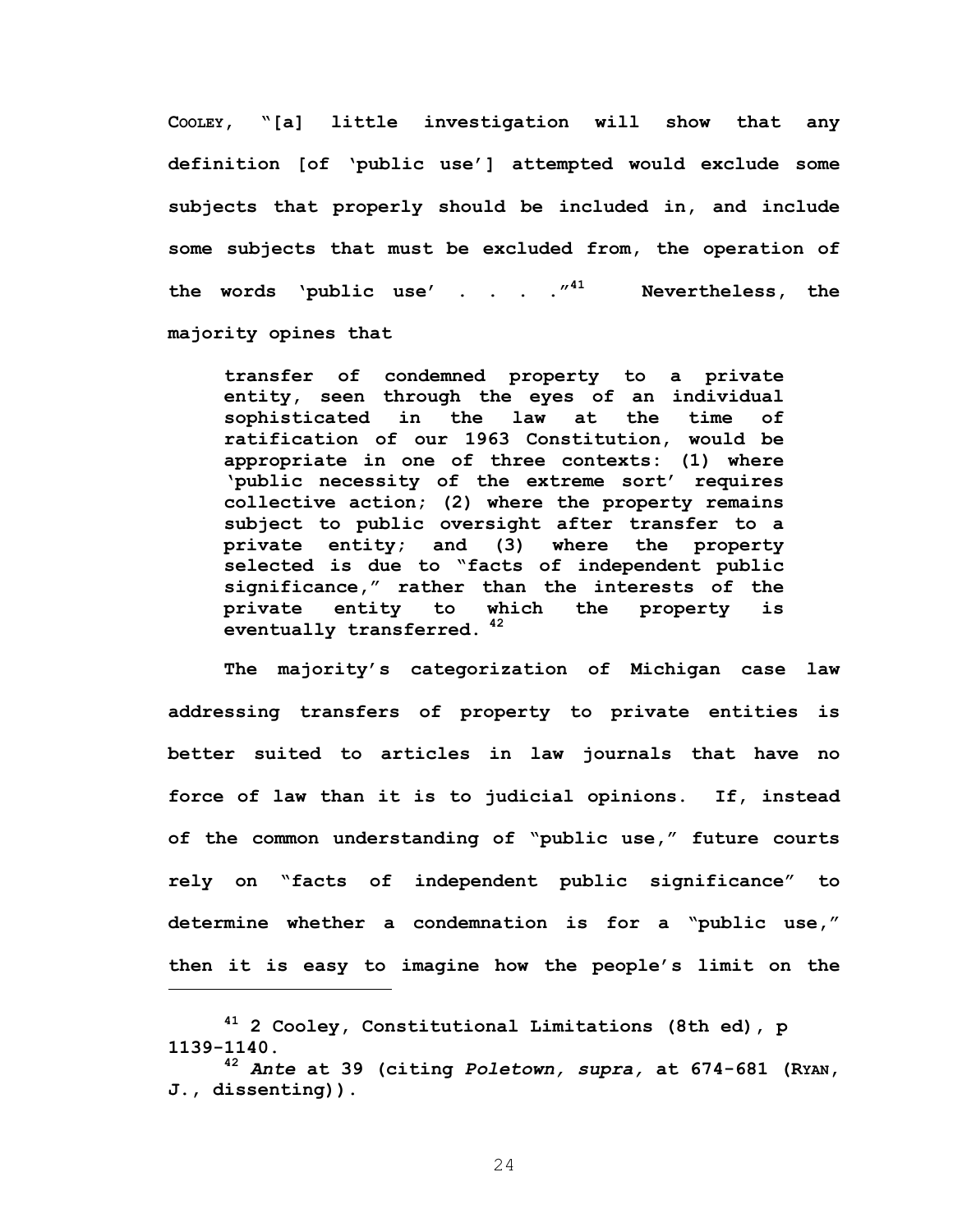COOLEY, "[a] little investigation will show that any definition [of 'public use'] attempted would exclude some subjects that properly should be included in, and include some subjects that must be excluded from, the operation of the words 'public use' . . . ."[41] Nevertheless, the majority opines that

> transfer of condemned property to a private entity, seen through the eyes of an individual sophisticated in the law at the time of ratification of our 1963 Constitution, would be appropriate in one of three contexts: (1) where 'public necessity of the extreme sort' requires collective action; (2) where the property remains subject to public oversight after transfer to a private entity; and (3) where the property selected is due to "facts of independent public significance," rather than the interests of the private entity to which the property is eventually transferred.[42]

The majority's categorization of Michigan case law addressing transfers of property to private entities is better suited to articles in law journals that have no force of law than it is to judicial opinions. If, instead of the common understanding of "public use," future courts rely on "facts of independent public significance" to determine whether a condemnation is for a "public use," then it is easy to imagine how the people's limit on the

---

[41] 2 Cooley, Constitutional Limitations (8th ed), p 1139-1140.

[42] *Ante* at 39 (citing *Poletown, supra,* at 674-681 (RYAN, J., dissenting)).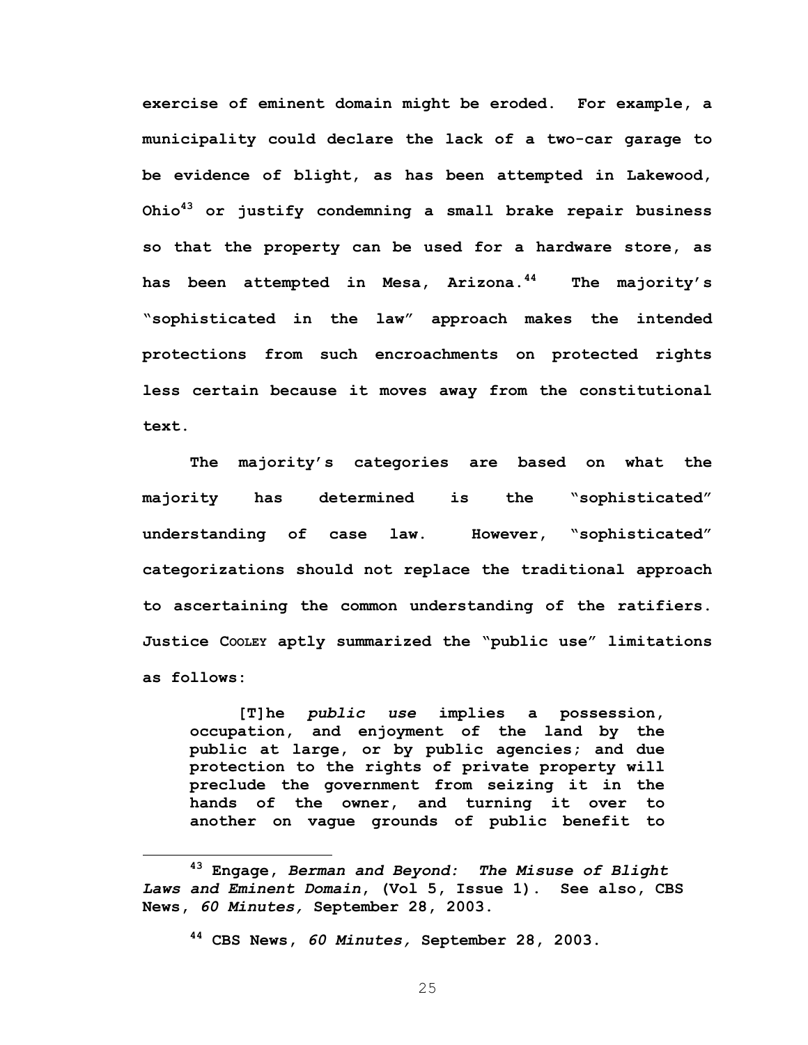**exercise of eminent domain might be eroded. For example, a municipality could declare the lack of a two-car garage to be evidence of blight, as has been attempted in Lakewood, Ohio[43] or justify condemning a small brake repair business so that the property can be used for a hardware store, as has been attempted in Mesa, Arizona.[44] The majority's "sophisticated in the law" approach makes the intended protections from such encroachments on protected rights less certain because it moves away from the constitutional text.**

**The majority's categories are based on what the majority has determined is the "sophisticated" understanding of case law. However, "sophisticated" categorizations should not replace the traditional approach to ascertaining the common understanding of the ratifiers. Justice COOLEY aptly summarized the "public use" limitations as follows:**

> **[T]he *public use* implies a possession, occupation, and enjoyment of the land by the public at large, or by public agencies; and due protection to the rights of private property will preclude the government from seizing it in the hands of the owner, and turning it over to another on vague grounds of public benefit to**

---

**[43] Engage, *Berman and Beyond: The Misuse of Blight Laws and Eminent Domain*, (Vol 5, Issue 1). See also, CBS News, *60 Minutes,* September 28, 2003.**

**[44] CBS News, *60 Minutes,* September 28, 2003.**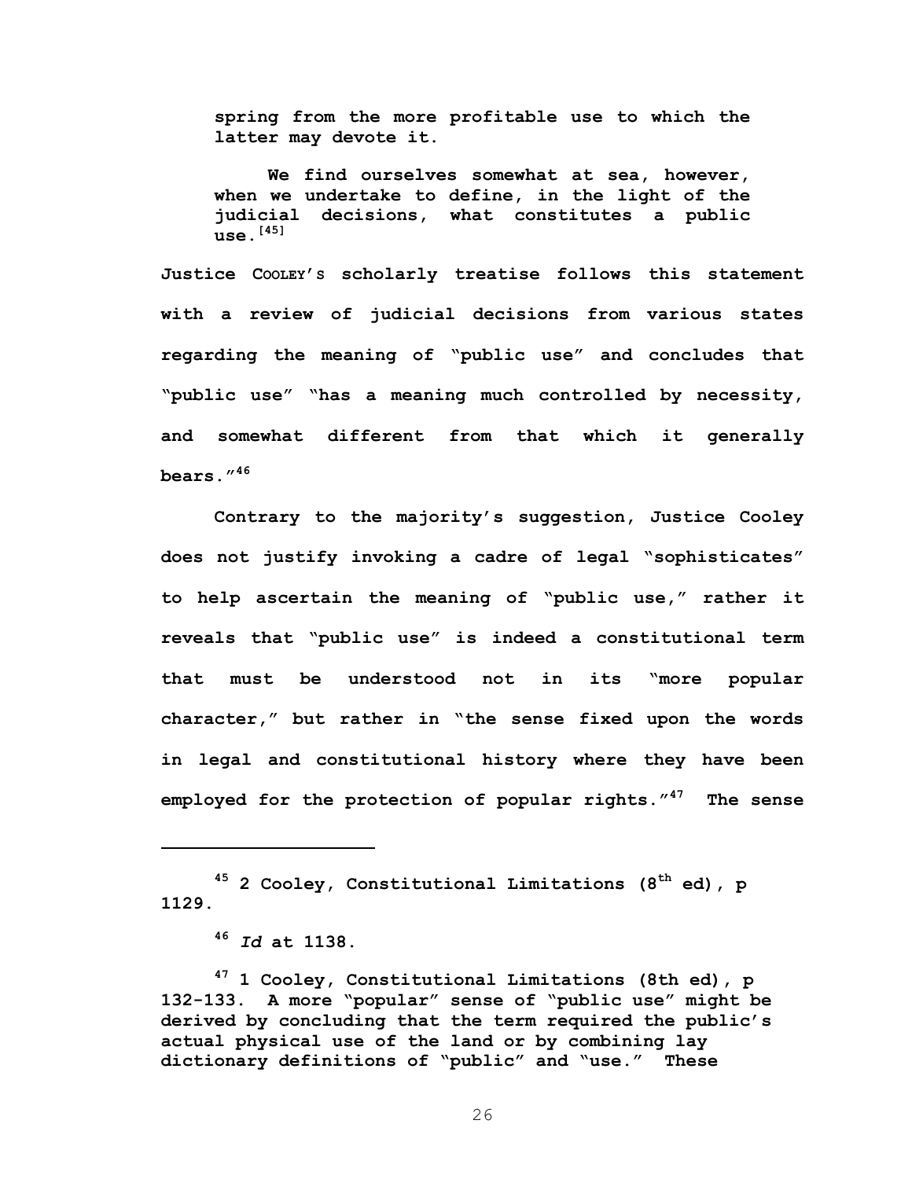> **spring from the more profitable use to which the latter may devote it.**
>
> **We find ourselves somewhat at sea, however, when we undertake to define, in the light of the judicial decisions, what constitutes a public use.[45]**

**Justice COOLEY'S scholarly treatise follows this statement with a review of judicial decisions from various states regarding the meaning of "public use" and concludes that "public use" "has a meaning much controlled by necessity, and somewhat different from that which it generally bears."[46]**

**Contrary to the majority's suggestion, Justice Cooley does not justify invoking a cadre of legal "sophisticates" to help ascertain the meaning of "public use," rather it reveals that "public use" is indeed a constitutional term that must be understood not in its "more popular character," but rather in "the sense fixed upon the words in legal and constitutional history where they have been employed for the protection of popular rights."[47] The sense**

---

**[45] 2 Cooley, Constitutional Limitations (8th ed), p 1129.**

**[46] *Id* at 1138.**

**[47] 1 Cooley, Constitutional Limitations (8th ed), p 132-133. A more "popular" sense of "public use" might be derived by concluding that the term required the public's actual physical use of the land or by combining lay dictionary definitions of "public" and "use." These**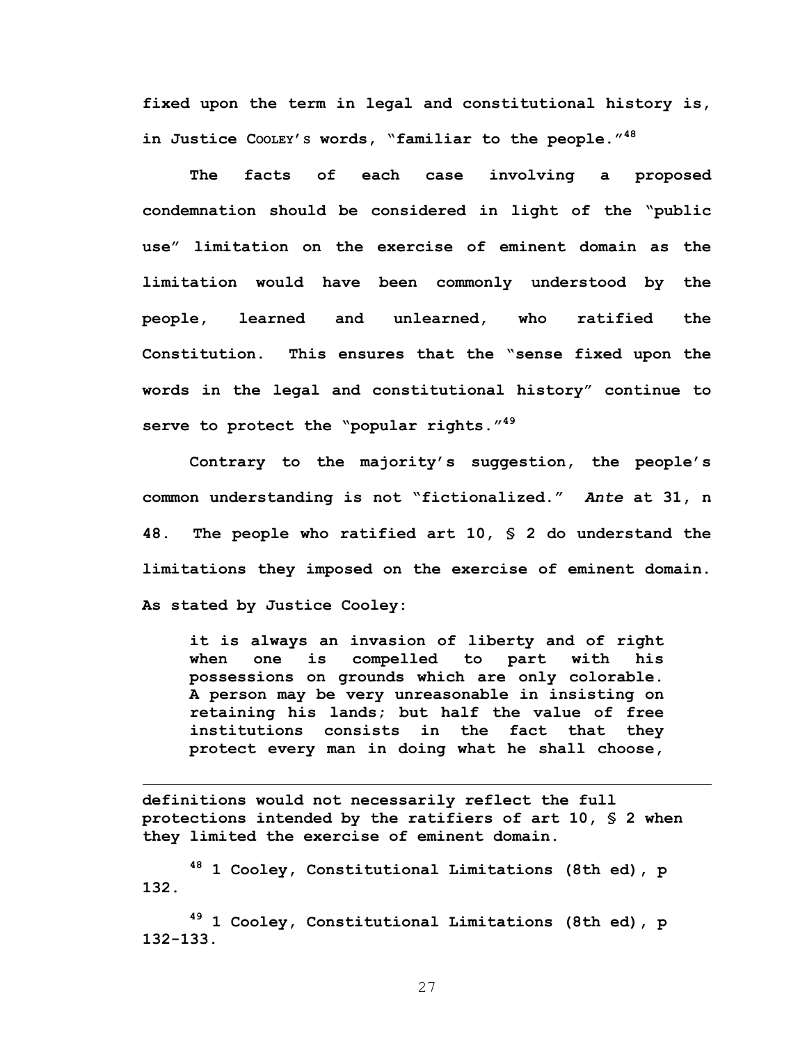**fixed upon the term in legal and constitutional history is, in Justice COOLEY's words, "familiar to the people."[48]**

**The facts of each case involving a proposed condemnation should be considered in light of the "public use" limitation on the exercise of eminent domain as the limitation would have been commonly understood by the people, learned and unlearned, who ratified the Constitution. This ensures that the "sense fixed upon the words in the legal and constitutional history" continue to serve to protect the "popular rights."[49]**

**Contrary to the majority's suggestion, the people's common understanding is not "fictionalized."** ***Ante*** **at 31, n 48. The people who ratified art 10, § 2 do understand the limitations they imposed on the exercise of eminent domain. As stated by Justice Cooley:**

> **it is always an invasion of liberty and of right when one is compelled to part with his possessions on grounds which are only colorable. A person may be very unreasonable in insisting on retaining his lands; but half the value of free institutions consists in the fact that they protect every man in doing what he shall choose,**

---

**definitions would not necessarily reflect the full protections intended by the ratifiers of art 10, § 2 when they limited the exercise of eminent domain.**

**[48] 1 Cooley, Constitutional Limitations (8th ed), p 132.**

**[49] 1 Cooley, Constitutional Limitations (8th ed), p 132-133.**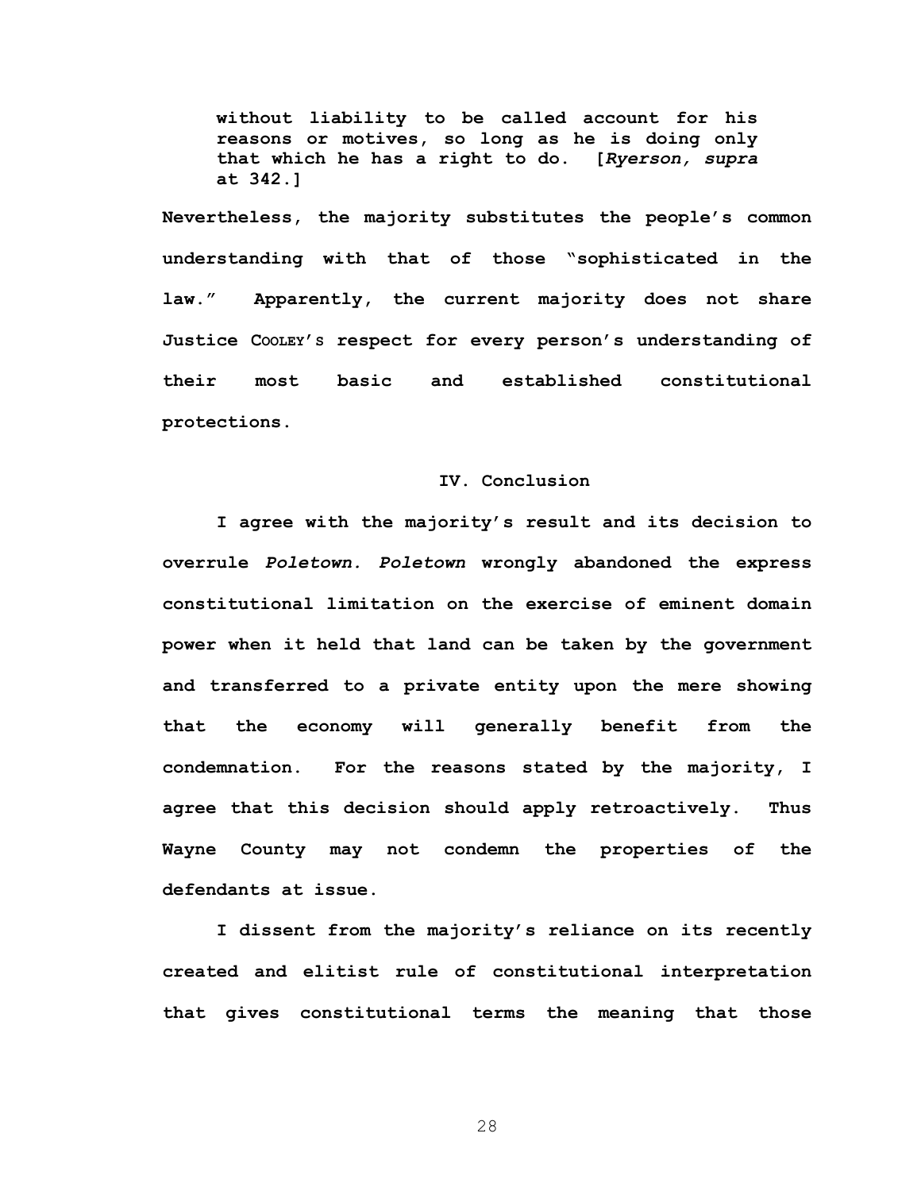> **without liability to be called account for his reasons or motives, so long as he is doing only that which he has a right to do. [*Ryerson, supra* at 342.]**

**Nevertheless, the majority substitutes the people's common understanding with that of those "sophisticated in the law." Apparently, the current majority does not share Justice COOLEY'S respect for every person's understanding of their most basic and established constitutional protections.**

**IV. Conclusion**

**I agree with the majority's result and its decision to overrule *Poletown. Poletown* wrongly abandoned the express constitutional limitation on the exercise of eminent domain power when it held that land can be taken by the government and transferred to a private entity upon the mere showing that the economy will generally benefit from the condemnation. For the reasons stated by the majority, I agree that this decision should apply retroactively. Thus Wayne County may not condemn the properties of the defendants at issue.**

**I dissent from the majority's reliance on its recently created and elitist rule of constitutional interpretation that gives constitutional terms the meaning that those**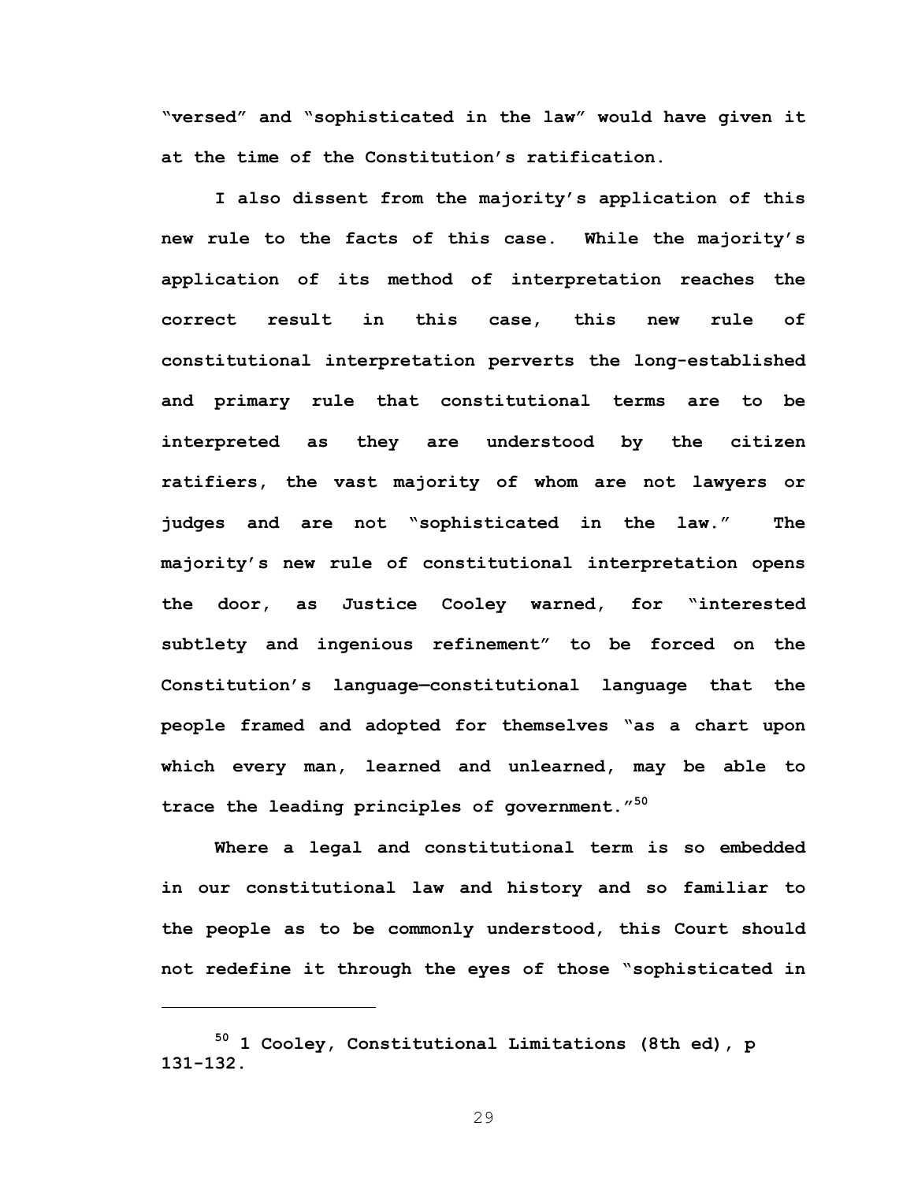"versed" and "sophisticated in the law" would have given it at the time of the Constitution's ratification.

I also dissent from the majority's application of this new rule to the facts of this case. While the majority's application of its method of interpretation reaches the correct result in this case, this new rule of constitutional interpretation perverts the long-established and primary rule that constitutional terms are to be interpreted as they are understood by the citizen ratifiers, the vast majority of whom are not lawyers or judges and are not "sophisticated in the law." The majority's new rule of constitutional interpretation opens the door, as Justice Cooley warned, for "interested subtlety and ingenious refinement" to be forced on the Constitution's language—constitutional language that the people framed and adopted for themselves "as a chart upon which every man, learned and unlearned, may be able to trace the leading principles of government."[50]

Where a legal and constitutional term is so embedded in our constitutional law and history and so familiar to the people as to be commonly understood, this Court should not redefine it through the eyes of those "sophisticated in

---

[50] 1 Cooley, Constitutional Limitations (8th ed), p 131-132.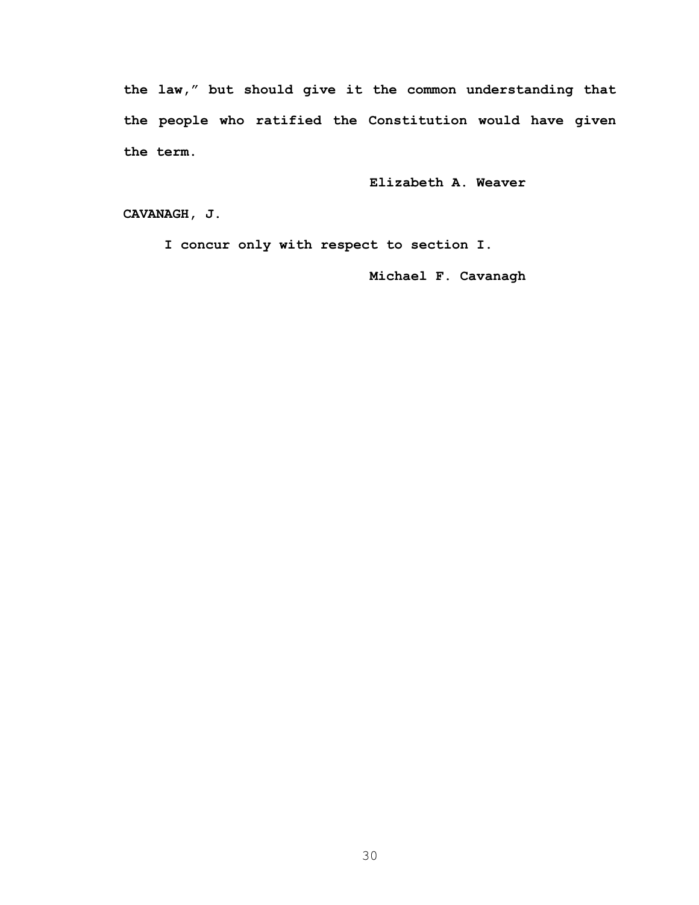**the law," but should give it the common understanding that the people who ratified the Constitution would have given the term.**

**Elizabeth A. Weaver**

**CAVANAGH, J.**

**I concur only with respect to section I.**

**Michael F. Cavanagh**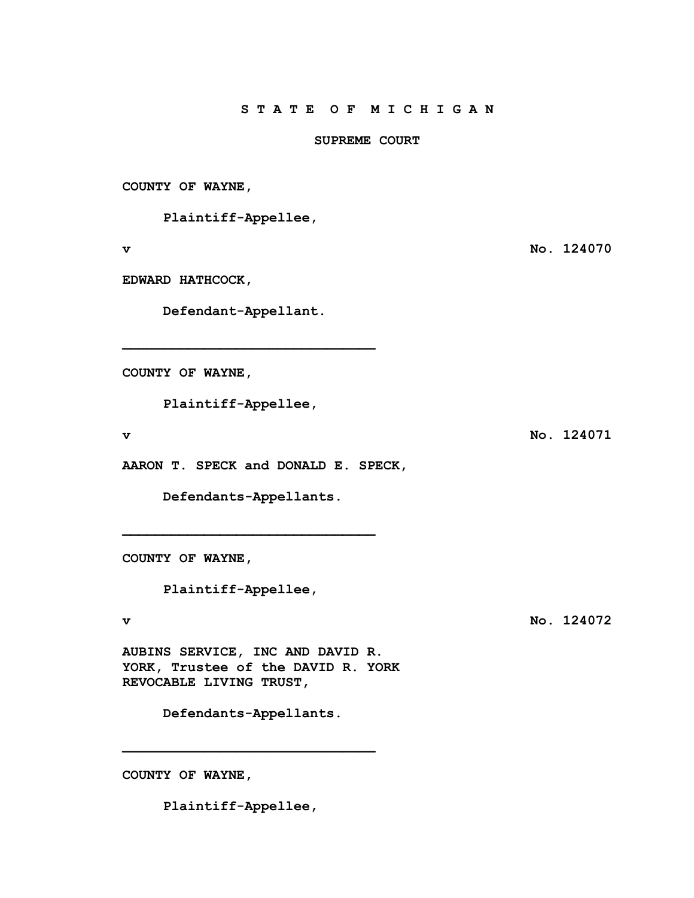**S T A T E O F M I C H I G A N**

**SUPREME COURT**

**COUNTY OF WAYNE,**

**Plaintiff-Appellee,**

**v** **No. 124070**

**EDWARD HATHCOCK,**

**Defendant-Appellant.**

---

**COUNTY OF WAYNE,**

**Plaintiff-Appellee,**

**v** **No. 124071**

**AARON T. SPECK and DONALD E. SPECK,**

**Defendants-Appellants.**

---

**COUNTY OF WAYNE,**

**Plaintiff-Appellee,**

**v** **No. 124072**

**AUBINS SERVICE, INC AND DAVID R. YORK, Trustee of the DAVID R. YORK REVOCABLE LIVING TRUST,**

**Defendants-Appellants.**

---

**COUNTY OF WAYNE,**

**Plaintiff-Appellee,**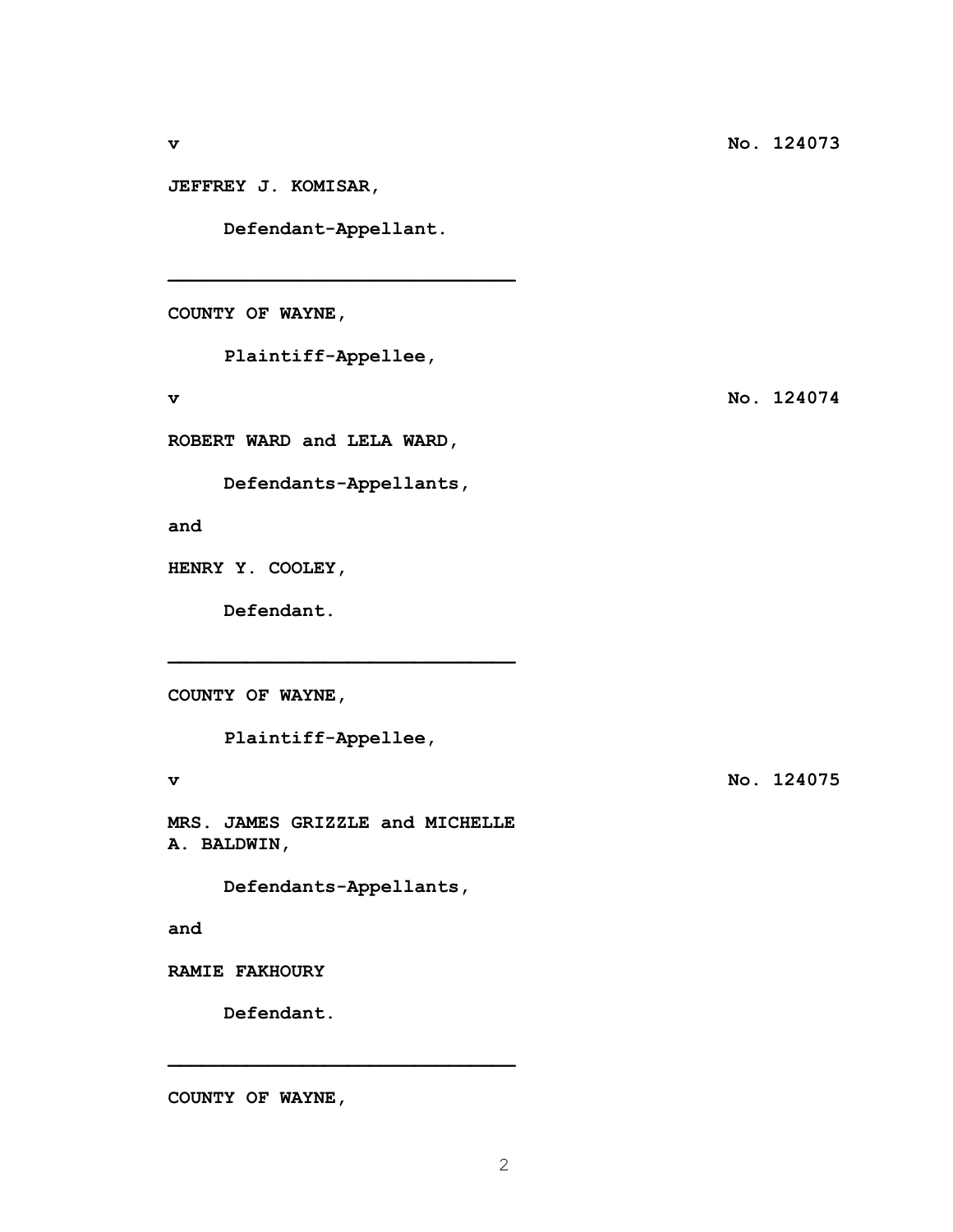**v** **No. 124073**

**JEFFREY J. KOMISAR,**

**Defendant-Appellant.**

---

**COUNTY OF WAYNE,**

**Plaintiff-Appellee,**

**v** **No. 124074**

**ROBERT WARD and LELA WARD,**

**Defendants-Appellants,**

**and**

**HENRY Y. COOLEY,**

**Defendant.**

---

**COUNTY OF WAYNE,**

**Plaintiff-Appellee,**

**v** **No. 124075**

**MRS. JAMES GRIZZLE and MICHELLE A. BALDWIN,**

**Defendants-Appellants,**

**and**

**RAMIE FAKHOURY**

**Defendant.**

---

**COUNTY OF WAYNE,**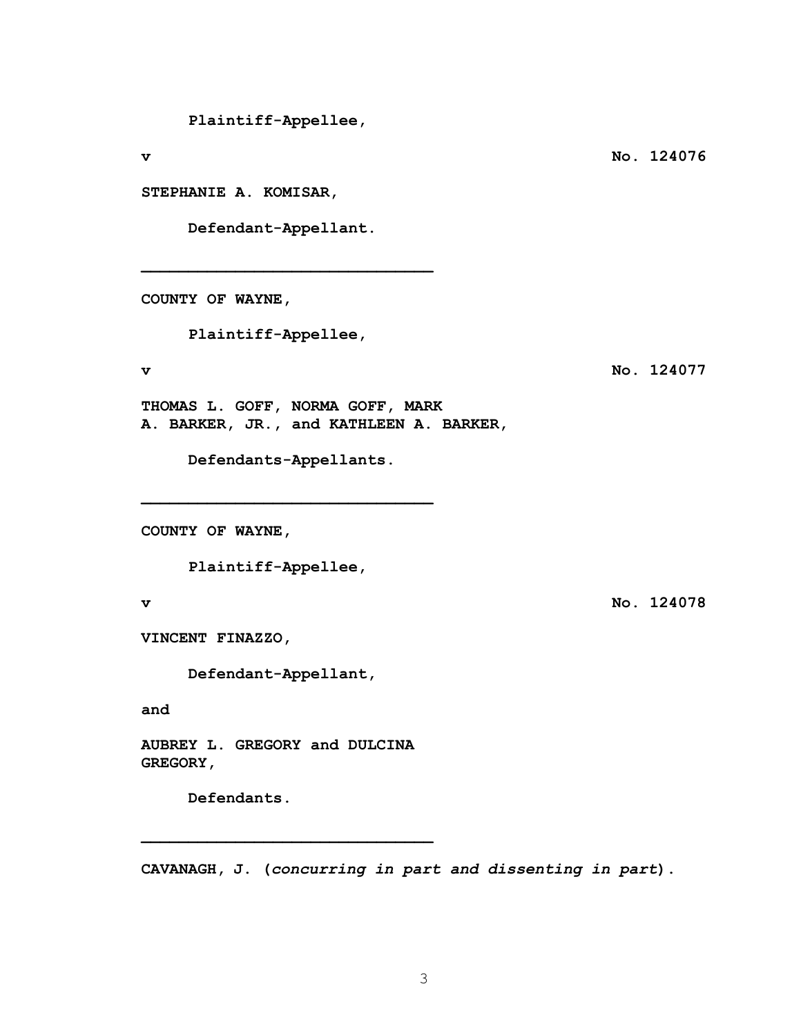**Plaintiff-Appellee,**

**v** **No. 124076**

**STEPHANIE A. KOMISAR,**

**Defendant-Appellant.**

______________________________

**COUNTY OF WAYNE,**

**Plaintiff-Appellee,**

**v** **No. 124077**

**THOMAS L. GOFF, NORMA GOFF, MARK A. BARKER, JR., and KATHLEEN A. BARKER,**

**Defendants-Appellants.**

______________________________

**COUNTY OF WAYNE,**

**Plaintiff-Appellee,**

**v** **No. 124078**

**VINCENT FINAZZO,**

**Defendant-Appellant,**

**and**

**AUBREY L. GREGORY and DULCINA GREGORY,**

**Defendants.**

______________________________

**CAVANAGH, J. (*concurring in part and dissenting in part*).**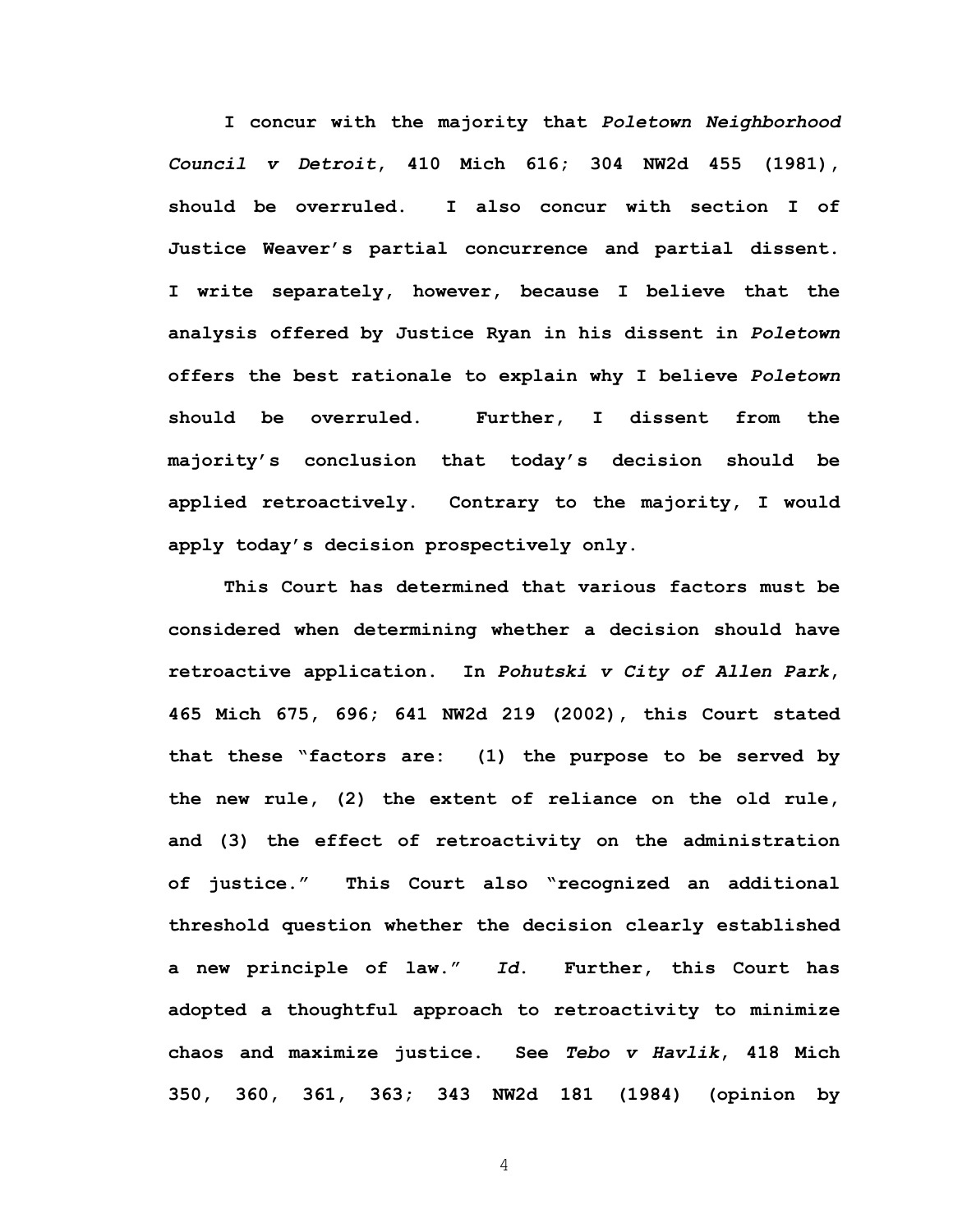I concur with the majority that *Poletown Neighborhood Council v Detroit*, 410 Mich 616; 304 NW2d 455 (1981), should be overruled. I also concur with section I of Justice Weaver's partial concurrence and partial dissent. I write separately, however, because I believe that the analysis offered by Justice Ryan in his dissent in *Poletown* offers the best rationale to explain why I believe *Poletown* should be overruled. Further, I dissent from the majority's conclusion that today's decision should be applied retroactively. Contrary to the majority, I would apply today's decision prospectively only.

This Court has determined that various factors must be considered when determining whether a decision should have retroactive application. In *Pohutski v City of Allen Park*, 465 Mich 675, 696; 641 NW2d 219 (2002), this Court stated that these "factors are: (1) the purpose to be served by the new rule, (2) the extent of reliance on the old rule, and (3) the effect of retroactivity on the administration of justice." This Court also "recognized an additional threshold question whether the decision clearly established a new principle of law." *Id*. Further, this Court has adopted a thoughtful approach to retroactivity to minimize chaos and maximize justice. See *Tebo v Havlik*, 418 Mich 350, 360, 361, 363; 343 NW2d 181 (1984) (opinion by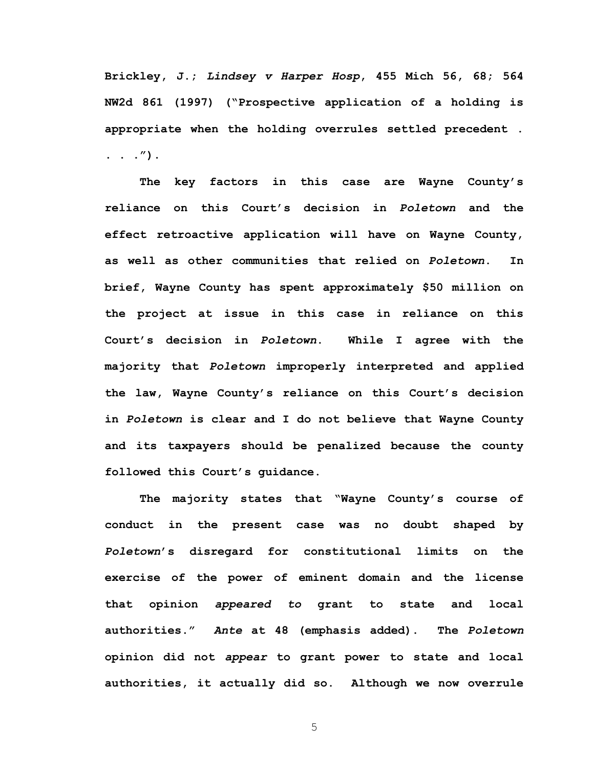Brickley, J.; *Lindsey v Harper Hosp*, 455 Mich 56, 68; 564 NW2d 861 (1997) ("Prospective application of a holding is appropriate when the holding overrules settled precedent . . . .").

The key factors in this case are Wayne County's reliance on this Court's decision in *Poletown* and the effect retroactive application will have on Wayne County, as well as other communities that relied on *Poletown*. In brief, Wayne County has spent approximately $50 million on the project at issue in this case in reliance on this Court's decision in *Poletown*. While I agree with the majority that *Poletown* improperly interpreted and applied the law, Wayne County's reliance on this Court's decision in *Poletown* is clear and I do not believe that Wayne County and its taxpayers should be penalized because the county followed this Court's guidance.

The majority states that "Wayne County's course of conduct in the present case was no doubt shaped by *Poletown*'s disregard for constitutional limits on the exercise of the power of eminent domain and the license that opinion *appeared to* grant to state and local authorities." *Ante* at 48 (emphasis added). The *Poletown* opinion did not *appear* to grant power to state and local authorities, it actually did so. Although we now overrule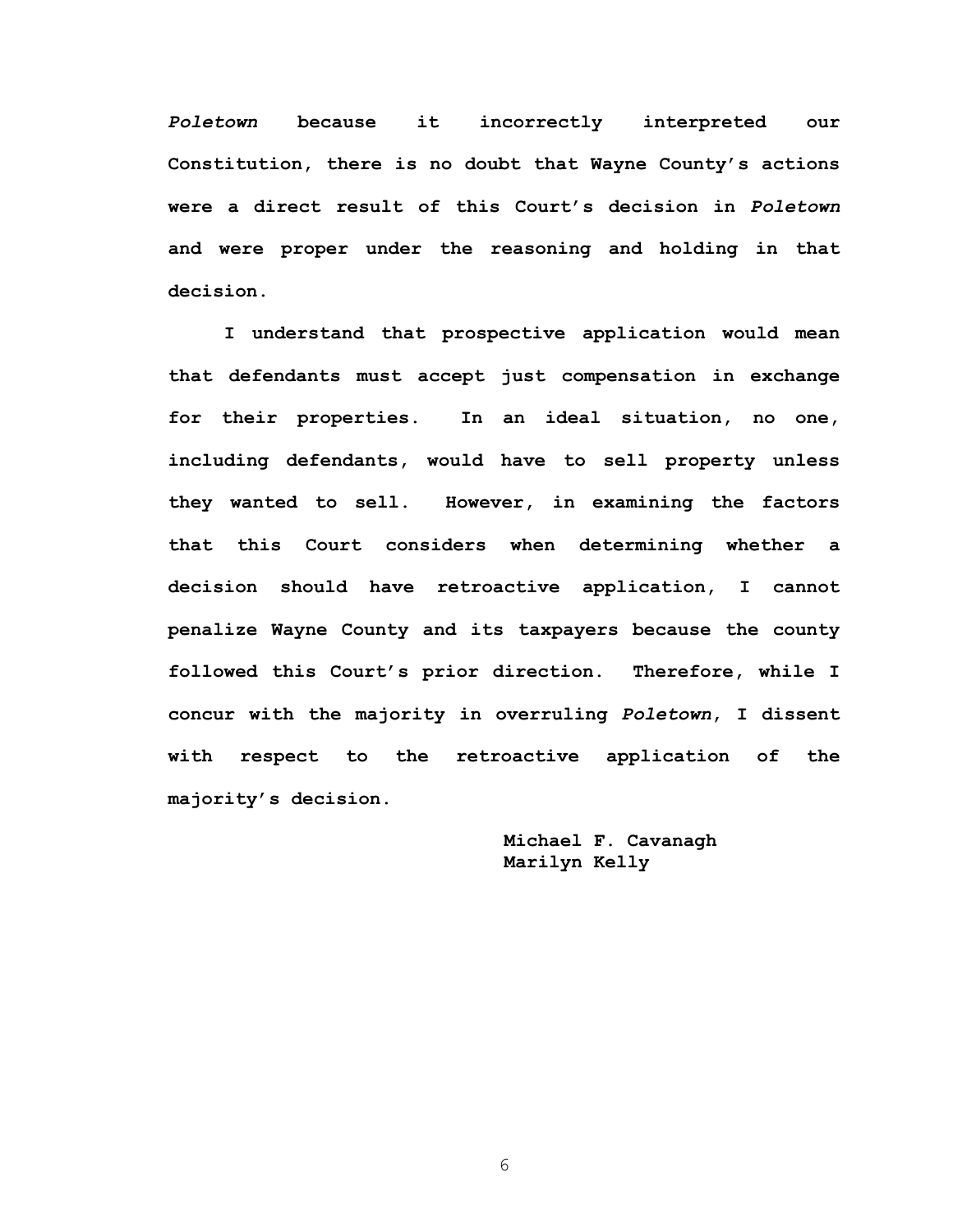*Poletown* because it incorrectly interpreted our Constitution, there is no doubt that Wayne County's actions were a direct result of this Court's decision in *Poletown* and were proper under the reasoning and holding in that decision.

I understand that prospective application would mean that defendants must accept just compensation in exchange for their properties. In an ideal situation, no one, including defendants, would have to sell property unless they wanted to sell. However, in examining the factors that this Court considers when determining whether a decision should have retroactive application, I cannot penalize Wayne County and its taxpayers because the county followed this Court's prior direction. Therefore, while I concur with the majority in overruling *Poletown*, I dissent with respect to the retroactive application of the majority's decision.

Michael F. Cavanagh
Marilyn Kelly